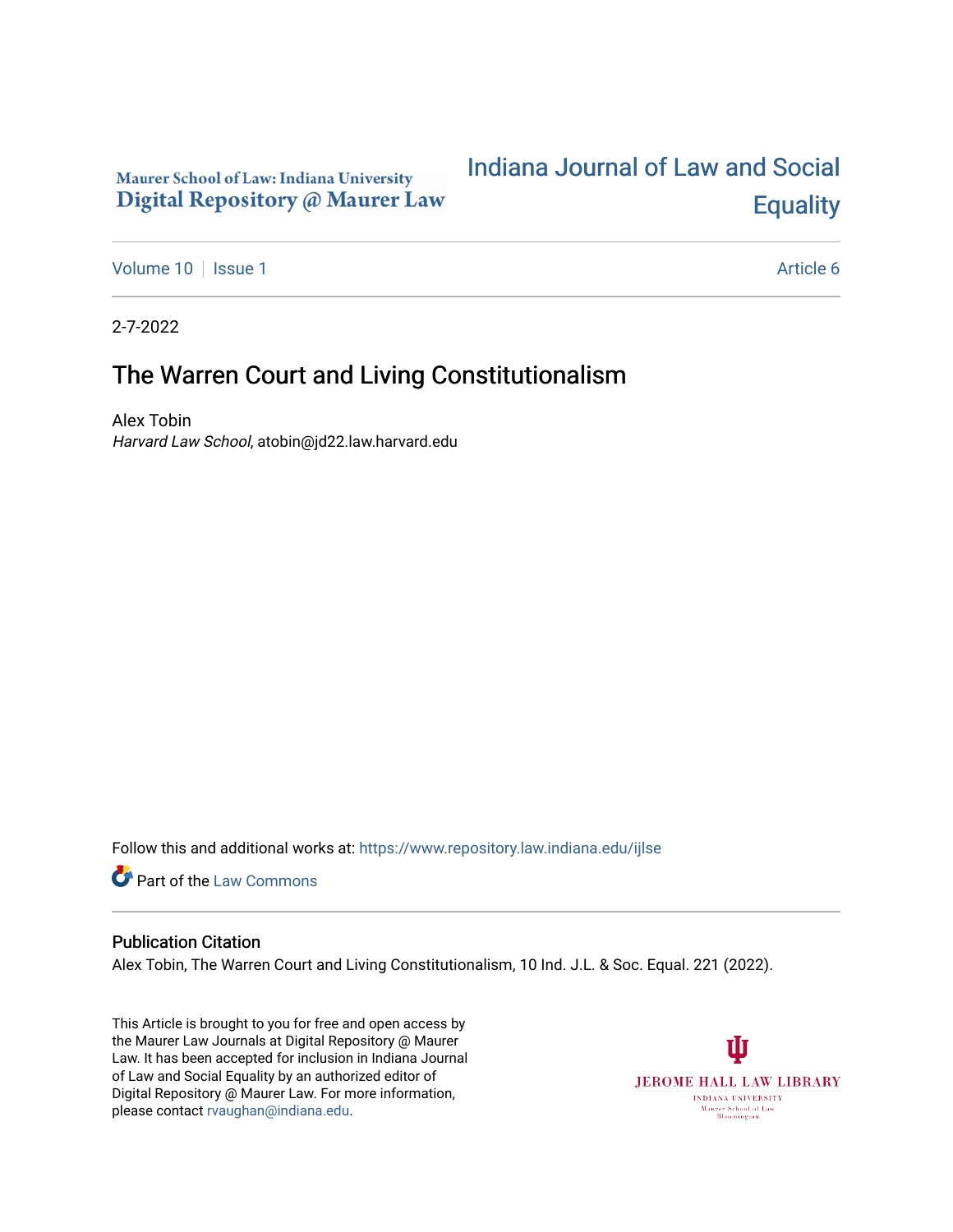Maurer School of Law: Indiana University
Digital Repository @ Maurer Law

Indiana Journal of Law and Social Equality

Volume 10 | Issue 1 | Article 6

2-7-2022

# The Warren Court and Living Constitutionalism

Alex Tobin
*Harvard Law School*, atobin@jd22.law.harvard.edu

Follow this and additional works at: https://www.repository.law.indiana.edu/ijlse

Part of the Law Commons

## Publication Citation

Alex Tobin, The Warren Court and Living Constitutionalism, 10 Ind. J.L. & Soc. Equal. 221 (2022).

This Article is brought to you for free and open access by the Maurer Law Journals at Digital Repository @ Maurer Law. It has been accepted for inclusion in Indiana Journal of Law and Social Equality by an authorized editor of Digital Repository @ Maurer Law. For more information, please contact rvaughan@indiana.edu.

JEROME HALL LAW LIBRARY
INDIANA UNIVERSITY
Maurer School of Law
Bloomington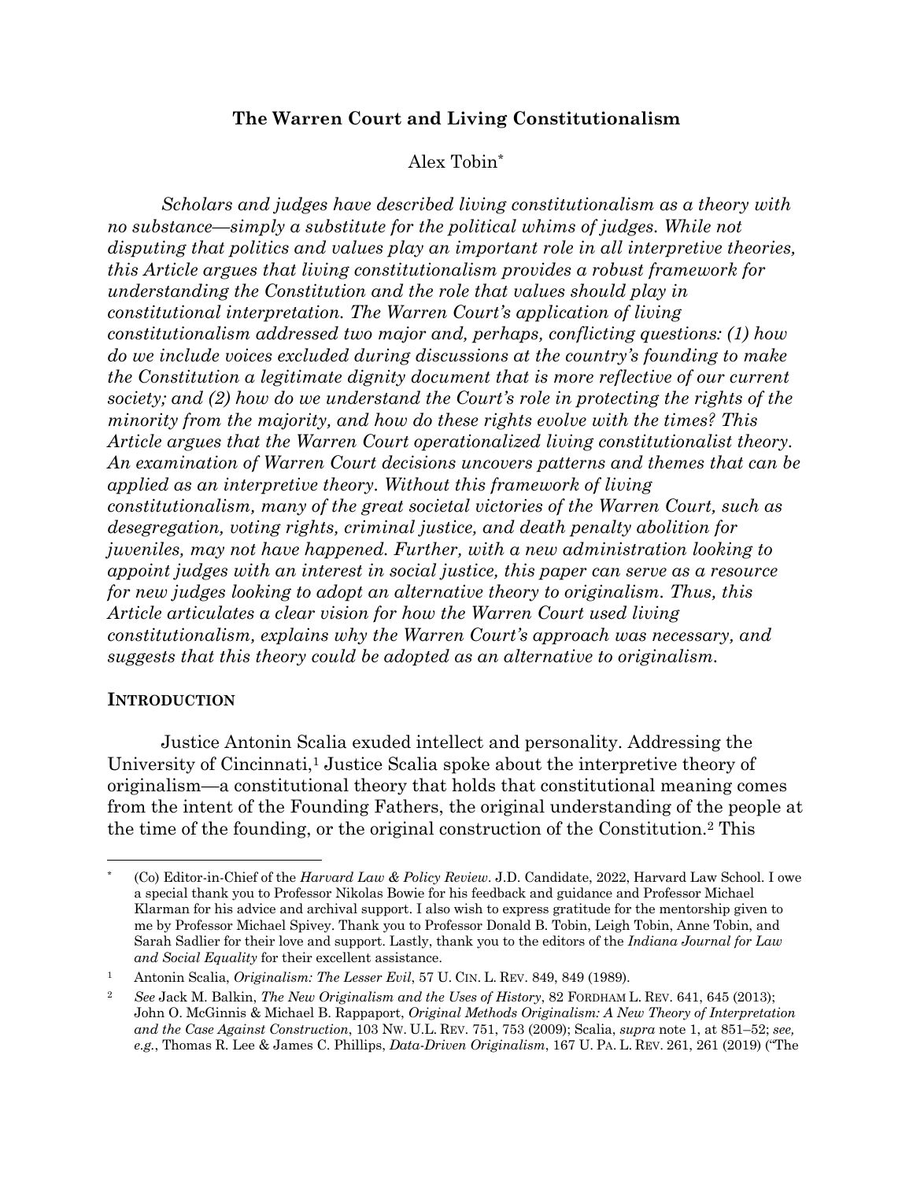# The Warren Court and Living Constitutionalism

Alex Tobin[*]

*Scholars and judges have described living constitutionalism as a theory with no substance—simply a substitute for the political whims of judges. While not disputing that politics and values play an important role in all interpretive theories, this Article argues that living constitutionalism provides a robust framework for understanding the Constitution and the role that values should play in constitutional interpretation. The Warren Court's application of living constitutionalism addressed two major and, perhaps, conflicting questions: (1) how do we include voices excluded during discussions at the country's founding to make the Constitution a legitimate dignity document that is more reflective of our current society; and (2) how do we understand the Court's role in protecting the rights of the minority from the majority, and how do these rights evolve with the times? This Article argues that the Warren Court operationalized living constitutionalist theory. An examination of Warren Court decisions uncovers patterns and themes that can be applied as an interpretive theory. Without this framework of living constitutionalism, many of the great societal victories of the Warren Court, such as desegregation, voting rights, criminal justice, and death penalty abolition for juveniles, may not have happened. Further, with a new administration looking to appoint judges with an interest in social justice, this paper can serve as a resource for new judges looking to adopt an alternative theory to originalism. Thus, this Article articulates a clear vision for how the Warren Court used living constitutionalism, explains why the Warren Court's approach was necessary, and suggests that this theory could be adopted as an alternative to originalism.*

## INTRODUCTION

Justice Antonin Scalia exuded intellect and personality. Addressing the University of Cincinnati,[1] Justice Scalia spoke about the interpretive theory of originalism—a constitutional theory that holds that constitutional meaning comes from the intent of the Founding Fathers, the original understanding of the people at the time of the founding, or the original construction of the Constitution.[2] This

---

[*] (Co) Editor-in-Chief of the *Harvard Law & Policy Review*. J.D. Candidate, 2022, Harvard Law School. I owe a special thank you to Professor Nikolas Bowie for his feedback and guidance and Professor Michael Klarman for his advice and archival support. I also wish to express gratitude for the mentorship given to me by Professor Michael Spivey. Thank you to Professor Donald B. Tobin, Leigh Tobin, Anne Tobin, and Sarah Sadlier for their love and support. Lastly, thank you to the editors of the *Indiana Journal for Law and Social Equality* for their excellent assistance.

[1] Antonin Scalia, *Originalism: The Lesser Evil*, 57 U. CIN. L. REV. 849, 849 (1989).

[2] *See* Jack M. Balkin, *The New Originalism and the Uses of History*, 82 FORDHAM L. REV. 641, 645 (2013); John O. McGinnis & Michael B. Rappaport, *Original Methods Originalism: A New Theory of Interpretation and the Case Against Construction*, 103 NW. U.L. REV. 751, 753 (2009); Scalia, *supra* note 1, at 851–52; *see, e.g.*, Thomas R. Lee & James C. Phillips, *Data-Driven Originalism*, 167 U. PA. L. REV. 261, 261 (2019) ("The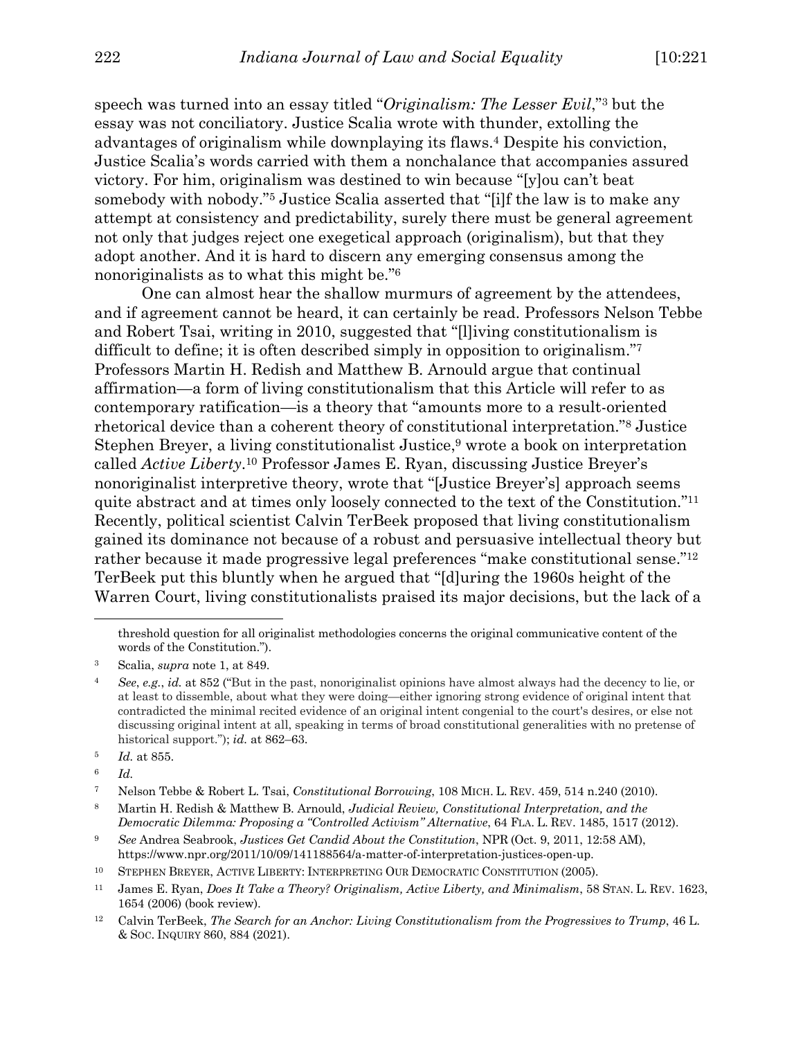speech was turned into an essay titled "*Originalism: The Lesser Evil*,"[3] but the essay was not conciliatory. Justice Scalia wrote with thunder, extolling the advantages of originalism while downplaying its flaws.[4] Despite his conviction, Justice Scalia's words carried with them a nonchalance that accompanies assured victory. For him, originalism was destined to win because "[y]ou can't beat somebody with nobody."[5] Justice Scalia asserted that "[i]f the law is to make any attempt at consistency and predictability, surely there must be general agreement not only that judges reject one exegetical approach (originalism), but that they adopt another. And it is hard to discern any emerging consensus among the nonoriginalists as to what this might be."[6]

One can almost hear the shallow murmurs of agreement by the attendees, and if agreement cannot be heard, it can certainly be read. Professors Nelson Tebbe and Robert Tsai, writing in 2010, suggested that "[l]iving constitutionalism is difficult to define; it is often described simply in opposition to originalism."[7] Professors Martin H. Redish and Matthew B. Arnould argue that continual affirmation—a form of living constitutionalism that this Article will refer to as contemporary ratification—is a theory that "amounts more to a result-oriented rhetorical device than a coherent theory of constitutional interpretation."[8] Justice Stephen Breyer, a living constitutionalist Justice,[9] wrote a book on interpretation called *Active Liberty*.[10] Professor James E. Ryan, discussing Justice Breyer's nonoriginalist interpretive theory, wrote that "[Justice Breyer's] approach seems quite abstract and at times only loosely connected to the text of the Constitution."[11] Recently, political scientist Calvin TerBeek proposed that living constitutionalism gained its dominance not because of a robust and persuasive intellectual theory but rather because it made progressive legal preferences "make constitutional sense."[12] TerBeek put this bluntly when he argued that "[d]uring the 1960s height of the Warren Court, living constitutionalists praised its major decisions, but the lack of a

---

threshold question for all originalist methodologies concerns the original communicative content of the words of the Constitution.").

[3] Scalia, *supra* note 1, at 849.

[4] *See, e.g.*, *id.* at 852 ("But in the past, nonoriginalist opinions have almost always had the decency to lie, or at least to dissemble, about what they were doing—either ignoring strong evidence of original intent that contradicted the minimal recited evidence of an original intent congenial to the court's desires, or else not discussing original intent at all, speaking in terms of broad constitutional generalities with no pretense of historical support."); *id.* at 862–63.

[5] *Id.* at 855.

[6] *Id.*

[7] Nelson Tebbe & Robert L. Tsai, *Constitutional Borrowing*, 108 MICH. L. REV. 459, 514 n.240 (2010).

[8] Martin H. Redish & Matthew B. Arnould, *Judicial Review, Constitutional Interpretation, and the Democratic Dilemma: Proposing a "Controlled Activism" Alternative*, 64 FLA. L. REV. 1485, 1517 (2012).

[9] *See* Andrea Seabrook, *Justices Get Candid About the Constitution*, NPR (Oct. 9, 2011, 12:58 AM), https://www.npr.org/2011/10/09/141188564/a-matter-of-interpretation-justices-open-up.

[10] STEPHEN BREYER, ACTIVE LIBERTY: INTERPRETING OUR DEMOCRATIC CONSTITUTION (2005).

[11] James E. Ryan, *Does It Take a Theory? Originalism, Active Liberty, and Minimalism*, 58 STAN. L. REV. 1623, 1654 (2006) (book review).

[12] Calvin TerBeek, *The Search for an Anchor: Living Constitutionalism from the Progressives to Trump*, 46 L. & SOC. INQUIRY 860, 884 (2021).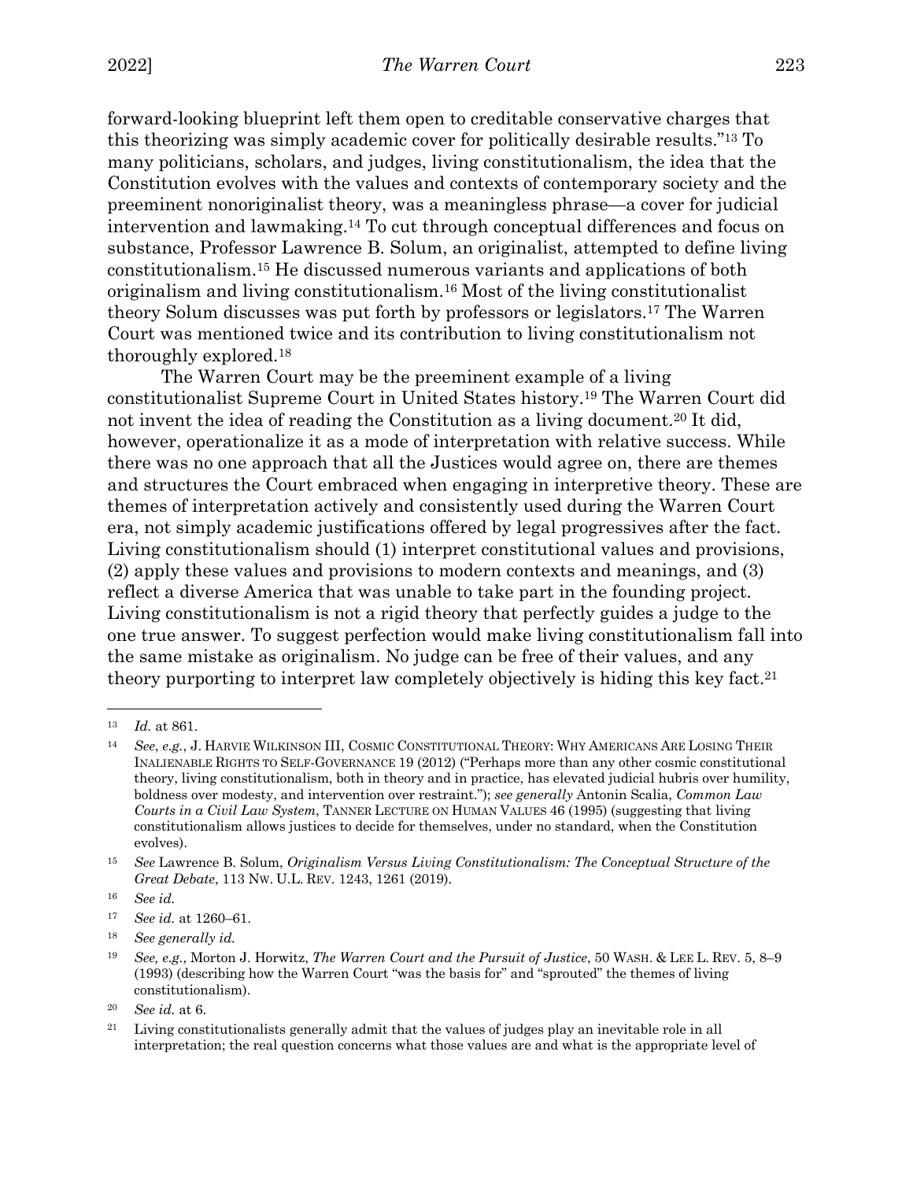forward-looking blueprint left them open to creditable conservative charges that this theorizing was simply academic cover for politically desirable results."[13] To many politicians, scholars, and judges, living constitutionalism, the idea that the Constitution evolves with the values and contexts of contemporary society and the preeminent nonoriginalist theory, was a meaningless phrase—a cover for judicial intervention and lawmaking.[14] To cut through conceptual differences and focus on substance, Professor Lawrence B. Solum, an originalist, attempted to define living constitutionalism.[15] He discussed numerous variants and applications of both originalism and living constitutionalism.[16] Most of the living constitutionalist theory Solum discusses was put forth by professors or legislators.[17] The Warren Court was mentioned twice and its contribution to living constitutionalism not thoroughly explored.[18]

The Warren Court may be the preeminent example of a living constitutionalist Supreme Court in United States history.[19] The Warren Court did not invent the idea of reading the Constitution as a living document.[20] It did, however, operationalize it as a mode of interpretation with relative success. While there was no one approach that all the Justices would agree on, there are themes and structures the Court embraced when engaging in interpretive theory. These are themes of interpretation actively and consistently used during the Warren Court era, not simply academic justifications offered by legal progressives after the fact. Living constitutionalism should (1) interpret constitutional values and provisions, (2) apply these values and provisions to modern contexts and meanings, and (3) reflect a diverse America that was unable to take part in the founding project. Living constitutionalism is not a rigid theory that perfectly guides a judge to the one true answer. To suggest perfection would make living constitutionalism fall into the same mistake as originalism. No judge can be free of their values, and any theory purporting to interpret law completely objectively is hiding this key fact.[21]

---

[13] *Id.* at 861.

[14] *See*, *e.g.*, J. HARVIE WILKINSON III, COSMIC CONSTITUTIONAL THEORY: WHY AMERICANS ARE LOSING THEIR INALIENABLE RIGHTS TO SELF-GOVERNANCE 19 (2012) ("Perhaps more than any other cosmic constitutional theory, living constitutionalism, both in theory and in practice, has elevated judicial hubris over humility, boldness over modesty, and intervention over restraint."); *see generally* Antonin Scalia, *Common Law Courts in a Civil Law System*, TANNER LECTURE ON HUMAN VALUES 46 (1995) (suggesting that living constitutionalism allows justices to decide for themselves, under no standard, when the Constitution evolves).

[15] *See* Lawrence B. Solum, *Originalism Versus Living Constitutionalism: The Conceptual Structure of the Great Debate*, 113 NW. U.L. REV. 1243, 1261 (2019).

[16] *See id.*

[17] *See id.* at 1260–61.

[18] *See generally id.*

[19] *See, e.g.*, Morton J. Horwitz, *The Warren Court and the Pursuit of Justice*, 50 WASH. & LEE L. REV. 5, 8–9 (1993) (describing how the Warren Court "was the basis for" and "sprouted" the themes of living constitutionalism).

[20] *See id.* at 6.

[21] Living constitutionalists generally admit that the values of judges play an inevitable role in all interpretation; the real question concerns what those values are and what is the appropriate level of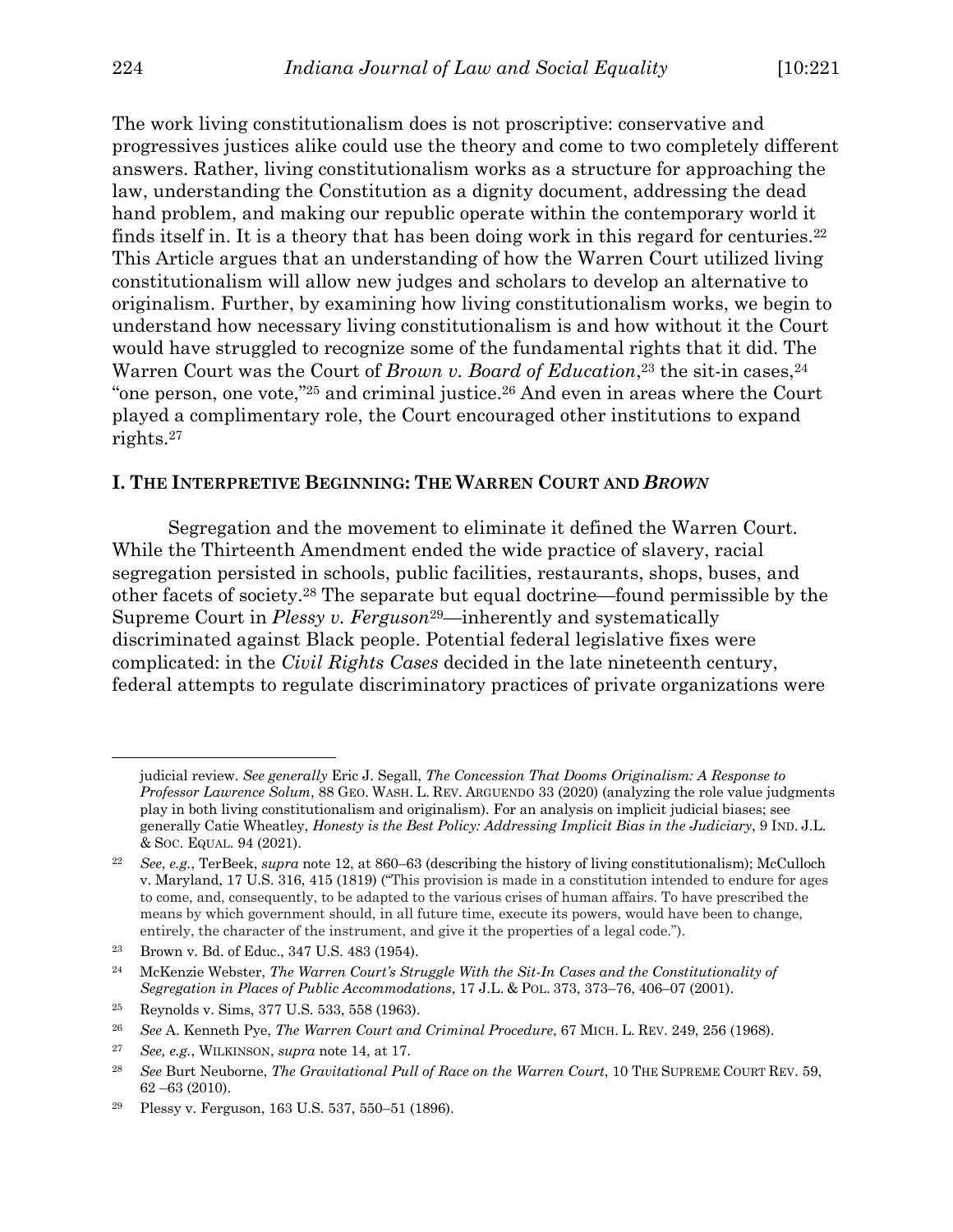The work living constitutionalism does is not proscriptive: conservative and progressives justices alike could use the theory and come to two completely different answers. Rather, living constitutionalism works as a structure for approaching the law, understanding the Constitution as a dignity document, addressing the dead hand problem, and making our republic operate within the contemporary world it finds itself in. It is a theory that has been doing work in this regard for centuries.[22] This Article argues that an understanding of how the Warren Court utilized living constitutionalism will allow new judges and scholars to develop an alternative to originalism. Further, by examining how living constitutionalism works, we begin to understand how necessary living constitutionalism is and how without it the Court would have struggled to recognize some of the fundamental rights that it did. The Warren Court was the Court of *Brown v. Board of Education*,[23] the sit-in cases,[24] "one person, one vote,"[25] and criminal justice.[26] And even in areas where the Court played a complimentary role, the Court encouraged other institutions to expand rights.[27]

## I. The Interpretive Beginning: The Warren Court and *Brown*

Segregation and the movement to eliminate it defined the Warren Court. While the Thirteenth Amendment ended the wide practice of slavery, racial segregation persisted in schools, public facilities, restaurants, shops, buses, and other facets of society.[28] The separate but equal doctrine—found permissible by the Supreme Court in *Plessy v. Ferguson*[29]—inherently and systematically discriminated against Black people. Potential federal legislative fixes were complicated: in the *Civil Rights Cases* decided in the late nineteenth century, federal attempts to regulate discriminatory practices of private organizations were

---

judicial review. *See generally* Eric J. Segall, *The Concession That Dooms Originalism: A Response to Professor Lawrence Solum*, 88 GEO. WASH. L. REV. ARGUENDO 33 (2020) (analyzing the role value judgments play in both living constitutionalism and originalism). For an analysis on implicit judicial biases; see generally Catie Wheatley, *Honesty is the Best Policy: Addressing Implicit Bias in the Judiciary*, 9 IND. J.L. & SOC. EQUAL. 94 (2021).

[22] *See, e.g.*, TerBeek, *supra* note 12, at 860–63 (describing the history of living constitutionalism); McCulloch v. Maryland, 17 U.S. 316, 415 (1819) ("This provision is made in a constitution intended to endure for ages to come, and, consequently, to be adapted to the various crises of human affairs. To have prescribed the means by which government should, in all future time, execute its powers, would have been to change, entirely, the character of the instrument, and give it the properties of a legal code.").

[23] Brown v. Bd. of Educ., 347 U.S. 483 (1954).

[24] McKenzie Webster, *The Warren Court's Struggle With the Sit-In Cases and the Constitutionality of Segregation in Places of Public Accommodations*, 17 J.L. & POL. 373, 373–76, 406–07 (2001).

[25] Reynolds v. Sims, 377 U.S. 533, 558 (1963).

[26] *See* A. Kenneth Pye, *The Warren Court and Criminal Procedure*, 67 MICH. L. REV. 249, 256 (1968).

[27] *See, e.g.*, WILKINSON, *supra* note 14, at 17.

[28] *See* Burt Neuborne, *The Gravitational Pull of Race on the Warren Court*, 10 THE SUPREME COURT REV. 59, 62 –63 (2010).

[29] Plessy v. Ferguson, 163 U.S. 537, 550–51 (1896).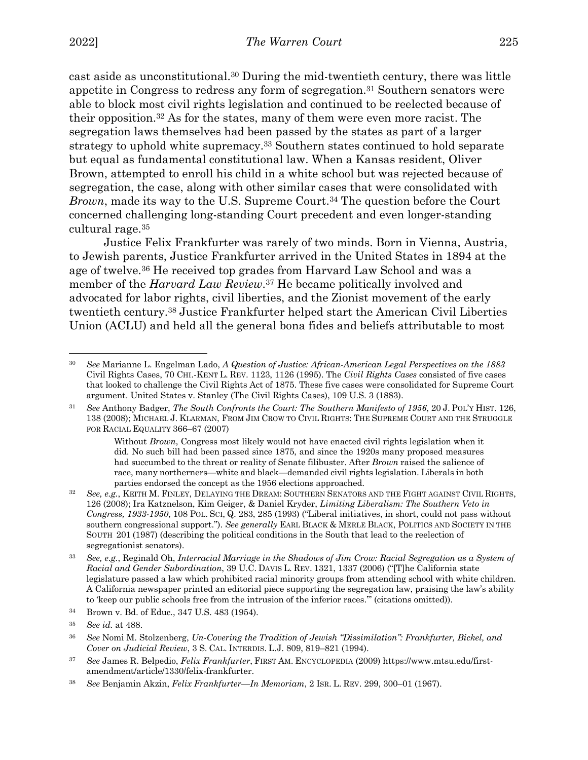cast aside as unconstitutional.[30] During the mid-twentieth century, there was little appetite in Congress to redress any form of segregation.[31] Southern senators were able to block most civil rights legislation and continued to be reelected because of their opposition.[32] As for the states, many of them were even more racist. The segregation laws themselves had been passed by the states as part of a larger strategy to uphold white supremacy.[33] Southern states continued to hold separate but equal as fundamental constitutional law. When a Kansas resident, Oliver Brown, attempted to enroll his child in a white school but was rejected because of segregation, the case, along with other similar cases that were consolidated with *Brown*, made its way to the U.S. Supreme Court.[34] The question before the Court concerned challenging long-standing Court precedent and even longer-standing cultural rage.[35]

Justice Felix Frankfurter was rarely of two minds. Born in Vienna, Austria, to Jewish parents, Justice Frankfurter arrived in the United States in 1894 at the age of twelve.[36] He received top grades from Harvard Law School and was a member of the *Harvard Law Review*.[37] He became politically involved and advocated for labor rights, civil liberties, and the Zionist movement of the early twentieth century.[38] Justice Frankfurter helped start the American Civil Liberties Union (ACLU) and held all the general bona fides and beliefs attributable to most

---

[30] *See* Marianne L. Engelman Lado, *A Question of Justice: African-American Legal Perspectives on the 1883* Civil Rights Cases, 70 CHI.-KENT L. REV. 1123, 1126 (1995). The *Civil Rights Cases* consisted of five cases that looked to challenge the Civil Rights Act of 1875. These five cases were consolidated for Supreme Court argument. United States v. Stanley (The Civil Rights Cases), 109 U.S. 3 (1883).

[31] *See* Anthony Badger, *The South Confronts the Court: The Southern Manifesto of 1956*, 20 J. POL'Y HIST. 126, 138 (2008); MICHAEL J. KLARMAN, FROM JIM CROW TO CIVIL RIGHTS: THE SUPREME COURT AND THE STRUGGLE FOR RACIAL EQUALITY 366–67 (2007)

> Without *Brown*, Congress most likely would not have enacted civil rights legislation when it did. No such bill had been passed since 1875, and since the 1920s many proposed measures had succumbed to the threat or reality of Senate filibuster. After *Brown* raised the salience of race, many northerners—white and black—demanded civil rights legislation. Liberals in both parties endorsed the concept as the 1956 elections approached.

[32] *See, e.g.*, KEITH M. FINLEY, DELAYING THE DREAM: SOUTHERN SENATORS AND THE FIGHT AGAINST CIVIL RIGHTS, 126 (2008); Ira Katznelson, Kim Geiger, & Daniel Kryder, *Limiting Liberalism: The Southern Veto in Congress, 1933-1950*, 108 POL. SCI, Q. 283, 285 (1993) ("Liberal initiatives, in short, could not pass without southern congressional support."). *See generally* EARL BLACK & MERLE BLACK, POLITICS AND SOCIETY IN THE SOUTH 201 (1987) (describing the political conditions in the South that lead to the reelection of segregationist senators).

[33] *See, e.g.*, Reginald Oh, *Interracial Marriage in the Shadows of Jim Crow: Racial Segregation as a System of Racial and Gender Subordination*, 39 U.C. DAVIS L. REV. 1321, 1337 (2006) ("[T]he California state legislature passed a law which prohibited racial minority groups from attending school with white children. A California newspaper printed an editorial piece supporting the segregation law, praising the law's ability to 'keep our public schools free from the intrusion of the inferior races.'" (citations omitted)).

[34] Brown v. Bd. of Educ., 347 U.S. 483 (1954).

[35] *See id.* at 488.

[36] *See* Nomi M. Stolzenberg, *Un-Covering the Tradition of Jewish "Dissimilation": Frankfurter, Bickel, and Cover on Judicial Review*, 3 S. CAL. INTERDIS. L.J. 809, 819–821 (1994).

[37] *See* James R. Belpedio, *Felix Frankfurter*, FIRST AM. ENCYCLOPEDIA (2009) https://www.mtsu.edu/first-amendment/article/1330/felix-frankfurter.

[38] *See* Benjamin Akzin, *Felix Frankfurter—In Memoriam*, 2 ISR. L. REV. 299, 300–01 (1967).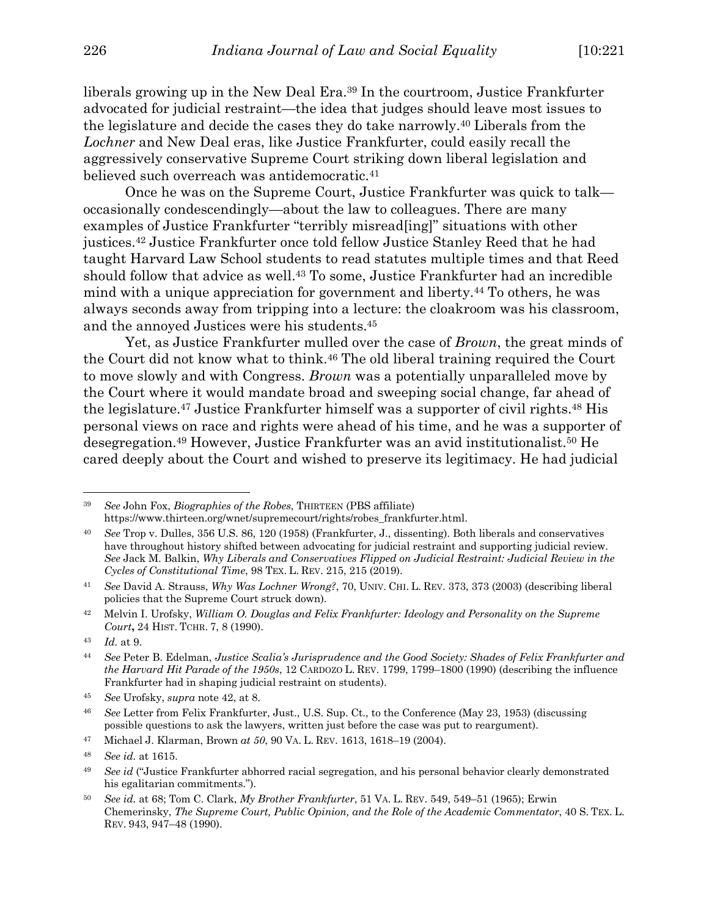liberals growing up in the New Deal Era.[39] In the courtroom, Justice Frankfurter advocated for judicial restraint—the idea that judges should leave most issues to the legislature and decide the cases they do take narrowly.[40] Liberals from the *Lochner* and New Deal eras, like Justice Frankfurter, could easily recall the aggressively conservative Supreme Court striking down liberal legislation and believed such overreach was antidemocratic.[41]

Once he was on the Supreme Court, Justice Frankfurter was quick to talk—occasionally condescendingly—about the law to colleagues. There are many examples of Justice Frankfurter "terribly misread[ing]" situations with other justices.[42] Justice Frankfurter once told fellow Justice Stanley Reed that he had taught Harvard Law School students to read statutes multiple times and that Reed should follow that advice as well.[43] To some, Justice Frankfurter had an incredible mind with a unique appreciation for government and liberty.[44] To others, he was always seconds away from tripping into a lecture: the cloakroom was his classroom, and the annoyed Justices were his students.[45]

Yet, as Justice Frankfurter mulled over the case of *Brown*, the great minds of the Court did not know what to think.[46] The old liberal training required the Court to move slowly and with Congress. *Brown* was a potentially unparalleled move by the Court where it would mandate broad and sweeping social change, far ahead of the legislature.[47] Justice Frankfurter himself was a supporter of civil rights.[48] His personal views on race and rights were ahead of his time, and he was a supporter of desegregation.[49] However, Justice Frankfurter was an avid institutionalist.[50] He cared deeply about the Court and wished to preserve its legitimacy. He had judicial

---

[39] *See* John Fox, *Biographies of the Robes*, THIRTEEN (PBS affiliate) https://www.thirteen.org/wnet/supremecourt/rights/robes_frankfurter.html.

[40] *See* Trop v. Dulles, 356 U.S. 86, 120 (1958) (Frankfurter, J., dissenting). Both liberals and conservatives have throughout history shifted between advocating for judicial restraint and supporting judicial review. *See* Jack M. Balkin, *Why Liberals and Conservatives Flipped on Judicial Restraint: Judicial Review in the Cycles of Constitutional Time*, 98 TEX. L. REV. 215, 215 (2019).

[41] *See* David A. Strauss, *Why Was Lochner Wrong?*, 70, UNIV. CHI. L. REV. 373, 373 (2003) (describing liberal policies that the Supreme Court struck down).

[42] Melvin I. Urofsky, *William O. Douglas and Felix Frankfurter: Ideology and Personality on the Supreme Court***,** 24 HIST. TCHR. 7, 8 (1990).

[43] *Id.* at 9.

[44] *See* Peter B. Edelman, *Justice Scalia's Jurisprudence and the Good Society: Shades of Felix Frankfurter and the Harvard Hit Parade of the 1950s*, 12 CARDOZO L. REV. 1799, 1799–1800 (1990) (describing the influence Frankfurter had in shaping judicial restraint on students).

[45] *See* Urofsky, *supra* note 42, at 8.

[46] *See* Letter from Felix Frankfurter, Just., U.S. Sup. Ct., to the Conference (May 23, 1953) (discussing possible questions to ask the lawyers, written just before the case was put to reargument).

[47] Michael J. Klarman, Brown *at 50*, 90 VA. L. REV. 1613, 1618–19 (2004).

[48] *See id.* at 1615.

[49] *See id* ("Justice Frankfurter abhorred racial segregation, and his personal behavior clearly demonstrated his egalitarian commitments.").

[50] *See id.* at 68; Tom C. Clark, *My Brother Frankfurter*, 51 VA. L. REV. 549, 549–51 (1965); Erwin Chemerinsky, *The Supreme Court, Public Opinion, and the Role of the Academic Commentator*, 40 S. TEX. L. REV. 943, 947–48 (1990).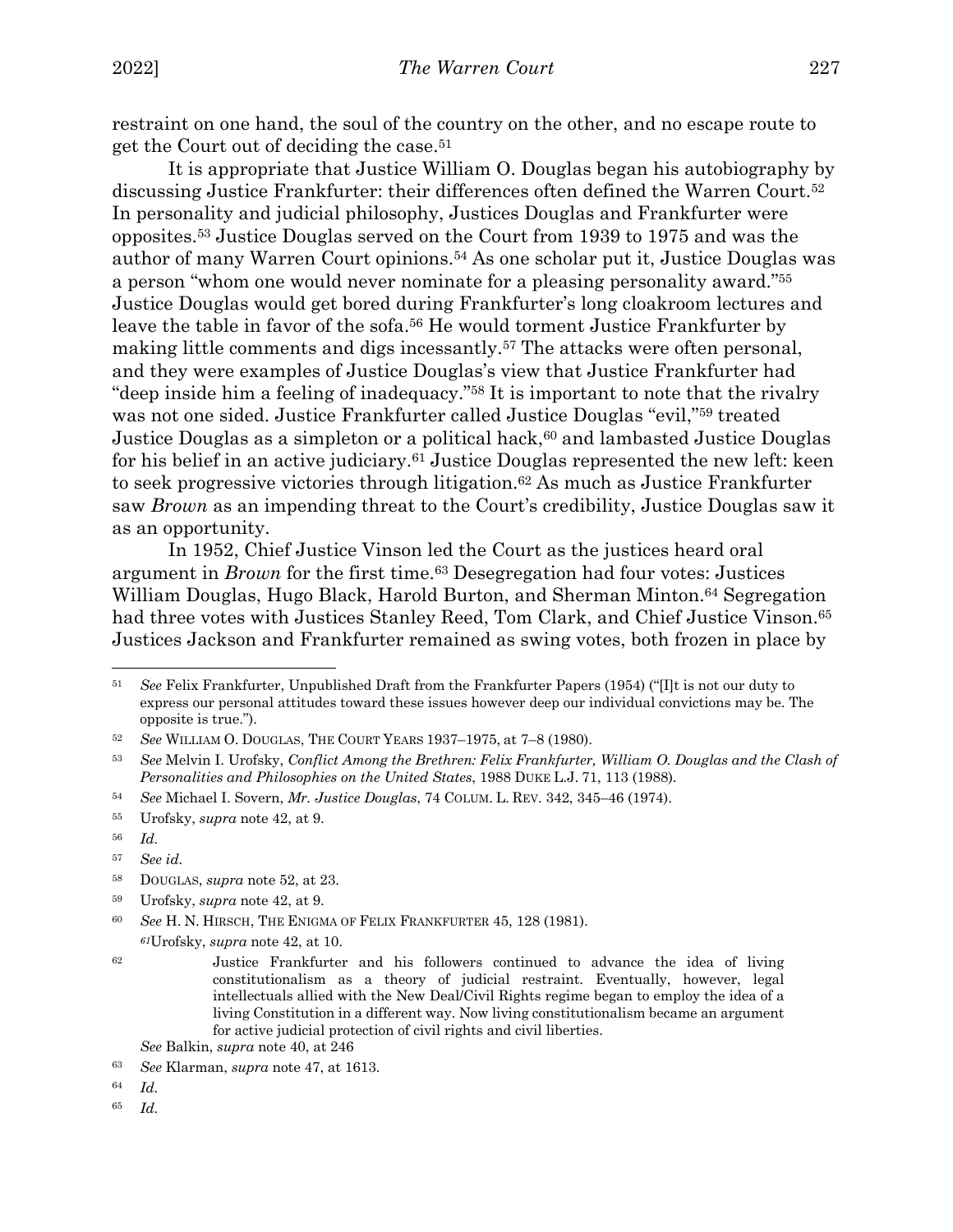restraint on one hand, the soul of the country on the other, and no escape route to get the Court out of deciding the case.[51]

It is appropriate that Justice William O. Douglas began his autobiography by discussing Justice Frankfurter: their differences often defined the Warren Court.[52] In personality and judicial philosophy, Justices Douglas and Frankfurter were opposites.[53] Justice Douglas served on the Court from 1939 to 1975 and was the author of many Warren Court opinions.[54] As one scholar put it, Justice Douglas was a person "whom one would never nominate for a pleasing personality award."[55] Justice Douglas would get bored during Frankfurter's long cloakroom lectures and leave the table in favor of the sofa.[56] He would torment Justice Frankfurter by making little comments and digs incessantly.[57] The attacks were often personal, and they were examples of Justice Douglas's view that Justice Frankfurter had "deep inside him a feeling of inadequacy."[58] It is important to note that the rivalry was not one sided. Justice Frankfurter called Justice Douglas "evil,"[59] treated Justice Douglas as a simpleton or a political hack,[60] and lambasted Justice Douglas for his belief in an active judiciary.[61] Justice Douglas represented the new left: keen to seek progressive victories through litigation.[62] As much as Justice Frankfurter saw *Brown* as an impending threat to the Court's credibility, Justice Douglas saw it as an opportunity.

In 1952, Chief Justice Vinson led the Court as the justices heard oral argument in *Brown* for the first time.[63] Desegregation had four votes: Justices William Douglas, Hugo Black, Harold Burton, and Sherman Minton.[64] Segregation had three votes with Justices Stanley Reed, Tom Clark, and Chief Justice Vinson.[65] Justices Jackson and Frankfurter remained as swing votes, both frozen in place by

---

[51] *See* Felix Frankfurter, Unpublished Draft from the Frankfurter Papers (1954) ("[I]t is not our duty to express our personal attitudes toward these issues however deep our individual convictions may be. The opposite is true.").

[52] *See* WILLIAM O. DOUGLAS, THE COURT YEARS 1937–1975, at 7–8 (1980).

[53] *See* Melvin I. Urofsky, *Conflict Among the Brethren: Felix Frankfurter, William O. Douglas and the Clash of Personalities and Philosophies on the United States*, 1988 DUKE L.J. 71, 113 (1988).

[54] *See* Michael I. Sovern, *Mr. Justice Douglas*, 74 COLUM. L. REV. 342, 345–46 (1974).

[55] Urofsky, *supra* note 42, at 9.

[56] *Id.*

[57] *See id.*

[58] DOUGLAS, *supra* note 52, at 23.

[59] Urofsky, *supra* note 42, at 9.

[60] *See* H. N. HIRSCH, THE ENIGMA OF FELIX FRANKFURTER 45, 128 (1981).

[61] Urofsky, *supra* note 42, at 10.

[62]
> Justice Frankfurter and his followers continued to advance the idea of living constitutionalism as a theory of judicial restraint. Eventually, however, legal intellectuals allied with the New Deal/Civil Rights regime began to employ the idea of a living Constitution in a different way. Now living constitutionalism became an argument for active judicial protection of civil rights and civil liberties.

*See* Balkin, *supra* note 40, at 246

[63] *See* Klarman, *supra* note 47, at 1613.

[64] *Id.*

[65] *Id.*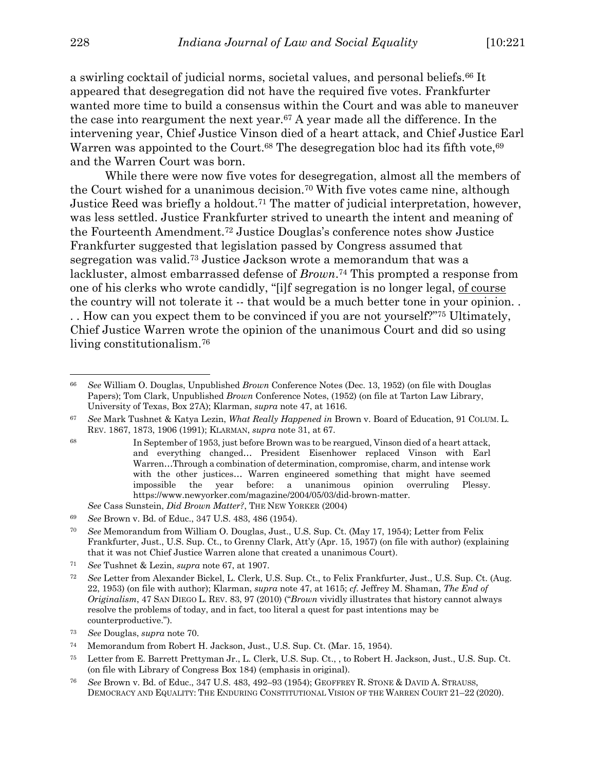a swirling cocktail of judicial norms, societal values, and personal beliefs.[66] It appeared that desegregation did not have the required five votes. Frankfurter wanted more time to build a consensus within the Court and was able to maneuver the case into reargument the next year.[67] A year made all the difference. In the intervening year, Chief Justice Vinson died of a heart attack, and Chief Justice Earl Warren was appointed to the Court.[68] The desegregation bloc had its fifth vote,[69] and the Warren Court was born.

While there were now five votes for desegregation, almost all the members of the Court wished for a unanimous decision.[70] With five votes came nine, although Justice Reed was briefly a holdout.[71] The matter of judicial interpretation, however, was less settled. Justice Frankfurter strived to unearth the intent and meaning of the Fourteenth Amendment.[72] Justice Douglas's conference notes show Justice Frankfurter suggested that legislation passed by Congress assumed that segregation was valid.[73] Justice Jackson wrote a memorandum that was a lackluster, almost embarrassed defense of *Brown*.[74] This prompted a response from one of his clerks who wrote candidly, "[i]f segregation is no longer legal, <u>of course</u> the country will not tolerate it -- that would be a much better tone in your opinion. . . . How can you expect them to be convinced if you are not yourself?"[75] Ultimately, Chief Justice Warren wrote the opinion of the unanimous Court and did so using living constitutionalism.[76]

---

[66] *See* William O. Douglas, Unpublished *Brown* Conference Notes (Dec. 13, 1952) (on file with Douglas Papers); Tom Clark, Unpublished *Brown* Conference Notes, (1952) (on file at Tarton Law Library, University of Texas, Box 27A); Klarman, *supra* note 47, at 1616.

[67] *See* Mark Tushnet & Katya Lezin, *What Really Happened in* Brown v. Board of Education, 91 COLUM. L. REV. 1867, 1873, 1906 (1991); KLARMAN, *supra* note 31, at 67.

[68] In September of 1953, just before Brown was to be reargued, Vinson died of a heart attack, and everything changed… President Eisenhower replaced Vinson with Earl Warren…Through a combination of determination, compromise, charm, and intense work with the other justices… Warren engineered something that might have seemed impossible the year before: a unanimous opinion overruling Plessy. https://www.newyorker.com/magazine/2004/05/03/did-brown-matter.

*See* Cass Sunstein, *Did Brown Matter?*, THE NEW YORKER (2004)

[69] *See* Brown v. Bd. of Educ., 347 U.S. 483, 486 (1954).

[70] *See* Memorandum from William O. Douglas, Just., U.S. Sup. Ct. (May 17, 1954); Letter from Felix Frankfurter, Just., U.S. Sup. Ct., to Grenny Clark, Att'y (Apr. 15, 1957) (on file with author) (explaining that it was not Chief Justice Warren alone that created a unanimous Court).

[71] *See* Tushnet & Lezin, *supra* note 67, at 1907.

[72] *See* Letter from Alexander Bickel, L. Clerk, U.S. Sup. Ct., to Felix Frankfurter, Just., U.S. Sup. Ct. (Aug. 22, 1953) (on file with author); Klarman, *supra* note 47, at 1615; *cf.* Jeffrey M. Shaman, *The End of Originalism*, 47 SAN DIEGO L. REV. 83, 97 (2010) ("*Brown* vividly illustrates that history cannot always resolve the problems of today, and in fact, too literal a quest for past intentions may be counterproductive.").

[73] *See* Douglas, *supra* note 70.

[74] Memorandum from Robert H. Jackson, Just., U.S. Sup. Ct. (Mar. 15, 1954).

[75] Letter from E. Barrett Prettyman Jr., L. Clerk, U.S. Sup. Ct., , to Robert H. Jackson, Just., U.S. Sup. Ct. (on file with Library of Congress Box 184) (emphasis in original).

[76] *See* Brown v. Bd. of Educ., 347 U.S. 483, 492–93 (1954); GEOFFREY R. STONE & DAVID A. STRAUSS, DEMOCRACY AND EQUALITY: THE ENDURING CONSTITUTIONAL VISION OF THE WARREN COURT 21–22 (2020).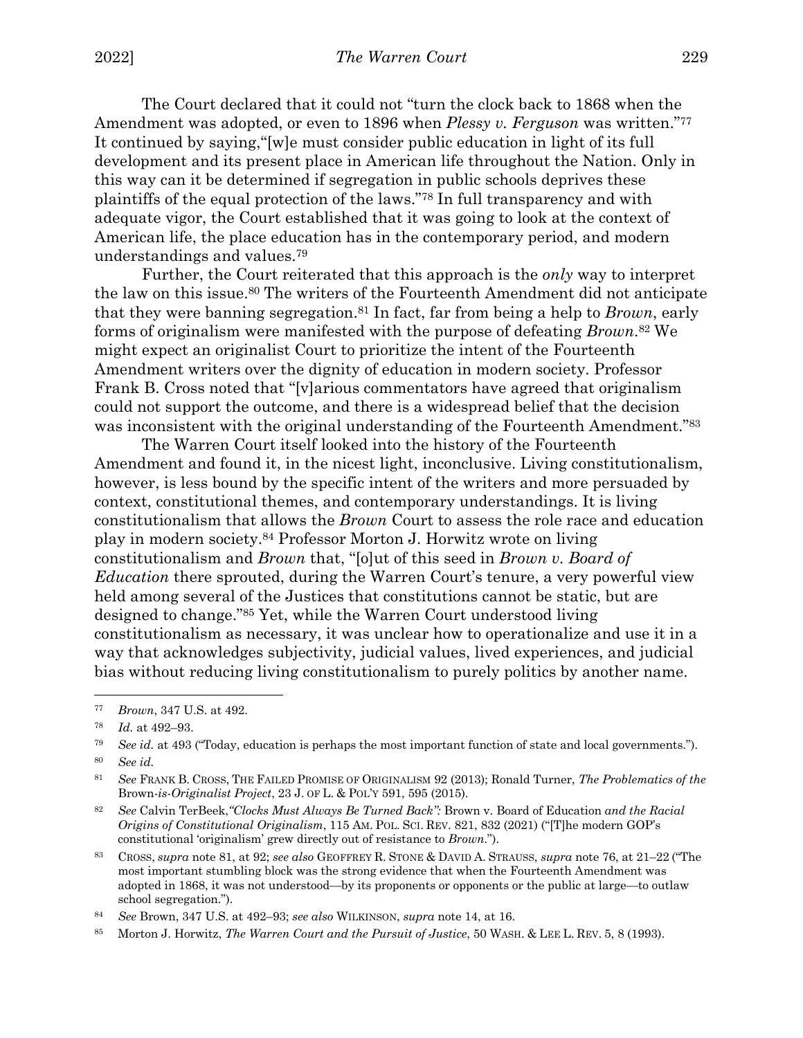The Court declared that it could not "turn the clock back to 1868 when the Amendment was adopted, or even to 1896 when *Plessy v. Ferguson* was written."[77] It continued by saying,"[w]e must consider public education in light of its full development and its present place in American life throughout the Nation. Only in this way can it be determined if segregation in public schools deprives these plaintiffs of the equal protection of the laws."[78] In full transparency and with adequate vigor, the Court established that it was going to look at the context of American life, the place education has in the contemporary period, and modern understandings and values.[79]

Further, the Court reiterated that this approach is the *only* way to interpret the law on this issue.[80] The writers of the Fourteenth Amendment did not anticipate that they were banning segregation.[81] In fact, far from being a help to *Brown*, early forms of originalism were manifested with the purpose of defeating *Brown*.[82] We might expect an originalist Court to prioritize the intent of the Fourteenth Amendment writers over the dignity of education in modern society. Professor Frank B. Cross noted that "[v]arious commentators have agreed that originalism could not support the outcome, and there is a widespread belief that the decision was inconsistent with the original understanding of the Fourteenth Amendment."[83]

The Warren Court itself looked into the history of the Fourteenth Amendment and found it, in the nicest light, inconclusive. Living constitutionalism, however, is less bound by the specific intent of the writers and more persuaded by context, constitutional themes, and contemporary understandings. It is living constitutionalism that allows the *Brown* Court to assess the role race and education play in modern society.[84] Professor Morton J. Horwitz wrote on living constitutionalism and *Brown* that, "[o]ut of this seed in *Brown v. Board of Education* there sprouted, during the Warren Court's tenure, a very powerful view held among several of the Justices that constitutions cannot be static, but are designed to change."[85] Yet, while the Warren Court understood living constitutionalism as necessary, it was unclear how to operationalize and use it in a way that acknowledges subjectivity, judicial values, lived experiences, and judicial bias without reducing living constitutionalism to purely politics by another name.

---

[77] *Brown*, 347 U.S. at 492.

[78] *Id.* at 492–93.

[79] *See id.* at 493 ("Today, education is perhaps the most important function of state and local governments.").

[80] *See id.*

[81] *See* FRANK B. CROSS, THE FAILED PROMISE OF ORIGINALISM 92 (2013); Ronald Turner, *The Problematics of the* Brown*-is-Originalist Project*, 23 J. OF L. & POL'Y 591, 595 (2015).

[82] *See* Calvin TerBeek,*"Clocks Must Always Be Turned Back":* Brown v. Board of Education *and the Racial Origins of Constitutional Originalism*, 115 AM. POL. SCI. REV. 821, 832 (2021) ("[T]he modern GOP's constitutional 'originalism' grew directly out of resistance to *Brown*.").

[83] CROSS, *supra* note 81, at 92; *see also* GEOFFREY R. STONE & DAVID A. STRAUSS, *supra* note 76, at 21–22 ("The most important stumbling block was the strong evidence that when the Fourteenth Amendment was adopted in 1868, it was not understood—by its proponents or opponents or the public at large—to outlaw school segregation.").

[84] *See* Brown, 347 U.S. at 492–93; *see also* WILKINSON, *supra* note 14, at 16.

[85] Morton J. Horwitz, *The Warren Court and the Pursuit of Justice*, 50 WASH. & LEE L. REV. 5, 8 (1993).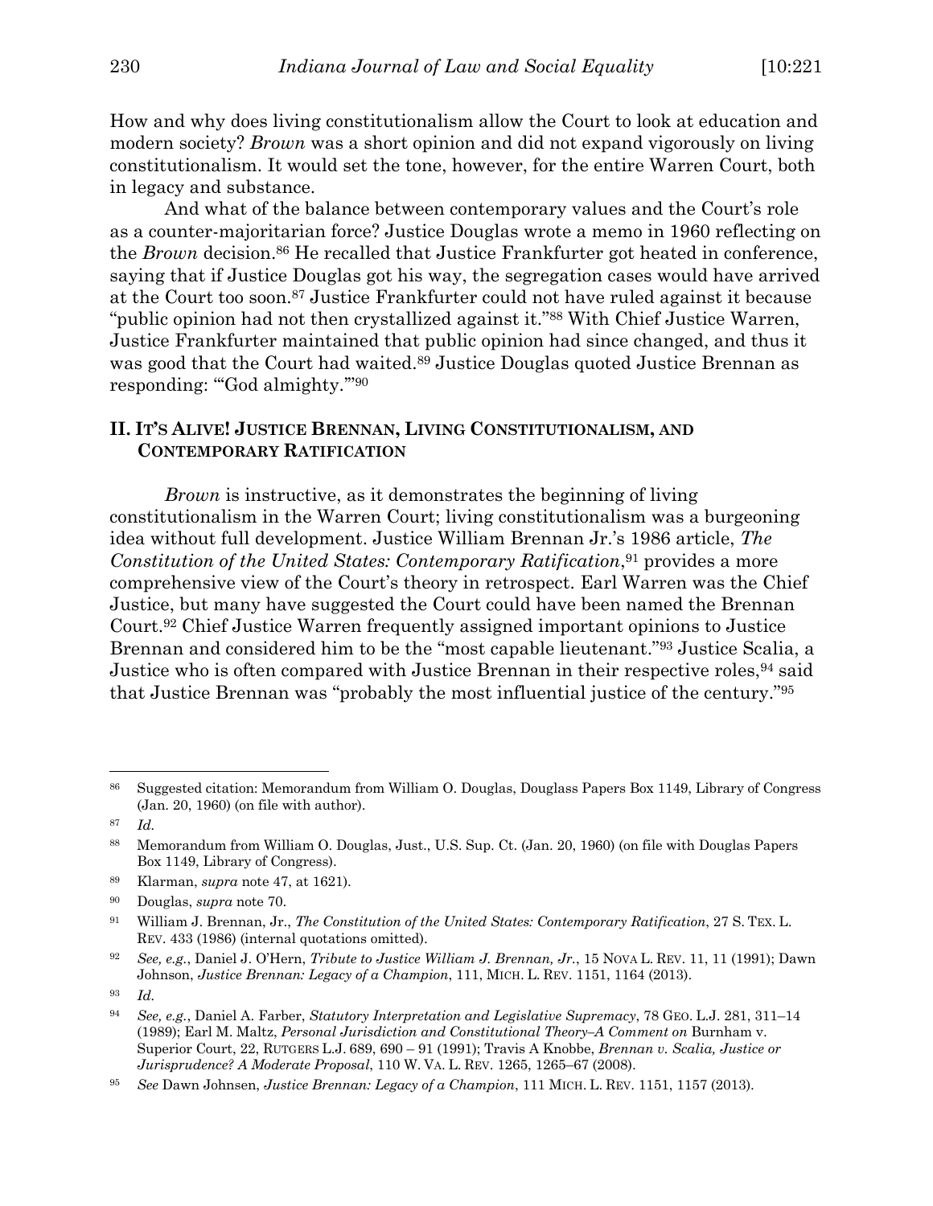How and why does living constitutionalism allow the Court to look at education and modern society? *Brown* was a short opinion and did not expand vigorously on living constitutionalism. It would set the tone, however, for the entire Warren Court, both in legacy and substance.

And what of the balance between contemporary values and the Court's role as a counter-majoritarian force? Justice Douglas wrote a memo in 1960 reflecting on the *Brown* decision.[86] He recalled that Justice Frankfurter got heated in conference, saying that if Justice Douglas got his way, the segregation cases would have arrived at the Court too soon.[87] Justice Frankfurter could not have ruled against it because "public opinion had not then crystallized against it."[88] With Chief Justice Warren, Justice Frankfurter maintained that public opinion had since changed, and thus it was good that the Court had waited.[89] Justice Douglas quoted Justice Brennan as responding: "'God almighty.'"[90]

## II. IT'S ALIVE! JUSTICE BRENNAN, LIVING CONSTITUTIONALISM, AND CONTEMPORARY RATIFICATION

*Brown* is instructive, as it demonstrates the beginning of living constitutionalism in the Warren Court; living constitutionalism was a burgeoning idea without full development. Justice William Brennan Jr.'s 1986 article, *The Constitution of the United States: Contemporary Ratification*,[91] provides a more comprehensive view of the Court's theory in retrospect. Earl Warren was the Chief Justice, but many have suggested the Court could have been named the Brennan Court.[92] Chief Justice Warren frequently assigned important opinions to Justice Brennan and considered him to be the "most capable lieutenant."[93] Justice Scalia, a Justice who is often compared with Justice Brennan in their respective roles,[94] said that Justice Brennan was "probably the most influential justice of the century."[95]

---

[86] Suggested citation: Memorandum from William O. Douglas, Douglass Papers Box 1149, Library of Congress (Jan. 20, 1960) (on file with author).

[87] *Id.*

[88] Memorandum from William O. Douglas, Just., U.S. Sup. Ct. (Jan. 20, 1960) (on file with Douglas Papers Box 1149, Library of Congress).

[89] Klarman, *supra* note 47, at 1621).

[90] Douglas, *supra* note 70.

[91] William J. Brennan, Jr., *The Constitution of the United States: Contemporary Ratification*, 27 S. TEX. L. REV. 433 (1986) (internal quotations omitted).

[92] *See, e.g.*, Daniel J. O'Hern, *Tribute to Justice William J. Brennan, Jr.*, 15 NOVA L. REV. 11, 11 (1991); Dawn Johnson, *Justice Brennan: Legacy of a Champion*, 111, MICH. L. REV. 1151, 1164 (2013).

[93] *Id.*

[94] *See, e.g.*, Daniel A. Farber, *Statutory Interpretation and Legislative Supremacy*, 78 GEO. L.J. 281, 311–14 (1989); Earl M. Maltz, *Personal Jurisdiction and Constitutional Theory–A Comment on* Burnham v. Superior Court, 22, RUTGERS L.J. 689, 690 – 91 (1991); Travis A Knobbe, *Brennan v. Scalia, Justice or Jurisprudence? A Moderate Proposal*, 110 W. VA. L. REV. 1265, 1265–67 (2008).

[95] *See* Dawn Johnsen, *Justice Brennan: Legacy of a Champion*, 111 MICH. L. REV. 1151, 1157 (2013).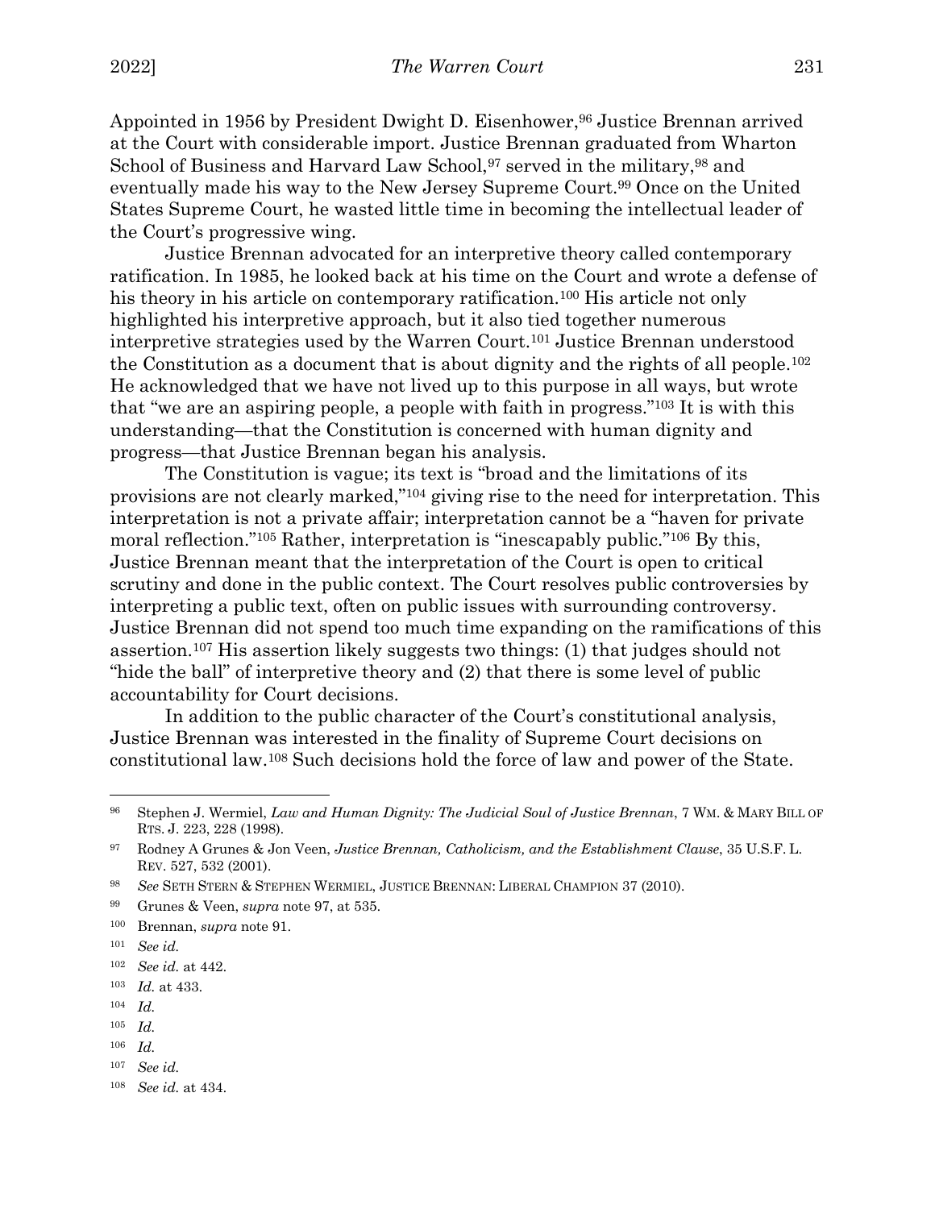Appointed in 1956 by President Dwight D. Eisenhower,[96] Justice Brennan arrived at the Court with considerable import. Justice Brennan graduated from Wharton School of Business and Harvard Law School,[97] served in the military,[98] and eventually made his way to the New Jersey Supreme Court.[99] Once on the United States Supreme Court, he wasted little time in becoming the intellectual leader of the Court's progressive wing.

Justice Brennan advocated for an interpretive theory called contemporary ratification. In 1985, he looked back at his time on the Court and wrote a defense of his theory in his article on contemporary ratification.[100] His article not only highlighted his interpretive approach, but it also tied together numerous interpretive strategies used by the Warren Court.[101] Justice Brennan understood the Constitution as a document that is about dignity and the rights of all people.[102] He acknowledged that we have not lived up to this purpose in all ways, but wrote that "we are an aspiring people, a people with faith in progress."[103] It is with this understanding—that the Constitution is concerned with human dignity and progress—that Justice Brennan began his analysis.

The Constitution is vague; its text is "broad and the limitations of its provisions are not clearly marked,"[104] giving rise to the need for interpretation. This interpretation is not a private affair; interpretation cannot be a "haven for private moral reflection."[105] Rather, interpretation is "inescapably public."[106] By this, Justice Brennan meant that the interpretation of the Court is open to critical scrutiny and done in the public context. The Court resolves public controversies by interpreting a public text, often on public issues with surrounding controversy. Justice Brennan did not spend too much time expanding on the ramifications of this assertion.[107] His assertion likely suggests two things: (1) that judges should not "hide the ball" of interpretive theory and (2) that there is some level of public accountability for Court decisions.

In addition to the public character of the Court's constitutional analysis, Justice Brennan was interested in the finality of Supreme Court decisions on constitutional law.[108] Such decisions hold the force of law and power of the State.

---

[96] Stephen J. Wermiel, *Law and Human Dignity: The Judicial Soul of Justice Brennan*, 7 WM. & MARY BILL OF RTS. J. 223, 228 (1998).

[97] Rodney A Grunes & Jon Veen, *Justice Brennan, Catholicism, and the Establishment Clause*, 35 U.S.F. L. REV. 527, 532 (2001).

[98] *See* SETH STERN & STEPHEN WERMIEL, JUSTICE BRENNAN: LIBERAL CHAMPION 37 (2010).

[99] Grunes & Veen, *supra* note 97, at 535.

[100] Brennan, *supra* note 91.

[101] *See id.*

[102] *See id.* at 442.

[103] *Id.* at 433.

[104] *Id.*

[105] *Id.*

[106] *Id.*

[107] *See id.*

[108] *See id.* at 434.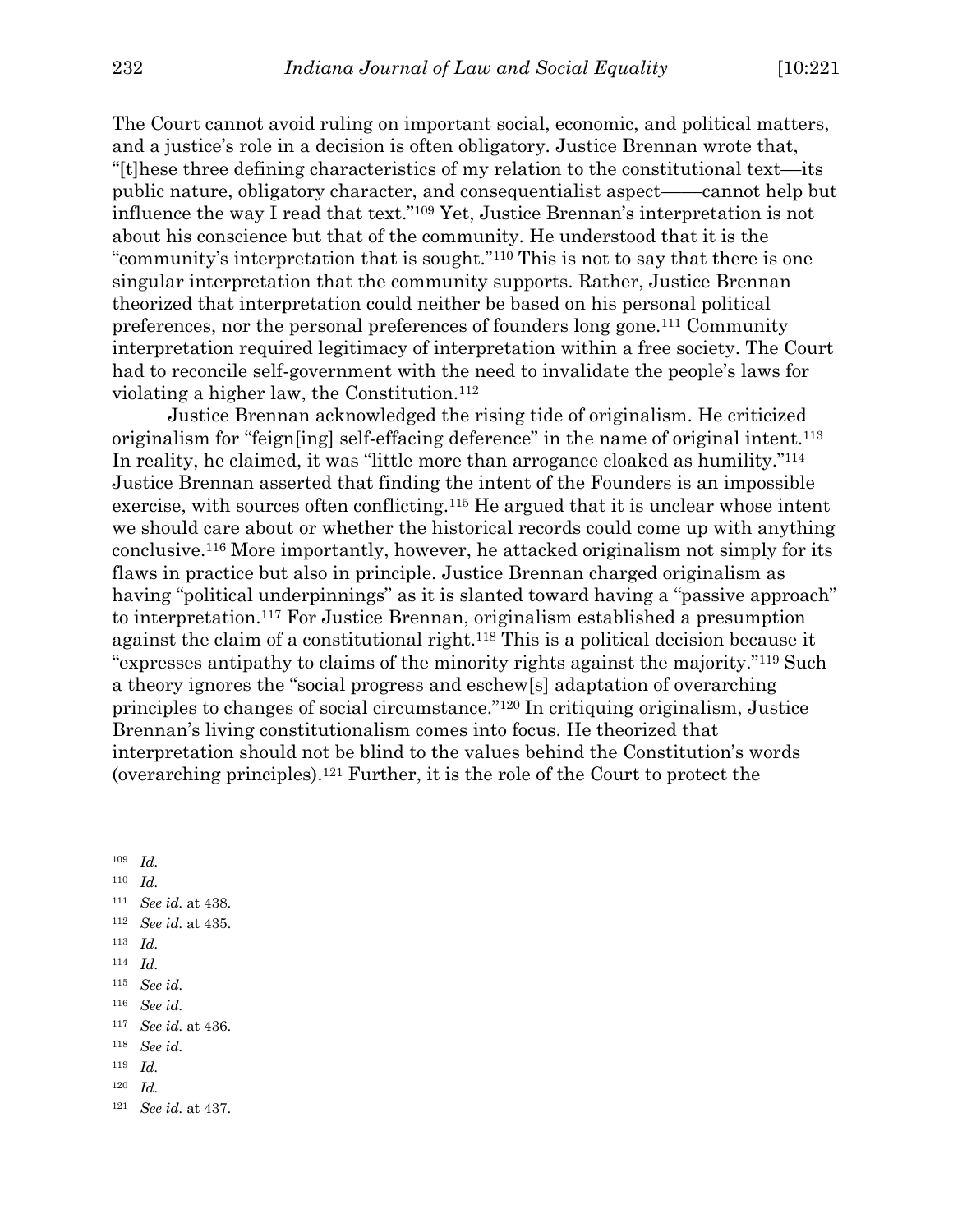The Court cannot avoid ruling on important social, economic, and political matters, and a justice's role in a decision is often obligatory. Justice Brennan wrote that, "[t]hese three defining characteristics of my relation to the constitutional text—its public nature, obligatory character, and consequentialist aspect——cannot help but influence the way I read that text."[109] Yet, Justice Brennan's interpretation is not about his conscience but that of the community. He understood that it is the "community's interpretation that is sought."[110] This is not to say that there is one singular interpretation that the community supports. Rather, Justice Brennan theorized that interpretation could neither be based on his personal political preferences, nor the personal preferences of founders long gone.[111] Community interpretation required legitimacy of interpretation within a free society. The Court had to reconcile self-government with the need to invalidate the people's laws for violating a higher law, the Constitution.[112]

Justice Brennan acknowledged the rising tide of originalism. He criticized originalism for "feign[ing] self-effacing deference" in the name of original intent.[113] In reality, he claimed, it was "little more than arrogance cloaked as humility."[114] Justice Brennan asserted that finding the intent of the Founders is an impossible exercise, with sources often conflicting.[115] He argued that it is unclear whose intent we should care about or whether the historical records could come up with anything conclusive.[116] More importantly, however, he attacked originalism not simply for its flaws in practice but also in principle. Justice Brennan charged originalism as having "political underpinnings" as it is slanted toward having a "passive approach" to interpretation.[117] For Justice Brennan, originalism established a presumption against the claim of a constitutional right.[118] This is a political decision because it "expresses antipathy to claims of the minority rights against the majority."[119] Such a theory ignores the "social progress and eschew[s] adaptation of overarching principles to changes of social circumstance."[120] In critiquing originalism, Justice Brennan's living constitutionalism comes into focus. He theorized that interpretation should not be blind to the values behind the Constitution's words (overarching principles).[121] Further, it is the role of the Court to protect the

---

[109] *Id.*

[110] *Id.*

[111] *See id.* at 438.

[112] *See id.* at 435.

[113] *Id.*

[114] *Id.*

[115] *See id.*

[116] *See id.*

[117] *See id.* at 436.

[118] *See id.*

[119] *Id.*

[120] *Id.*

[121] *See id.* at 437.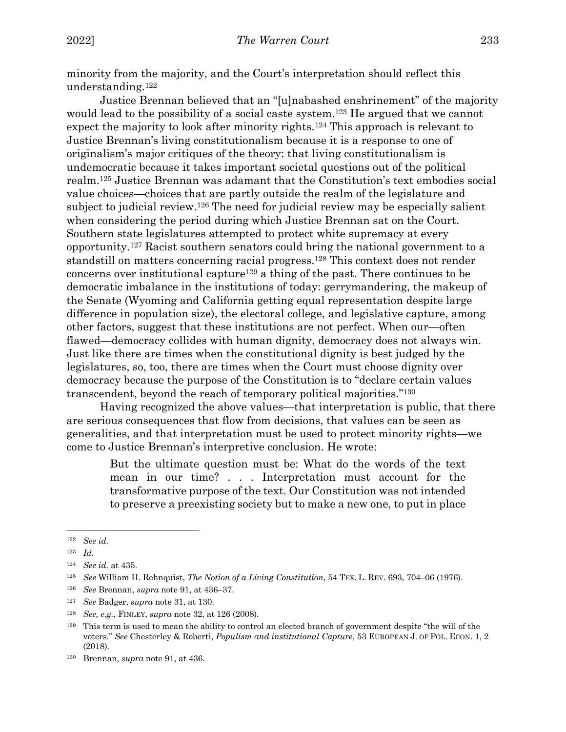minority from the majority, and the Court's interpretation should reflect this understanding.[122]

Justice Brennan believed that an "[u]nabashed enshrinement" of the majority would lead to the possibility of a social caste system.[123] He argued that we cannot expect the majority to look after minority rights.[124] This approach is relevant to Justice Brennan's living constitutionalism because it is a response to one of originalism's major critiques of the theory: that living constitutionalism is undemocratic because it takes important societal questions out of the political realm.[125] Justice Brennan was adamant that the Constitution's text embodies social value choices—choices that are partly outside the realm of the legislature and subject to judicial review.[126] The need for judicial review may be especially salient when considering the period during which Justice Brennan sat on the Court. Southern state legislatures attempted to protect white supremacy at every opportunity.[127] Racist southern senators could bring the national government to a standstill on matters concerning racial progress.[128] This context does not render concerns over institutional capture[129] a thing of the past. There continues to be democratic imbalance in the institutions of today: gerrymandering, the makeup of the Senate (Wyoming and California getting equal representation despite large difference in population size), the electoral college, and legislative capture, among other factors, suggest that these institutions are not perfect. When our—often flawed—democracy collides with human dignity, democracy does not always win. Just like there are times when the constitutional dignity is best judged by the legislatures, so, too, there are times when the Court must choose dignity over democracy because the purpose of the Constitution is to "declare certain values transcendent, beyond the reach of temporary political majorities."[130]

Having recognized the above values—that interpretation is public, that there are serious consequences that flow from decisions, that values can be seen as generalities, and that interpretation must be used to protect minority rights—we come to Justice Brennan's interpretive conclusion. He wrote:

> But the ultimate question must be: What do the words of the text mean in our time? . . . Interpretation must account for the transformative purpose of the text. Our Constitution was not intended to preserve a preexisting society but to make a new one, to put in place

---

[122] *See id.*

[123] *Id.*

[124] *See id.* at 435.

[125] *See* William H. Rehnquist, *The Notion of a Living Constitution*, 54 TEX. L. REV. 693, 704–06 (1976).

[126] *See* Brennan, *supra* note 91, at 436–37.

[127] *See* Badger, *supra* note 31, at 130.

[128] *See, e.g.*, FINLEY, *supra* note 32, at 126 (2008).

[129] This term is used to mean the ability to control an elected branch of government despite "the will of the voters." *See* Chesterley & Roberti, *Populism and institutional Capture*, 53 EUROPEAN J. OF POL. ECON. 1, 2 (2018).

[130] Brennan, *supra* note 91, at 436.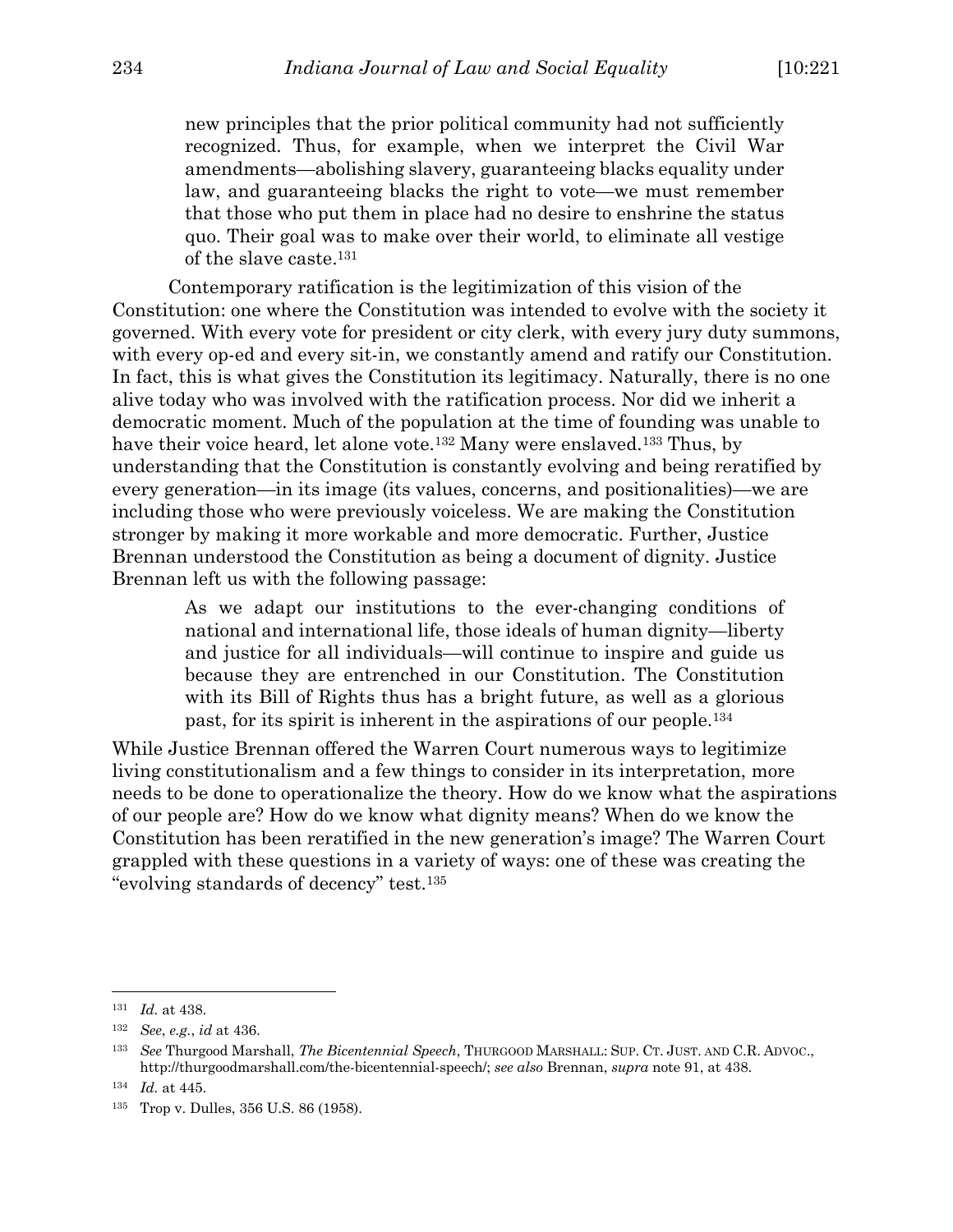> new principles that the prior political community had not sufficiently recognized. Thus, for example, when we interpret the Civil War amendments—abolishing slavery, guaranteeing blacks equality under law, and guaranteeing blacks the right to vote—we must remember that those who put them in place had no desire to enshrine the status quo. Their goal was to make over their world, to eliminate all vestige of the slave caste.[131]

Contemporary ratification is the legitimization of this vision of the Constitution: one where the Constitution was intended to evolve with the society it governed. With every vote for president or city clerk, with every jury duty summons, with every op-ed and every sit-in, we constantly amend and ratify our Constitution. In fact, this is what gives the Constitution its legitimacy. Naturally, there is no one alive today who was involved with the ratification process. Nor did we inherit a democratic moment. Much of the population at the time of founding was unable to have their voice heard, let alone vote.[132] Many were enslaved.[133] Thus, by understanding that the Constitution is constantly evolving and being reratified by every generation—in its image (its values, concerns, and positionalities)—we are including those who were previously voiceless. We are making the Constitution stronger by making it more workable and more democratic. Further, Justice Brennan understood the Constitution as being a document of dignity. Justice Brennan left us with the following passage:

> As we adapt our institutions to the ever-changing conditions of national and international life, those ideals of human dignity—liberty and justice for all individuals—will continue to inspire and guide us because they are entrenched in our Constitution. The Constitution with its Bill of Rights thus has a bright future, as well as a glorious past, for its spirit is inherent in the aspirations of our people.[134]

While Justice Brennan offered the Warren Court numerous ways to legitimize living constitutionalism and a few things to consider in its interpretation, more needs to be done to operationalize the theory. How do we know what the aspirations of our people are? How do we know what dignity means? When do we know the Constitution has been reratified in the new generation's image? The Warren Court grappled with these questions in a variety of ways: one of these was creating the "evolving standards of decency" test.[135]

---

[131] *Id.* at 438.

[132] *See*, *e.g.*, *id* at 436.

[133] *See* Thurgood Marshall, *The Bicentennial Speech*, THURGOOD MARSHALL: SUP. CT. JUST. AND C.R. ADVOC., http://thurgoodmarshall.com/the-bicentennial-speech/; *see also* Brennan, *supra* note 91, at 438.

[134] *Id.* at 445.

[135] Trop v. Dulles, 356 U.S. 86 (1958).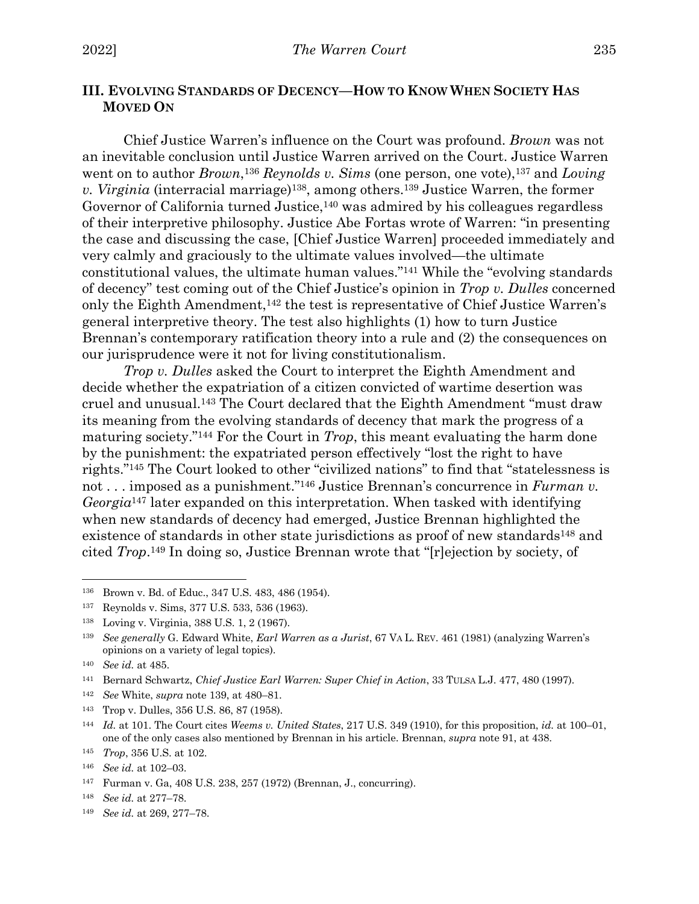## III. EVOLVING STANDARDS OF DECENCY—HOW TO KNOW WHEN SOCIETY HAS MOVED ON

Chief Justice Warren's influence on the Court was profound. *Brown* was not an inevitable conclusion until Justice Warren arrived on the Court. Justice Warren went on to author *Brown*,[136] *Reynolds v. Sims* (one person, one vote),[137] and *Loving v. Virginia* (interracial marriage)[138], among others.[139] Justice Warren, the former Governor of California turned Justice,[140] was admired by his colleagues regardless of their interpretive philosophy. Justice Abe Fortas wrote of Warren: "in presenting the case and discussing the case, [Chief Justice Warren] proceeded immediately and very calmly and graciously to the ultimate values involved—the ultimate constitutional values, the ultimate human values."[141] While the "evolving standards of decency" test coming out of the Chief Justice's opinion in *Trop v. Dulles* concerned only the Eighth Amendment,[142] the test is representative of Chief Justice Warren's general interpretive theory. The test also highlights (1) how to turn Justice Brennan's contemporary ratification theory into a rule and (2) the consequences on our jurisprudence were it not for living constitutionalism.

*Trop v. Dulles* asked the Court to interpret the Eighth Amendment and decide whether the expatriation of a citizen convicted of wartime desertion was cruel and unusual.[143] The Court declared that the Eighth Amendment "must draw its meaning from the evolving standards of decency that mark the progress of a maturing society."[144] For the Court in *Trop*, this meant evaluating the harm done by the punishment: the expatriated person effectively "lost the right to have rights."[145] The Court looked to other "civilized nations" to find that "statelessness is not . . . imposed as a punishment."[146] Justice Brennan's concurrence in *Furman v. Georgia*[147] later expanded on this interpretation. When tasked with identifying when new standards of decency had emerged, Justice Brennan highlighted the existence of standards in other state jurisdictions as proof of new standards[148] and cited *Trop*.[149] In doing so, Justice Brennan wrote that "[r]ejection by society, of

---

136 Brown v. Bd. of Educ., 347 U.S. 483, 486 (1954).

137 Reynolds v. Sims, 377 U.S. 533, 536 (1963).

138 Loving v. Virginia, 388 U.S. 1, 2 (1967).

139 *See generally* G. Edward White, *Earl Warren as a Jurist*, 67 VA L. REV. 461 (1981) (analyzing Warren's opinions on a variety of legal topics).

140 *See id.* at 485.

141 Bernard Schwartz, *Chief Justice Earl Warren: Super Chief in Action*, 33 TULSA L.J. 477, 480 (1997).

142 *See* White, *supra* note 139, at 480–81.

143 Trop v. Dulles, 356 U.S. 86, 87 (1958).

144 *Id.* at 101. The Court cites *Weems v. United States*, 217 U.S. 349 (1910), for this proposition, *id.* at 100–01, one of the only cases also mentioned by Brennan in his article. Brennan, *supra* note 91, at 438.

145 *Trop*, 356 U.S. at 102.

146 *See id.* at 102–03.

147 Furman v. Ga, 408 U.S. 238, 257 (1972) (Brennan, J., concurring).

148 *See id.* at 277–78.

149 *See id.* at 269, 277–78.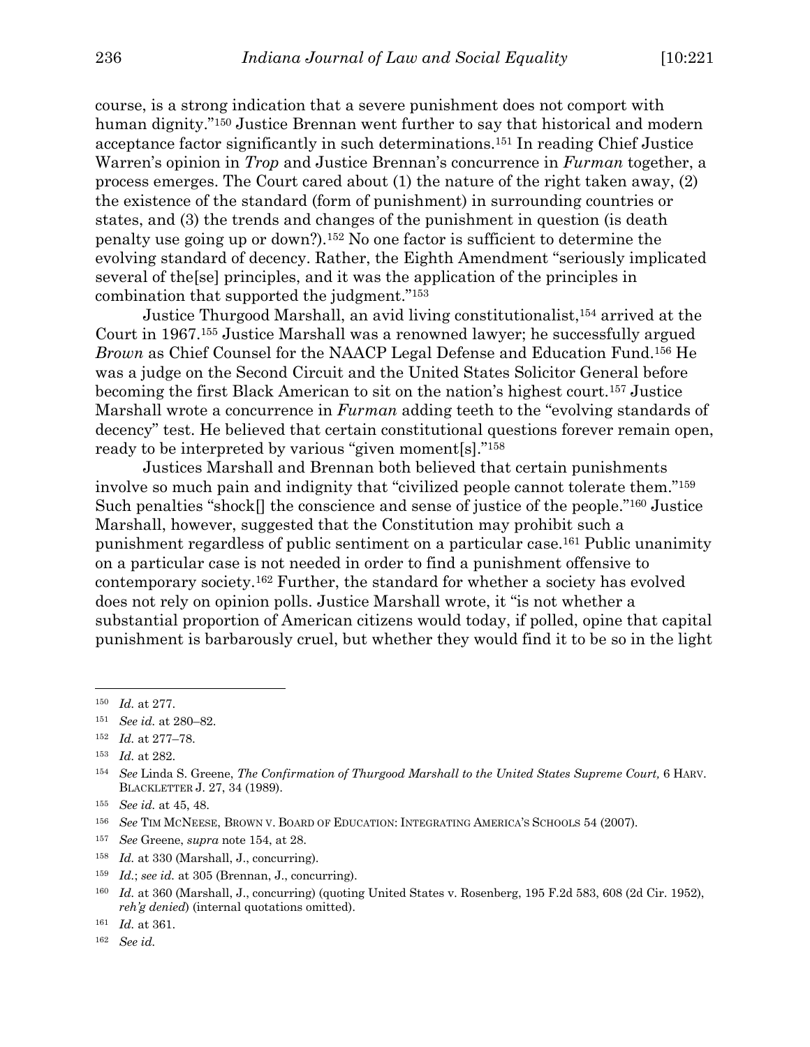course, is a strong indication that a severe punishment does not comport with human dignity."[150] Justice Brennan went further to say that historical and modern acceptance factor significantly in such determinations.[151] In reading Chief Justice Warren's opinion in *Trop* and Justice Brennan's concurrence in *Furman* together, a process emerges. The Court cared about (1) the nature of the right taken away, (2) the existence of the standard (form of punishment) in surrounding countries or states, and (3) the trends and changes of the punishment in question (is death penalty use going up or down?).[152] No one factor is sufficient to determine the evolving standard of decency. Rather, the Eighth Amendment "seriously implicated several of the[se] principles, and it was the application of the principles in combination that supported the judgment."[153]

Justice Thurgood Marshall, an avid living constitutionalist,[154] arrived at the Court in 1967.[155] Justice Marshall was a renowned lawyer; he successfully argued *Brown* as Chief Counsel for the NAACP Legal Defense and Education Fund.[156] He was a judge on the Second Circuit and the United States Solicitor General before becoming the first Black American to sit on the nation's highest court.[157] Justice Marshall wrote a concurrence in *Furman* adding teeth to the "evolving standards of decency" test. He believed that certain constitutional questions forever remain open, ready to be interpreted by various "given moment[s]."[158]

Justices Marshall and Brennan both believed that certain punishments involve so much pain and indignity that "civilized people cannot tolerate them."[159] Such penalties "shock[] the conscience and sense of justice of the people."[160] Justice Marshall, however, suggested that the Constitution may prohibit such a punishment regardless of public sentiment on a particular case.[161] Public unanimity on a particular case is not needed in order to find a punishment offensive to contemporary society.[162] Further, the standard for whether a society has evolved does not rely on opinion polls. Justice Marshall wrote, it "is not whether a substantial proportion of American citizens would today, if polled, opine that capital punishment is barbarously cruel, but whether they would find it to be so in the light

---

[150] *Id.* at 277.

[151] *See id.* at 280–82.

[152] *Id.* at 277–78.

[153] *Id.* at 282.

[154] *See* Linda S. Greene, *The Confirmation of Thurgood Marshall to the United States Supreme Court,* 6 HARV. BLACKLETTER J. 27, 34 (1989).

[155] *See id.* at 45, 48.

[156] *See* TIM MCNEESE, BROWN V. BOARD OF EDUCATION: INTEGRATING AMERICA'S SCHOOLS 54 (2007).

[157] *See* Greene, *supra* note 154, at 28.

[158] *Id.* at 330 (Marshall, J., concurring).

[159] *Id.*; *see id.* at 305 (Brennan, J., concurring).

[160] *Id.* at 360 (Marshall, J., concurring) (quoting United States v. Rosenberg, 195 F.2d 583, 608 (2d Cir. 1952), *reh'g denied*) (internal quotations omitted).

[161] *Id.* at 361.

[162] *See id.*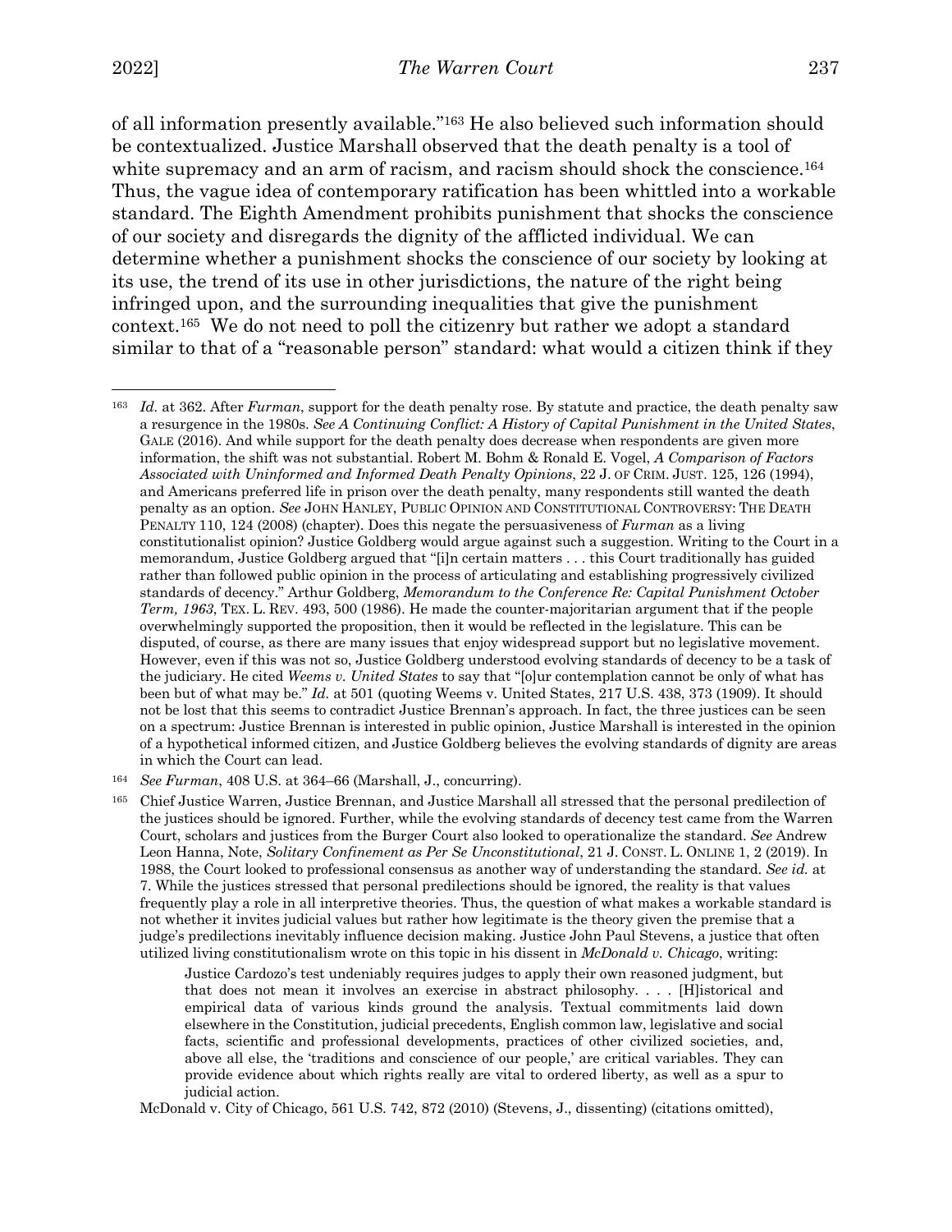of all information presently available."[163] He also believed such information should be contextualized. Justice Marshall observed that the death penalty is a tool of white supremacy and an arm of racism, and racism should shock the conscience.[164] Thus, the vague idea of contemporary ratification has been whittled into a workable standard. The Eighth Amendment prohibits punishment that shocks the conscience of our society and disregards the dignity of the afflicted individual. We can determine whether a punishment shocks the conscience of our society by looking at its use, the trend of its use in other jurisdictions, the nature of the right being infringed upon, and the surrounding inequalities that give the punishment context.[165] We do not need to poll the citizenry but rather we adopt a standard similar to that of a "reasonable person" standard: what would a citizen think if they

---

[163] *Id.* at 362. After *Furman*, support for the death penalty rose. By statute and practice, the death penalty saw a resurgence in the 1980s. *See A Continuing Conflict: A History of Capital Punishment in the United States*, GALE (2016). And while support for the death penalty does decrease when respondents are given more information, the shift was not substantial. Robert M. Bohm & Ronald E. Vogel, *A Comparison of Factors Associated with Uninformed and Informed Death Penalty Opinions*, 22 J. OF CRIM. JUST. 125, 126 (1994), and Americans preferred life in prison over the death penalty, many respondents still wanted the death penalty as an option. *See* JOHN HANLEY, PUBLIC OPINION AND CONSTITUTIONAL CONTROVERSY: THE DEATH PENALTY 110, 124 (2008) (chapter). Does this negate the persuasiveness of *Furman* as a living constitutionalist opinion? Justice Goldberg would argue against such a suggestion. Writing to the Court in a memorandum, Justice Goldberg argued that "[i]n certain matters . . . this Court traditionally has guided rather than followed public opinion in the process of articulating and establishing progressively civilized standards of decency." Arthur Goldberg, *Memorandum to the Conference Re: Capital Punishment October Term, 1963*, TEX. L. REV. 493, 500 (1986). He made the counter-majoritarian argument that if the people overwhelmingly supported the proposition, then it would be reflected in the legislature. This can be disputed, of course, as there are many issues that enjoy widespread support but no legislative movement. However, even if this was not so, Justice Goldberg understood evolving standards of decency to be a task of the judiciary. He cited *Weems v. United States* to say that "[o]ur contemplation cannot be only of what has been but of what may be." *Id.* at 501 (quoting Weems v. United States, 217 U.S. 438, 373 (1909). It should not be lost that this seems to contradict Justice Brennan's approach. In fact, the three justices can be seen on a spectrum: Justice Brennan is interested in public opinion, Justice Marshall is interested in the opinion of a hypothetical informed citizen, and Justice Goldberg believes the evolving standards of dignity are areas in which the Court can lead.

[164] *See Furman*, 408 U.S. at 364–66 (Marshall, J., concurring).

[165] Chief Justice Warren, Justice Brennan, and Justice Marshall all stressed that the personal predilection of the justices should be ignored. Further, while the evolving standards of decency test came from the Warren Court, scholars and justices from the Burger Court also looked to operationalize the standard. *See* Andrew Leon Hanna, Note, *Solitary Confinement as Per Se Unconstitutional*, 21 J. CONST. L. ONLINE 1, 2 (2019). In 1988, the Court looked to professional consensus as another way of understanding the standard. *See id.* at 7. While the justices stressed that personal predilections should be ignored, the reality is that values frequently play a role in all interpretive theories. Thus, the question of what makes a workable standard is not whether it invites judicial values but rather how legitimate is the theory given the premise that a judge's predilections inevitably influence decision making. Justice John Paul Stevens, a justice that often utilized living constitutionalism wrote on this topic in his dissent in *McDonald v. Chicago*, writing:

> Justice Cardozo's test undeniably requires judges to apply their own reasoned judgment, but that does not mean it involves an exercise in abstract philosophy. . . . [H]istorical and empirical data of various kinds ground the analysis. Textual commitments laid down elsewhere in the Constitution, judicial precedents, English common law, legislative and social facts, scientific and professional developments, practices of other civilized societies, and, above all else, the 'traditions and conscience of our people,' are critical variables. They can provide evidence about which rights really are vital to ordered liberty, as well as a spur to judicial action.

McDonald v. City of Chicago, 561 U.S. 742, 872 (2010) (Stevens, J., dissenting) (citations omitted),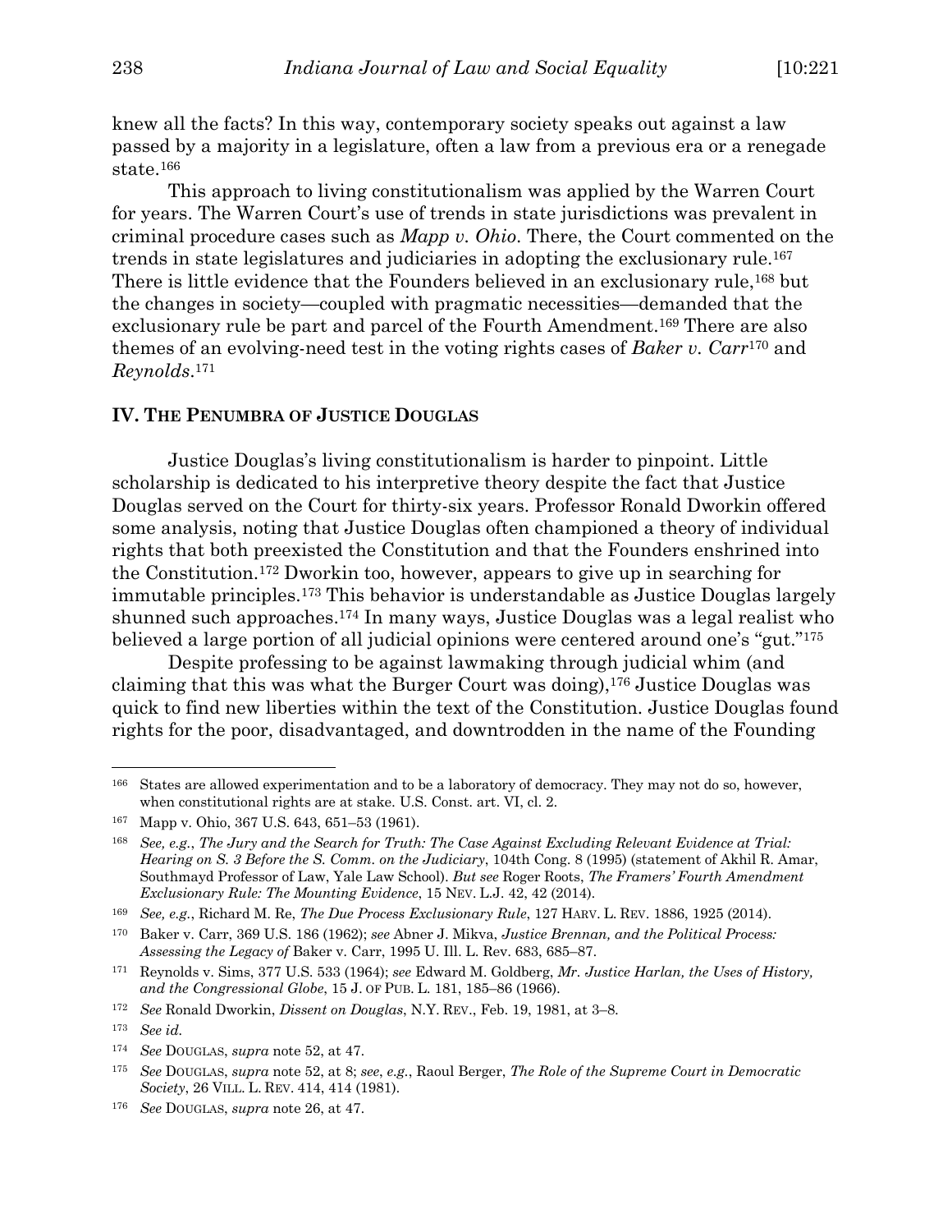knew all the facts? In this way, contemporary society speaks out against a law passed by a majority in a legislature, often a law from a previous era or a renegade state.[166]

This approach to living constitutionalism was applied by the Warren Court for years. The Warren Court's use of trends in state jurisdictions was prevalent in criminal procedure cases such as *Mapp v. Ohio*. There, the Court commented on the trends in state legislatures and judiciaries in adopting the exclusionary rule.[167] There is little evidence that the Founders believed in an exclusionary rule,[168] but the changes in society—coupled with pragmatic necessities—demanded that the exclusionary rule be part and parcel of the Fourth Amendment.[169] There are also themes of an evolving-need test in the voting rights cases of *Baker v. Carr*[170] and *Reynolds*.[171]

## IV. The Penumbra of Justice Douglas

Justice Douglas's living constitutionalism is harder to pinpoint. Little scholarship is dedicated to his interpretive theory despite the fact that Justice Douglas served on the Court for thirty-six years. Professor Ronald Dworkin offered some analysis, noting that Justice Douglas often championed a theory of individual rights that both preexisted the Constitution and that the Founders enshrined into the Constitution.[172] Dworkin too, however, appears to give up in searching for immutable principles.[173] This behavior is understandable as Justice Douglas largely shunned such approaches.[174] In many ways, Justice Douglas was a legal realist who believed a large portion of all judicial opinions were centered around one's "gut."[175]

Despite professing to be against lawmaking through judicial whim (and claiming that this was what the Burger Court was doing),[176] Justice Douglas was quick to find new liberties within the text of the Constitution. Justice Douglas found rights for the poor, disadvantaged, and downtrodden in the name of the Founding

---

[166] States are allowed experimentation and to be a laboratory of democracy. They may not do so, however, when constitutional rights are at stake. U.S. Const. art. VI, cl. 2.

[167] Mapp v. Ohio, 367 U.S. 643, 651–53 (1961).

[168] *See, e.g.*, *The Jury and the Search for Truth: The Case Against Excluding Relevant Evidence at Trial: Hearing on S. 3 Before the S. Comm. on the Judiciary*, 104th Cong. 8 (1995) (statement of Akhil R. Amar, Southmayd Professor of Law, Yale Law School). *But see* Roger Roots, *The Framers' Fourth Amendment Exclusionary Rule: The Mounting Evidence*, 15 NEV. L.J. 42, 42 (2014).

[169] *See, e.g.*, Richard M. Re, *The Due Process Exclusionary Rule*, 127 HARV. L. REV. 1886, 1925 (2014).

[170] Baker v. Carr, 369 U.S. 186 (1962); *see* Abner J. Mikva, *Justice Brennan, and the Political Process: Assessing the Legacy of* Baker v. Carr, 1995 U. Ill. L. Rev. 683, 685–87.

[171] Reynolds v. Sims, 377 U.S. 533 (1964); *see* Edward M. Goldberg, *Mr. Justice Harlan, the Uses of History, and the Congressional Globe*, 15 J. OF PUB. L. 181, 185–86 (1966).

[172] *See* Ronald Dworkin, *Dissent on Douglas*, N.Y. REV., Feb. 19, 1981, at 3–8.

[173] *See id.*

[174] *See* DOUGLAS, *supra* note 52, at 47.

[175] *See* DOUGLAS, *supra* note 52, at 8; *see, e.g.*, Raoul Berger, *The Role of the Supreme Court in Democratic Society*, 26 VILL. L. REV. 414, 414 (1981).

[176] *See* DOUGLAS, *supra* note 26, at 47.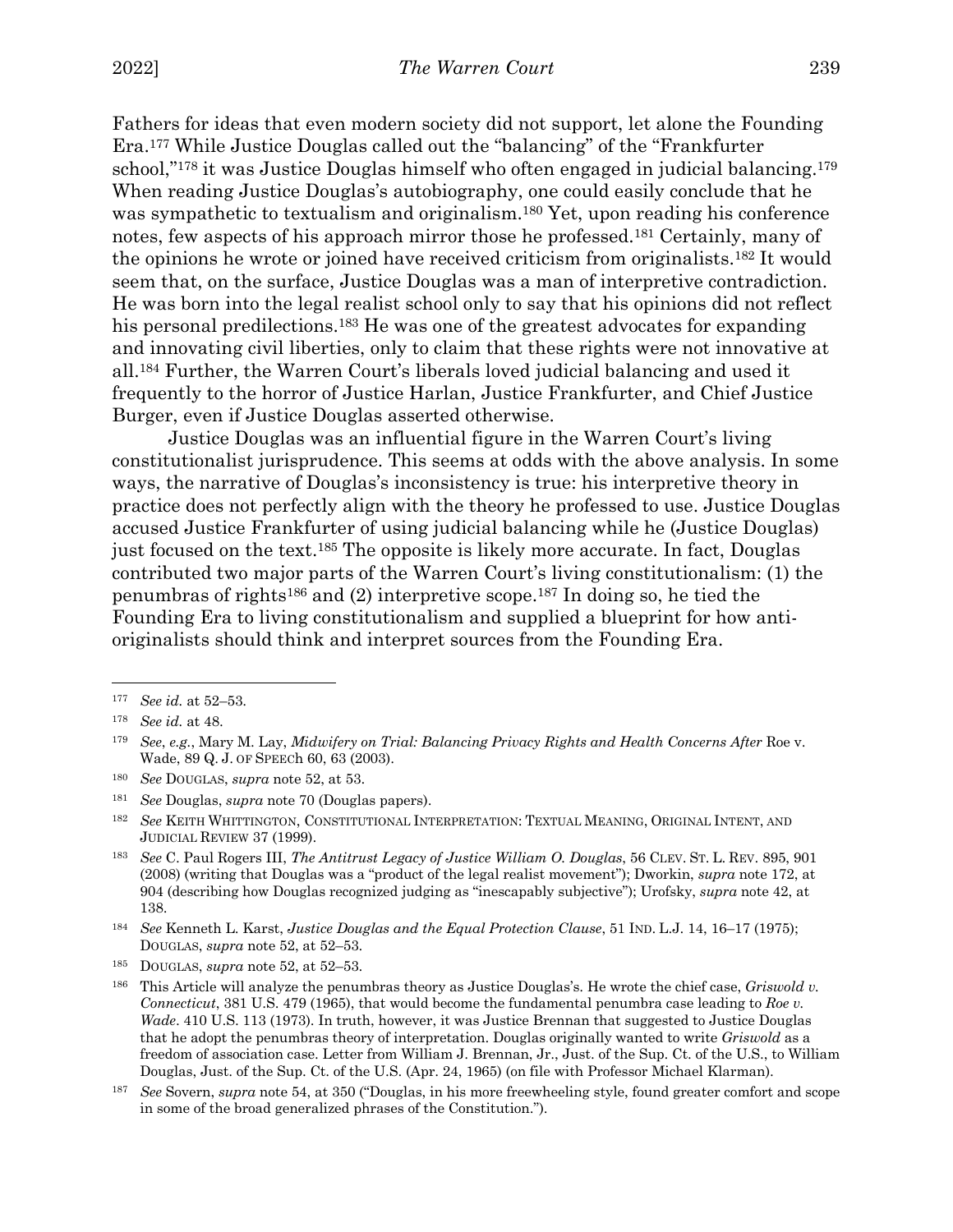Fathers for ideas that even modern society did not support, let alone the Founding Era.[177] While Justice Douglas called out the "balancing" of the "Frankfurter school,"[178] it was Justice Douglas himself who often engaged in judicial balancing.[179] When reading Justice Douglas's autobiography, one could easily conclude that he was sympathetic to textualism and originalism.[180] Yet, upon reading his conference notes, few aspects of his approach mirror those he professed.[181] Certainly, many of the opinions he wrote or joined have received criticism from originalists.[182] It would seem that, on the surface, Justice Douglas was a man of interpretive contradiction. He was born into the legal realist school only to say that his opinions did not reflect his personal predilections.[183] He was one of the greatest advocates for expanding and innovating civil liberties, only to claim that these rights were not innovative at all.[184] Further, the Warren Court's liberals loved judicial balancing and used it frequently to the horror of Justice Harlan, Justice Frankfurter, and Chief Justice Burger, even if Justice Douglas asserted otherwise.

Justice Douglas was an influential figure in the Warren Court's living constitutionalist jurisprudence. This seems at odds with the above analysis. In some ways, the narrative of Douglas's inconsistency is true: his interpretive theory in practice does not perfectly align with the theory he professed to use. Justice Douglas accused Justice Frankfurter of using judicial balancing while he (Justice Douglas) just focused on the text.[185] The opposite is likely more accurate. In fact, Douglas contributed two major parts of the Warren Court's living constitutionalism: (1) the penumbras of rights[186] and (2) interpretive scope.[187] In doing so, he tied the Founding Era to living constitutionalism and supplied a blueprint for how anti-originalists should think and interpret sources from the Founding Era.

---

[177] *See id.* at 52–53.

[178] *See id.* at 48.

[179] *See, e.g.*, Mary M. Lay, *Midwifery on Trial: Balancing Privacy Rights and Health Concerns After* Roe v. Wade, 89 Q. J. OF SPEECh 60, 63 (2003).

[180] *See* DOUGLAS, *supra* note 52, at 53.

[181] *See* Douglas, *supra* note 70 (Douglas papers).

[182] *See* KEITH WHITTINGTON, CONSTITUTIONAL INTERPRETATION: TEXTUAL MEANING, ORIGINAL INTENT, AND JUDICIAL REVIEW 37 (1999).

[183] *See* C. Paul Rogers III, *The Antitrust Legacy of Justice William O. Douglas*, 56 CLEV. ST. L. REV. 895, 901 (2008) (writing that Douglas was a "product of the legal realist movement"); Dworkin, *supra* note 172, at 904 (describing how Douglas recognized judging as "inescapably subjective"); Urofsky, *supra* note 42, at 138.

[184] *See* Kenneth L. Karst, *Justice Douglas and the Equal Protection Clause*, 51 IND. L.J. 14, 16–17 (1975); DOUGLAS, *supra* note 52, at 52–53.

[185] DOUGLAS, *supra* note 52, at 52–53.

[186] This Article will analyze the penumbras theory as Justice Douglas's. He wrote the chief case, *Griswold v. Connecticut*, 381 U.S. 479 (1965), that would become the fundamental penumbra case leading to *Roe v. Wade*. 410 U.S. 113 (1973). In truth, however, it was Justice Brennan that suggested to Justice Douglas that he adopt the penumbras theory of interpretation. Douglas originally wanted to write *Griswold* as a freedom of association case. Letter from William J. Brennan, Jr., Just. of the Sup. Ct. of the U.S., to William Douglas, Just. of the Sup. Ct. of the U.S. (Apr. 24, 1965) (on file with Professor Michael Klarman).

[187] *See* Sovern, *supra* note 54, at 350 ("Douglas, in his more freewheeling style, found greater comfort and scope in some of the broad generalized phrases of the Constitution.").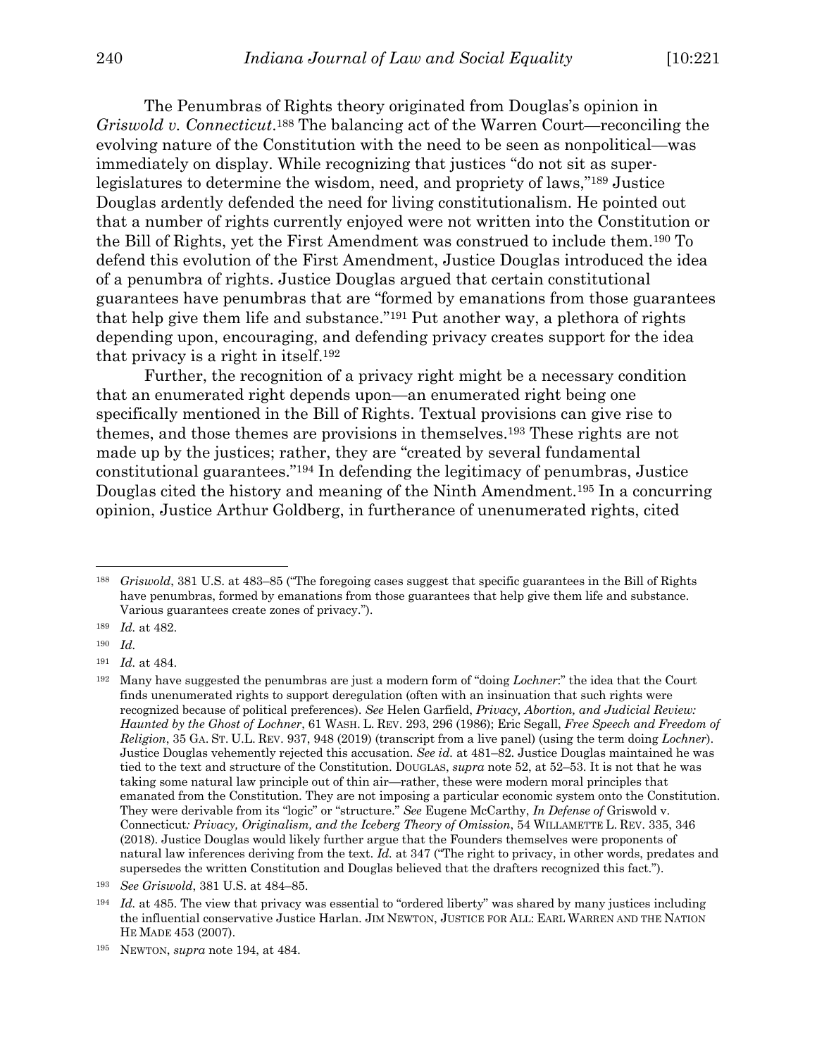The Penumbras of Rights theory originated from Douglas's opinion in *Griswold v. Connecticut*.[188] The balancing act of the Warren Court—reconciling the evolving nature of the Constitution with the need to be seen as nonpolitical—was immediately on display. While recognizing that justices "do not sit as super-legislatures to determine the wisdom, need, and propriety of laws,"[189] Justice Douglas ardently defended the need for living constitutionalism. He pointed out that a number of rights currently enjoyed were not written into the Constitution or the Bill of Rights, yet the First Amendment was construed to include them.[190] To defend this evolution of the First Amendment, Justice Douglas introduced the idea of a penumbra of rights. Justice Douglas argued that certain constitutional guarantees have penumbras that are "formed by emanations from those guarantees that help give them life and substance."[191] Put another way, a plethora of rights depending upon, encouraging, and defending privacy creates support for the idea that privacy is a right in itself.[192]

Further, the recognition of a privacy right might be a necessary condition that an enumerated right depends upon—an enumerated right being one specifically mentioned in the Bill of Rights. Textual provisions can give rise to themes, and those themes are provisions in themselves.[193] These rights are not made up by the justices; rather, they are "created by several fundamental constitutional guarantees."[194] In defending the legitimacy of penumbras, Justice Douglas cited the history and meaning of the Ninth Amendment.[195] In a concurring opinion, Justice Arthur Goldberg, in furtherance of unenumerated rights, cited

---

[188] *Griswold*, 381 U.S. at 483–85 ("The foregoing cases suggest that specific guarantees in the Bill of Rights have penumbras, formed by emanations from those guarantees that help give them life and substance. Various guarantees create zones of privacy.").

[189] *Id.* at 482.

[190] *Id.*

[191] *Id.* at 484.

[192] Many have suggested the penumbras are just a modern form of "doing *Lochner*:" the idea that the Court finds unenumerated rights to support deregulation (often with an insinuation that such rights were recognized because of political preferences). *See* Helen Garfield, *Privacy, Abortion, and Judicial Review: Haunted by the Ghost of Lochner*, 61 WASH. L. REV. 293, 296 (1986); Eric Segall, *Free Speech and Freedom of Religion*, 35 GA. ST. U.L. REV. 937, 948 (2019) (transcript from a live panel) (using the term doing *Lochner*). Justice Douglas vehemently rejected this accusation. *See id.* at 481–82. Justice Douglas maintained he was tied to the text and structure of the Constitution. DOUGLAS, *supra* note 52, at 52–53. It is not that he was taking some natural law principle out of thin air—rather, these were modern moral principles that emanated from the Constitution. They are not imposing a particular economic system onto the Constitution. They were derivable from its "logic" or "structure." *See* Eugene McCarthy, *In Defense of* Griswold v. Connecticut*: Privacy, Originalism, and the Iceberg Theory of Omission*, 54 WILLAMETTE L. REV. 335, 346 (2018). Justice Douglas would likely further argue that the Founders themselves were proponents of natural law inferences deriving from the text. *Id.* at 347 ("The right to privacy, in other words, predates and supersedes the written Constitution and Douglas believed that the drafters recognized this fact.").

[193] *See Griswold*, 381 U.S. at 484–85.

[194] *Id.* at 485. The view that privacy was essential to "ordered liberty" was shared by many justices including the influential conservative Justice Harlan. JIM NEWTON, JUSTICE FOR ALL: EARL WARREN AND THE NATION HE MADE 453 (2007).

[195] NEWTON, *supra* note 194, at 484.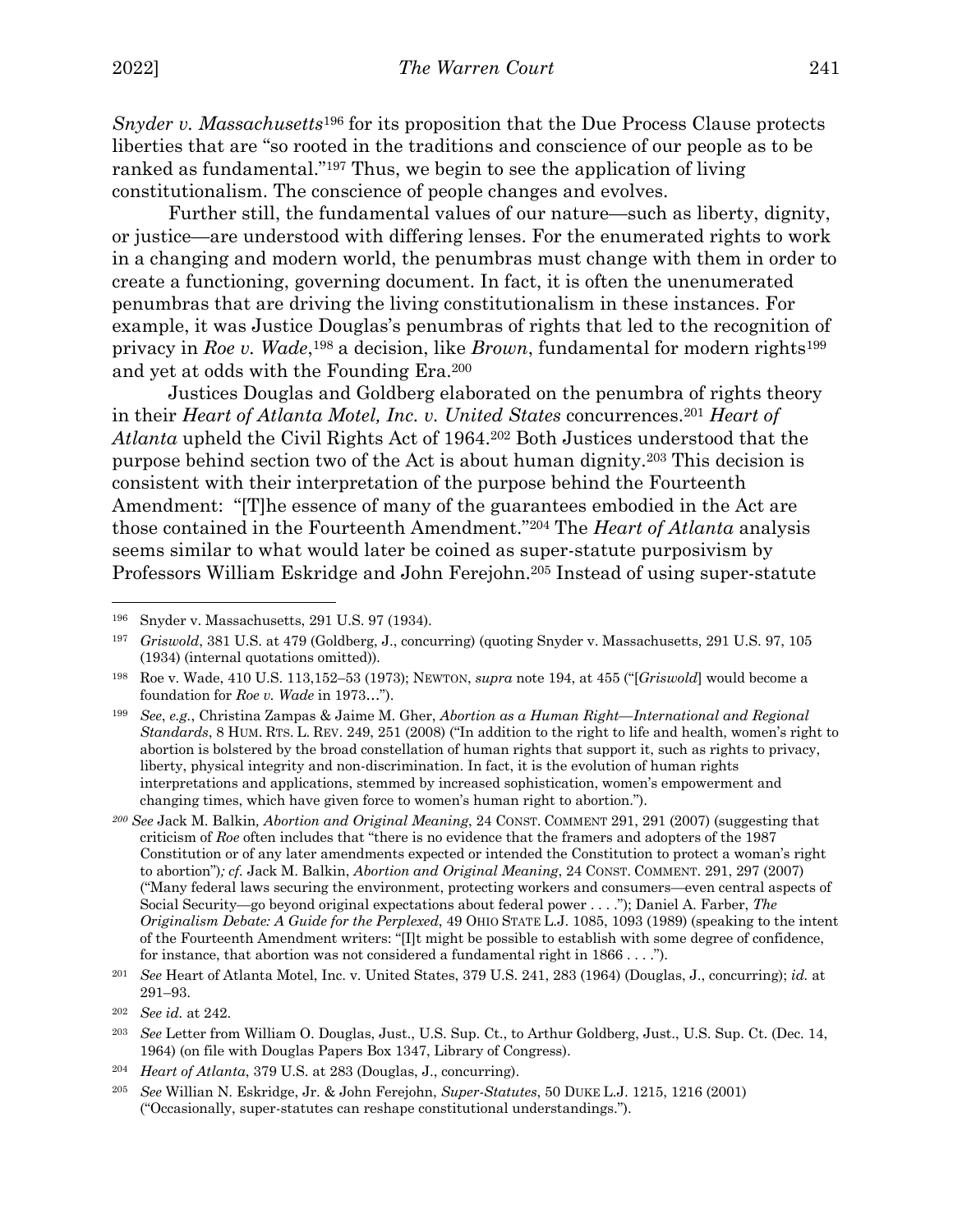*Snyder v. Massachusetts*[196] for its proposition that the Due Process Clause protects liberties that are "so rooted in the traditions and conscience of our people as to be ranked as fundamental."[197] Thus, we begin to see the application of living constitutionalism. The conscience of people changes and evolves.

Further still, the fundamental values of our nature—such as liberty, dignity, or justice—are understood with differing lenses. For the enumerated rights to work in a changing and modern world, the penumbras must change with them in order to create a functioning, governing document. In fact, it is often the unenumerated penumbras that are driving the living constitutionalism in these instances. For example, it was Justice Douglas's penumbras of rights that led to the recognition of privacy in *Roe v. Wade*,[198] a decision, like *Brown*, fundamental for modern rights[199] and yet at odds with the Founding Era.[200]

Justices Douglas and Goldberg elaborated on the penumbra of rights theory in their *Heart of Atlanta Motel, Inc. v. United States* concurrences.[201] *Heart of Atlanta* upheld the Civil Rights Act of 1964.[202] Both Justices understood that the purpose behind section two of the Act is about human dignity.[203] This decision is consistent with their interpretation of the purpose behind the Fourteenth Amendment: "[T]he essence of many of the guarantees embodied in the Act are those contained in the Fourteenth Amendment."[204] The *Heart of Atlanta* analysis seems similar to what would later be coined as super-statute purposivism by Professors William Eskridge and John Ferejohn.[205] Instead of using super-statute

---

[196] Snyder v. Massachusetts, 291 U.S. 97 (1934).

[197] *Griswold*, 381 U.S. at 479 (Goldberg, J., concurring) (quoting Snyder v. Massachusetts, 291 U.S. 97, 105 (1934) (internal quotations omitted)).

[198] Roe v. Wade, 410 U.S. 113,152–53 (1973); NEWTON, *supra* note 194, at 455 ("[*Griswold*] would become a foundation for *Roe v. Wade* in 1973…").

[199] *See, e.g.*, Christina Zampas & Jaime M. Gher, *Abortion as a Human Right—International and Regional Standards*, 8 HUM. RTS. L. REV. 249, 251 (2008) ("In addition to the right to life and health, women's right to abortion is bolstered by the broad constellation of human rights that support it, such as rights to privacy, liberty, physical integrity and non-discrimination. In fact, it is the evolution of human rights interpretations and applications, stemmed by increased sophistication, women's empowerment and changing times, which have given force to women's human right to abortion.").

[200] *See* Jack M. Balkin*, Abortion and Original Meaning*, 24 CONST. COMMENT 291, 291 (2007) (suggesting that criticism of *Roe* often includes that "there is no evidence that the framers and adopters of the 1987 Constitution or of any later amendments expected or intended the Constitution to protect a woman's right to abortion")*; cf.* Jack M. Balkin, *Abortion and Original Meaning*, 24 CONST. COMMENT. 291, 297 (2007) ("Many federal laws securing the environment, protecting workers and consumers—even central aspects of Social Security—go beyond original expectations about federal power . . . ."); Daniel A. Farber, *The Originalism Debate: A Guide for the Perplexed*, 49 OHIO STATE L.J. 1085, 1093 (1989) (speaking to the intent of the Fourteenth Amendment writers: "[I]t might be possible to establish with some degree of confidence, for instance, that abortion was not considered a fundamental right in 1866 . . . .").

[201] *See* Heart of Atlanta Motel, Inc. v. United States, 379 U.S. 241, 283 (1964) (Douglas, J., concurring); *id.* at 291–93.

[202] *See id.* at 242.

[203] *See* Letter from William O. Douglas, Just., U.S. Sup. Ct., to Arthur Goldberg, Just., U.S. Sup. Ct. (Dec. 14, 1964) (on file with Douglas Papers Box 1347, Library of Congress).

[204] *Heart of Atlanta*, 379 U.S. at 283 (Douglas, J., concurring).

[205] *See* Willian N. Eskridge, Jr. & John Ferejohn, *Super-Statutes*, 50 DUKE L.J. 1215, 1216 (2001) ("Occasionally, super-statutes can reshape constitutional understandings.").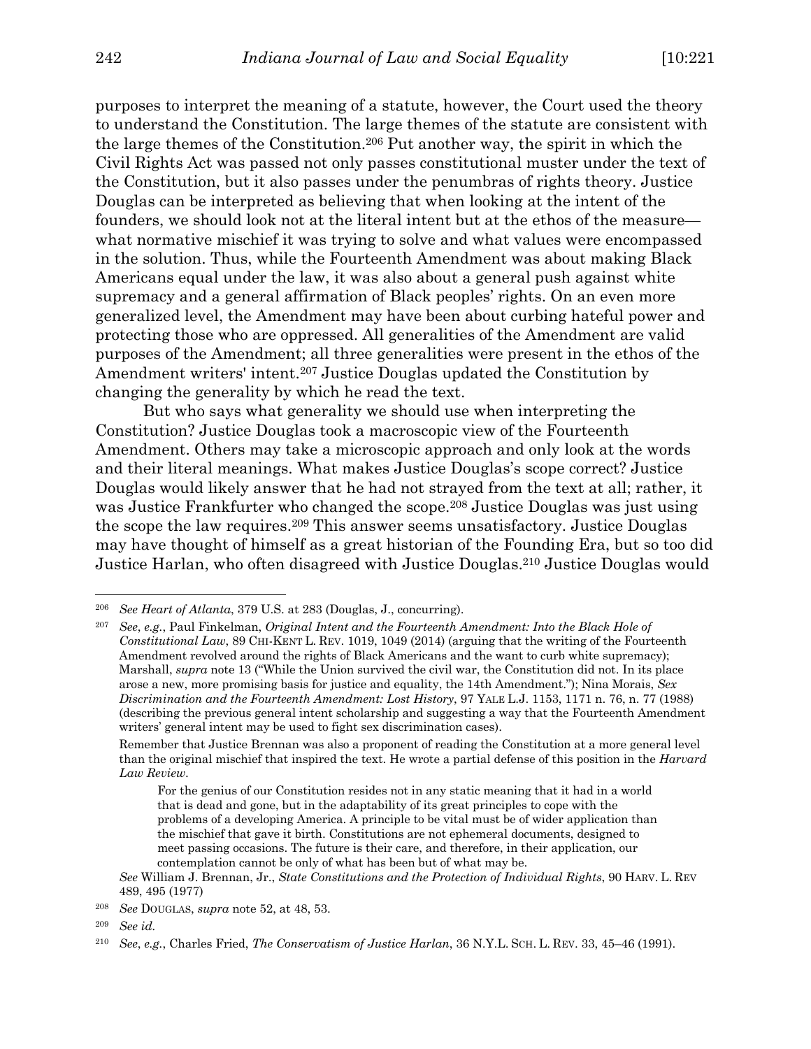purposes to interpret the meaning of a statute, however, the Court used the theory to understand the Constitution. The large themes of the statute are consistent with the large themes of the Constitution.[206] Put another way, the spirit in which the Civil Rights Act was passed not only passes constitutional muster under the text of the Constitution, but it also passes under the penumbras of rights theory. Justice Douglas can be interpreted as believing that when looking at the intent of the founders, we should look not at the literal intent but at the ethos of the measure—what normative mischief it was trying to solve and what values were encompassed in the solution. Thus, while the Fourteenth Amendment was about making Black Americans equal under the law, it was also about a general push against white supremacy and a general affirmation of Black peoples' rights. On an even more generalized level, the Amendment may have been about curbing hateful power and protecting those who are oppressed. All generalities of the Amendment are valid purposes of the Amendment; all three generalities were present in the ethos of the Amendment writers' intent.[207] Justice Douglas updated the Constitution by changing the generality by which he read the text.

But who says what generality we should use when interpreting the Constitution? Justice Douglas took a macroscopic view of the Fourteenth Amendment. Others may take a microscopic approach and only look at the words and their literal meanings. What makes Justice Douglas's scope correct? Justice Douglas would likely answer that he had not strayed from the text at all; rather, it was Justice Frankfurter who changed the scope.[208] Justice Douglas was just using the scope the law requires.[209] This answer seems unsatisfactory. Justice Douglas may have thought of himself as a great historian of the Founding Era, but so too did Justice Harlan, who often disagreed with Justice Douglas.[210] Justice Douglas would

---

[206] *See Heart of Atlanta*, 379 U.S. at 283 (Douglas, J., concurring).

[207] *See, e.g.*, Paul Finkelman, *Original Intent and the Fourteenth Amendment: Into the Black Hole of Constitutional Law*, 89 CHI-KENT L. REV. 1019, 1049 (2014) (arguing that the writing of the Fourteenth Amendment revolved around the rights of Black Americans and the want to curb white supremacy); Marshall, *supra* note 13 ("While the Union survived the civil war, the Constitution did not. In its place arose a new, more promising basis for justice and equality, the 14th Amendment."); Nina Morais, *Sex Discrimination and the Fourteenth Amendment: Lost History*, 97 YALE L.J. 1153, 1171 n. 76, n. 77 (1988) (describing the previous general intent scholarship and suggesting a way that the Fourteenth Amendment writers' general intent may be used to fight sex discrimination cases).

Remember that Justice Brennan was also a proponent of reading the Constitution at a more general level than the original mischief that inspired the text. He wrote a partial defense of this position in the *Harvard Law Review*.

> For the genius of our Constitution resides not in any static meaning that it had in a world that is dead and gone, but in the adaptability of its great principles to cope with the problems of a developing America. A principle to be vital must be of wider application than the mischief that gave it birth. Constitutions are not ephemeral documents, designed to meet passing occasions. The future is their care, and therefore, in their application, our contemplation cannot be only of what has been but of what may be.

*See* William J. Brennan, Jr., *State Constitutions and the Protection of Individual Rights*, 90 HARV. L. REV 489, 495 (1977)

[208] *See* DOUGLAS, *supra* note 52, at 48, 53.

[209] *See id.*

[210] *See, e.g.*, Charles Fried, *The Conservatism of Justice Harlan*, 36 N.Y.L. SCH. L. REV. 33, 45–46 (1991).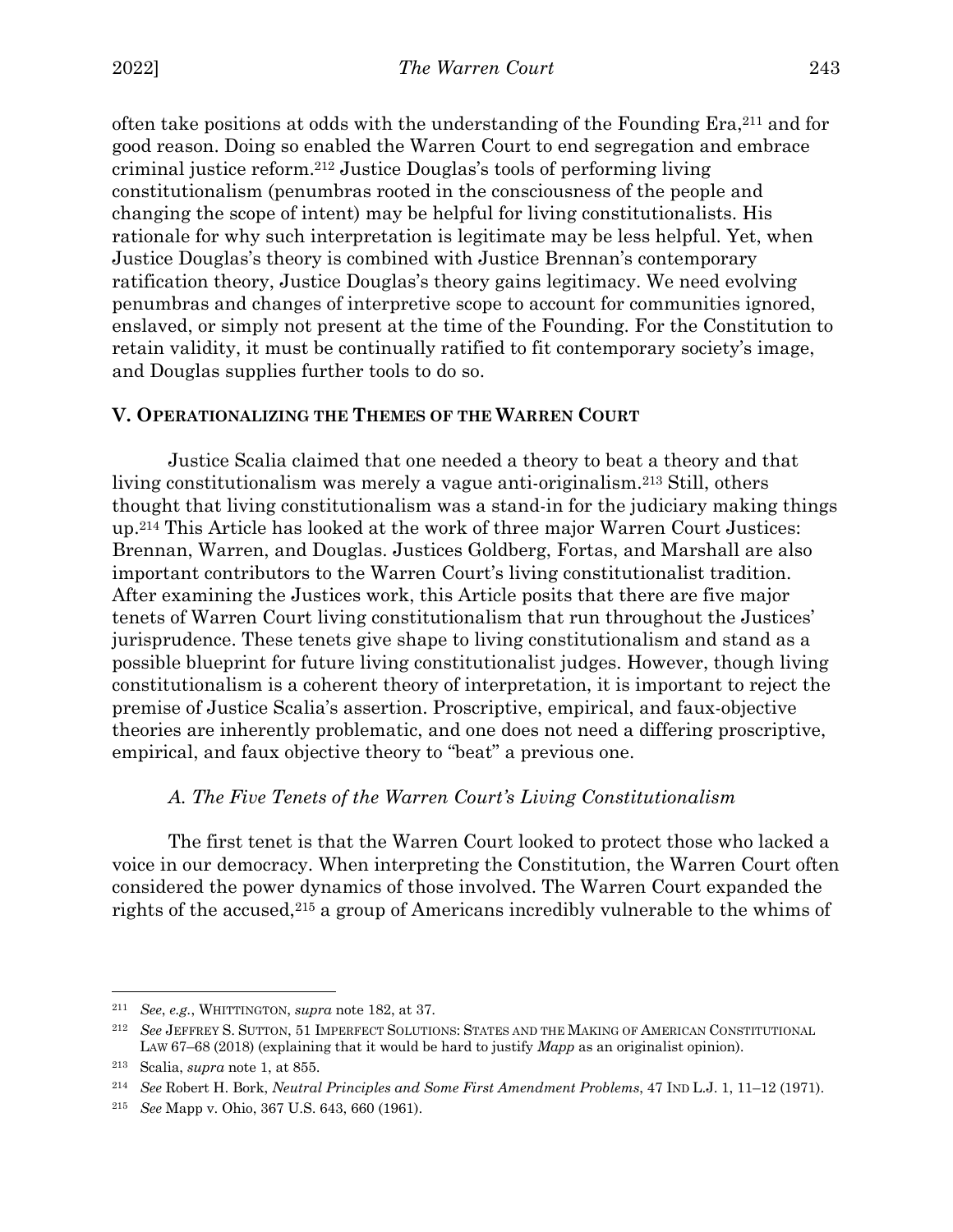often take positions at odds with the understanding of the Founding Era,[211] and for good reason. Doing so enabled the Warren Court to end segregation and embrace criminal justice reform.[212] Justice Douglas's tools of performing living constitutionalism (penumbras rooted in the consciousness of the people and changing the scope of intent) may be helpful for living constitutionalists. His rationale for why such interpretation is legitimate may be less helpful. Yet, when Justice Douglas's theory is combined with Justice Brennan's contemporary ratification theory, Justice Douglas's theory gains legitimacy. We need evolving penumbras and changes of interpretive scope to account for communities ignored, enslaved, or simply not present at the time of the Founding. For the Constitution to retain validity, it must be continually ratified to fit contemporary society's image, and Douglas supplies further tools to do so.

## V. OPERATIONALIZING THE THEMES OF THE WARREN COURT

Justice Scalia claimed that one needed a theory to beat a theory and that living constitutionalism was merely a vague anti-originalism.[213] Still, others thought that living constitutionalism was a stand-in for the judiciary making things up.[214] This Article has looked at the work of three major Warren Court Justices: Brennan, Warren, and Douglas. Justices Goldberg, Fortas, and Marshall are also important contributors to the Warren Court's living constitutionalist tradition. After examining the Justices work, this Article posits that there are five major tenets of Warren Court living constitutionalism that run throughout the Justices' jurisprudence. These tenets give shape to living constitutionalism and stand as a possible blueprint for future living constitutionalist judges. However, though living constitutionalism is a coherent theory of interpretation, it is important to reject the premise of Justice Scalia's assertion. Proscriptive, empirical, and faux-objective theories are inherently problematic, and one does not need a differing proscriptive, empirical, and faux objective theory to "beat" a previous one.

### *A. The Five Tenets of the Warren Court's Living Constitutionalism*

The first tenet is that the Warren Court looked to protect those who lacked a voice in our democracy. When interpreting the Constitution, the Warren Court often considered the power dynamics of those involved. The Warren Court expanded the rights of the accused,[215] a group of Americans incredibly vulnerable to the whims of

---

[211] *See*, *e.g.*, WHITTINGTON, *supra* note 182, at 37.

[212] *See* JEFFREY S. SUTTON, 51 IMPERFECT SOLUTIONS: STATES AND THE MAKING OF AMERICAN CONSTITUTIONAL LAW 67–68 (2018) (explaining that it would be hard to justify *Mapp* as an originalist opinion).

[213] Scalia, *supra* note 1, at 855.

[214] *See* Robert H. Bork, *Neutral Principles and Some First Amendment Problems*, 47 IND L.J. 1, 11–12 (1971).

[215] *See* Mapp v. Ohio, 367 U.S. 643, 660 (1961).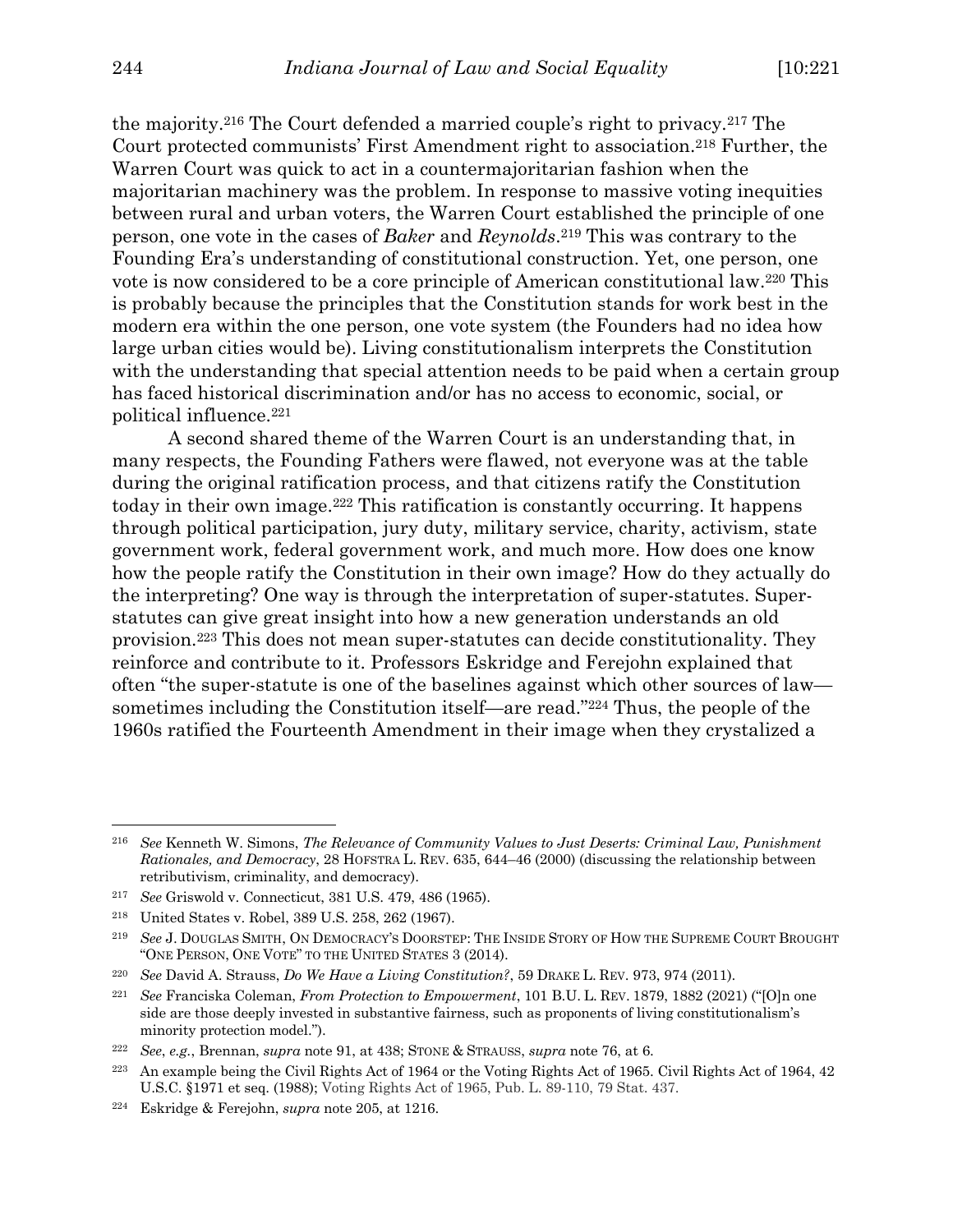the majority.[216] The Court defended a married couple's right to privacy.[217] The Court protected communists' First Amendment right to association.[218] Further, the Warren Court was quick to act in a countermajoritarian fashion when the majoritarian machinery was the problem. In response to massive voting inequities between rural and urban voters, the Warren Court established the principle of one person, one vote in the cases of *Baker* and *Reynolds*.[219] This was contrary to the Founding Era's understanding of constitutional construction. Yet, one person, one vote is now considered to be a core principle of American constitutional law.[220] This is probably because the principles that the Constitution stands for work best in the modern era within the one person, one vote system (the Founders had no idea how large urban cities would be). Living constitutionalism interprets the Constitution with the understanding that special attention needs to be paid when a certain group has faced historical discrimination and/or has no access to economic, social, or political influence.[221]

A second shared theme of the Warren Court is an understanding that, in many respects, the Founding Fathers were flawed, not everyone was at the table during the original ratification process, and that citizens ratify the Constitution today in their own image.[222] This ratification is constantly occurring. It happens through political participation, jury duty, military service, charity, activism, state government work, federal government work, and much more. How does one know how the people ratify the Constitution in their own image? How do they actually do the interpreting? One way is through the interpretation of super-statutes. Super-statutes can give great insight into how a new generation understands an old provision.[223] This does not mean super-statutes can decide constitutionality. They reinforce and contribute to it. Professors Eskridge and Ferejohn explained that often "the super-statute is one of the baselines against which other sources of law—sometimes including the Constitution itself—are read."[224] Thus, the people of the 1960s ratified the Fourteenth Amendment in their image when they crystalized a

---

[216] *See* Kenneth W. Simons, *The Relevance of Community Values to Just Deserts: Criminal Law, Punishment Rationales, and Democracy*, 28 HOFSTRA L. REV. 635, 644–46 (2000) (discussing the relationship between retributivism, criminality, and democracy).

[217] *See* Griswold v. Connecticut, 381 U.S. 479, 486 (1965).

[218] United States v. Robel, 389 U.S. 258, 262 (1967).

[219] *See* J. DOUGLAS SMITH, ON DEMOCRACY'S DOORSTEP: THE INSIDE STORY OF HOW THE SUPREME COURT BROUGHT "ONE PERSON, ONE VOTE" TO THE UNITED STATES 3 (2014).

[220] *See* David A. Strauss, *Do We Have a Living Constitution?*, 59 DRAKE L. REV. 973, 974 (2011).

[221] *See* Franciska Coleman, *From Protection to Empowerment*, 101 B.U. L. REV. 1879, 1882 (2021) ("[O]n one side are those deeply invested in substantive fairness, such as proponents of living constitutionalism's minority protection model.").

[222] *See*, *e.g.*, Brennan, *supra* note 91, at 438; STONE & STRAUSS, *supra* note 76, at 6.

[223] An example being the Civil Rights Act of 1964 or the Voting Rights Act of 1965. Civil Rights Act of 1964, 42 U.S.C. §1971 et seq. (1988); Voting Rights Act of 1965, Pub. L. 89-110, 79 Stat. 437.

[224] Eskridge & Ferejohn, *supra* note 205, at 1216.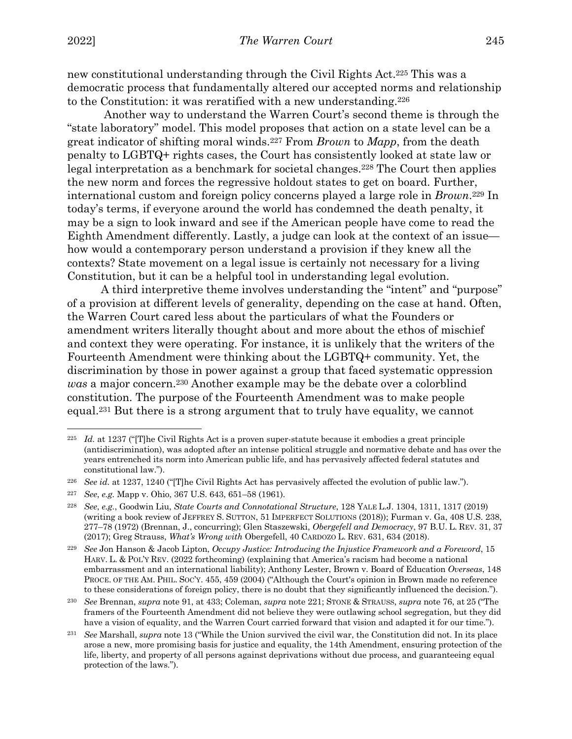new constitutional understanding through the Civil Rights Act.[225] This was a democratic process that fundamentally altered our accepted norms and relationship to the Constitution: it was reratified with a new understanding.[226]

Another way to understand the Warren Court's second theme is through the "state laboratory" model. This model proposes that action on a state level can be a great indicator of shifting moral winds.[227] From *Brown* to *Mapp*, from the death penalty to LGBTQ+ rights cases, the Court has consistently looked at state law or legal interpretation as a benchmark for societal changes.[228] The Court then applies the new norm and forces the regressive holdout states to get on board. Further, international custom and foreign policy concerns played a large role in *Brown*.[229] In today's terms, if everyone around the world has condemned the death penalty, it may be a sign to look inward and see if the American people have come to read the Eighth Amendment differently. Lastly, a judge can look at the context of an issue—how would a contemporary person understand a provision if they knew all the contexts? State movement on a legal issue is certainly not necessary for a living Constitution, but it can be a helpful tool in understanding legal evolution.

A third interpretive theme involves understanding the "intent" and "purpose" of a provision at different levels of generality, depending on the case at hand. Often, the Warren Court cared less about the particulars of what the Founders or amendment writers literally thought about and more about the ethos of mischief and context they were operating. For instance, it is unlikely that the writers of the Fourteenth Amendment were thinking about the LGBTQ+ community. Yet, the discrimination by those in power against a group that faced systematic oppression *was* a major concern.[230] Another example may be the debate over a colorblind constitution. The purpose of the Fourteenth Amendment was to make people equal.[231] But there is a strong argument that to truly have equality, we cannot

---

[225] *Id.* at 1237 ("[T]he Civil Rights Act is a proven super-statute because it embodies a great principle (antidiscrimination), was adopted after an intense political struggle and normative debate and has over the years entrenched its norm into American public life, and has pervasively affected federal statutes and constitutional law.").

[226] *See id.* at 1237, 1240 ("[T]he Civil Rights Act has pervasively affected the evolution of public law.").

[227] *See*, *e.g.* Mapp v. Ohio, 367 U.S. 643, 651–58 (1961).

[228] *See*, *e.g.*, Goodwin Liu, *State Courts and Connotational Structure*, 128 YALE L.J. 1304, 1311, 1317 (2019) (writing a book review of JEFFREY S. SUTTON, 51 IMPERFECT SOLUTIONS (2018)); Furman v. Ga, 408 U.S. 238, 277–78 (1972) (Brennan, J., concurring); Glen Staszewski, *Obergefell and Democracy*, 97 B.U. L. REV. 31, 37 (2017); Greg Strauss, *What's Wrong with* Obergefell, 40 CARDOZO L. REV. 631, 634 (2018).

[229] *See* Jon Hanson & Jacob Lipton, *Occupy Justice: Introducing the Injustice Framework and a Foreword*, 15 HARV. L. & POL'Y REV. (2022 forthcoming) (explaining that America's racism had become a national embarrassment and an international liability); Anthony Lester, Brown v. Board of Education *Overseas*, 148 PROCE. OF THE AM. PHIL. SOC'Y. 455, 459 (2004) ("Although the Court's opinion in Brown made no reference to these considerations of foreign policy, there is no doubt that they significantly influenced the decision.").

[230] *See* Brennan, *supra* note 91, at 433; Coleman, *supra* note 221; STONE & STRAUSS, *supra* note 76, at 25 ("The framers of the Fourteenth Amendment did not believe they were outlawing school segregation, but they did have a vision of equality, and the Warren Court carried forward that vision and adapted it for our time.").

[231] *See* Marshall, *supra* note 13 ("While the Union survived the civil war, the Constitution did not. In its place arose a new, more promising basis for justice and equality, the 14th Amendment, ensuring protection of the life, liberty, and property of all persons against deprivations without due process, and guaranteeing equal protection of the laws.").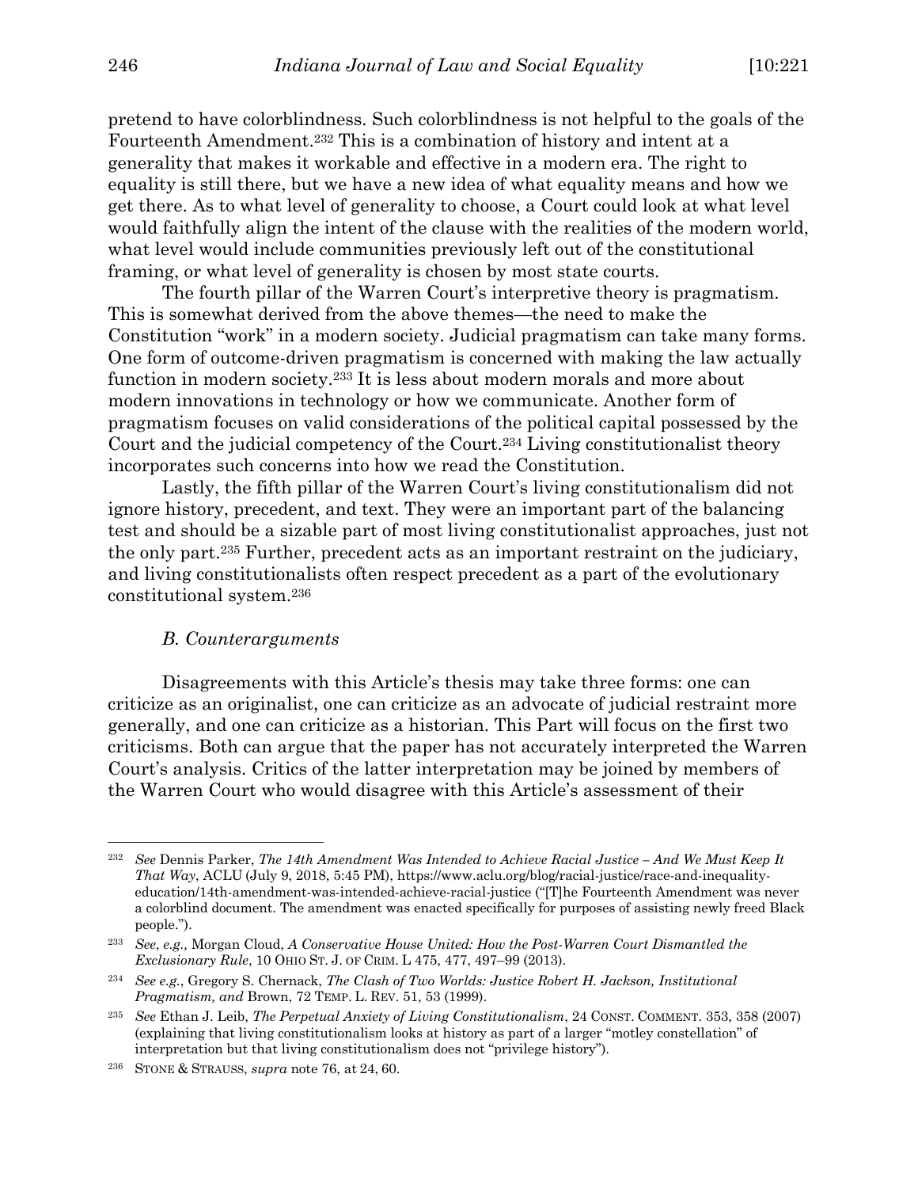pretend to have colorblindness. Such colorblindness is not helpful to the goals of the Fourteenth Amendment.[232] This is a combination of history and intent at a generality that makes it workable and effective in a modern era. The right to equality is still there, but we have a new idea of what equality means and how we get there. As to what level of generality to choose, a Court could look at what level would faithfully align the intent of the clause with the realities of the modern world, what level would include communities previously left out of the constitutional framing, or what level of generality is chosen by most state courts.

The fourth pillar of the Warren Court's interpretive theory is pragmatism. This is somewhat derived from the above themes—the need to make the Constitution "work" in a modern society. Judicial pragmatism can take many forms. One form of outcome-driven pragmatism is concerned with making the law actually function in modern society.[233] It is less about modern morals and more about modern innovations in technology or how we communicate. Another form of pragmatism focuses on valid considerations of the political capital possessed by the Court and the judicial competency of the Court.[234] Living constitutionalist theory incorporates such concerns into how we read the Constitution.

Lastly, the fifth pillar of the Warren Court's living constitutionalism did not ignore history, precedent, and text. They were an important part of the balancing test and should be a sizable part of most living constitutionalist approaches, just not the only part.[235] Further, precedent acts as an important restraint on the judiciary, and living constitutionalists often respect precedent as a part of the evolutionary constitutional system.[236]

### *B. Counterarguments*

Disagreements with this Article's thesis may take three forms: one can criticize as an originalist, one can criticize as an advocate of judicial restraint more generally, and one can criticize as a historian. This Part will focus on the first two criticisms. Both can argue that the paper has not accurately interpreted the Warren Court's analysis. Critics of the latter interpretation may be joined by members of the Warren Court who would disagree with this Article's assessment of their

---

[232] *See* Dennis Parker, *The 14th Amendment Was Intended to Achieve Racial Justice – And We Must Keep It That Way*, ACLU (July 9, 2018, 5:45 PM), https://www.aclu.org/blog/racial-justice/race-and-inequality-education/14th-amendment-was-intended-achieve-racial-justice ("[T]he Fourteenth Amendment was never a colorblind document. The amendment was enacted specifically for purposes of assisting newly freed Black people.").

[233] *See, e.g.,* Morgan Cloud, *A Conservative House United: How the Post-Warren Court Dismantled the Exclusionary Rule*, 10 OHIO ST. J. OF CRIM. L 475, 477, 497–99 (2013).

[234] *See e.g.*, Gregory S. Chernack, *The Clash of Two Worlds: Justice Robert H. Jackson, Institutional Pragmatism, and* Brown, 72 TEMP. L. REV. 51, 53 (1999).

[235] *See* Ethan J. Leib, *The Perpetual Anxiety of Living Constitutionalism*, 24 CONST. COMMENT. 353, 358 (2007) (explaining that living constitutionalism looks at history as part of a larger "motley constellation" of interpretation but that living constitutionalism does not "privilege history").

[236] STONE & STRAUSS, *supra* note 76, at 24, 60.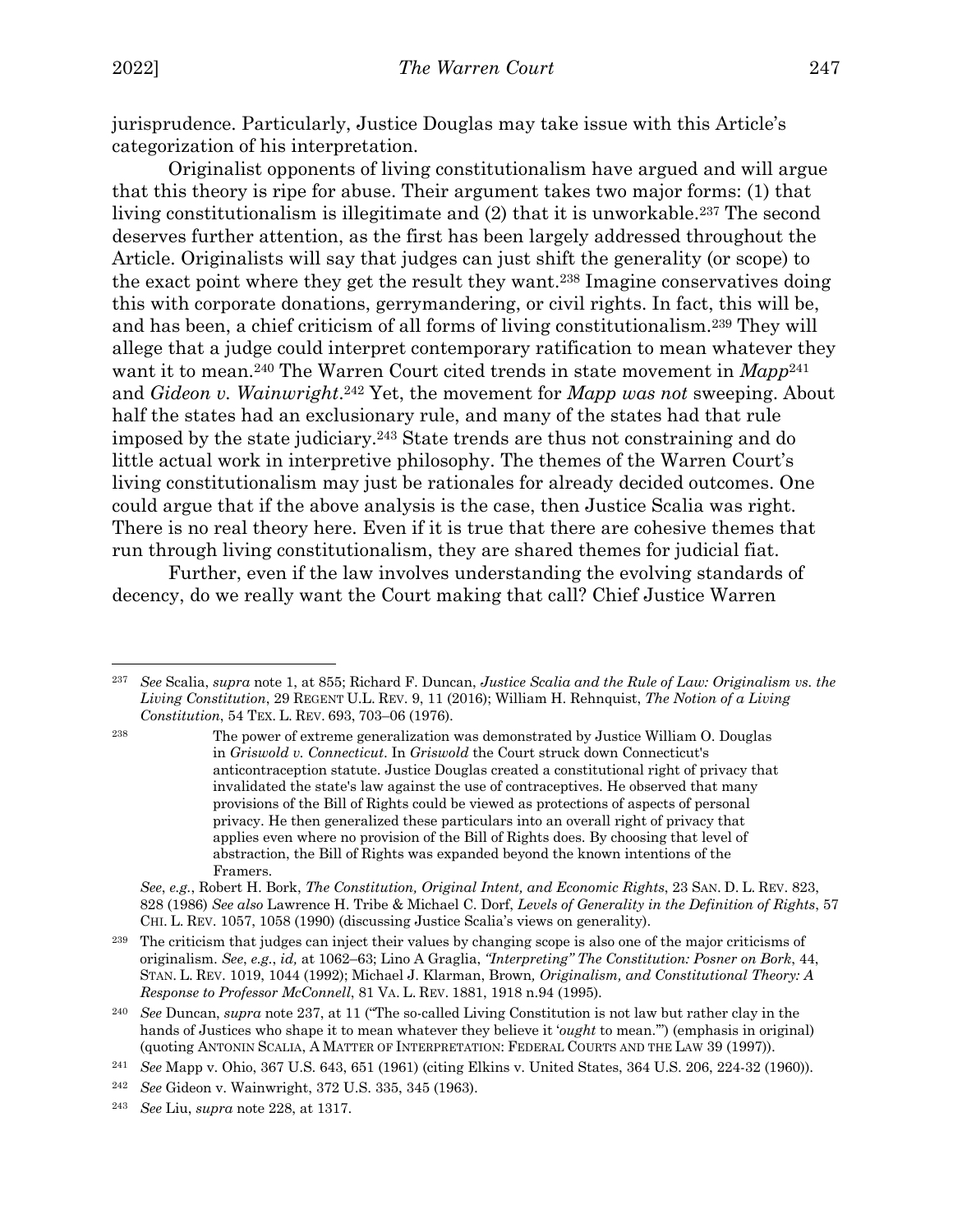jurisprudence. Particularly, Justice Douglas may take issue with this Article's categorization of his interpretation.

Originalist opponents of living constitutionalism have argued and will argue that this theory is ripe for abuse. Their argument takes two major forms: (1) that living constitutionalism is illegitimate and (2) that it is unworkable.[237] The second deserves further attention, as the first has been largely addressed throughout the Article. Originalists will say that judges can just shift the generality (or scope) to the exact point where they get the result they want.[238] Imagine conservatives doing this with corporate donations, gerrymandering, or civil rights. In fact, this will be, and has been, a chief criticism of all forms of living constitutionalism.[239] They will allege that a judge could interpret contemporary ratification to mean whatever they want it to mean.[240] The Warren Court cited trends in state movement in *Mapp*[241] and *Gideon v. Wainwright*.[242] Yet, the movement for *Mapp was not* sweeping. About half the states had an exclusionary rule, and many of the states had that rule imposed by the state judiciary.[243] State trends are thus not constraining and do little actual work in interpretive philosophy. The themes of the Warren Court's living constitutionalism may just be rationales for already decided outcomes. One could argue that if the above analysis is the case, then Justice Scalia was right. There is no real theory here. Even if it is true that there are cohesive themes that run through living constitutionalism, they are shared themes for judicial fiat.

Further, even if the law involves understanding the evolving standards of decency, do we really want the Court making that call? Chief Justice Warren

---

[237] *See* Scalia, *supra* note 1, at 855; Richard F. Duncan, *Justice Scalia and the Rule of Law: Originalism vs. the Living Constitution*, 29 REGENT U.L. REV. 9, 11 (2016); William H. Rehnquist, *The Notion of a Living Constitution*, 54 TEX. L. REV. 693, 703–06 (1976).

[238]

> The power of extreme generalization was demonstrated by Justice William O. Douglas in *Griswold v. Connecticut*. In *Griswold* the Court struck down Connecticut's anticontraception statute. Justice Douglas created a constitutional right of privacy that invalidated the state's law against the use of contraceptives. He observed that many provisions of the Bill of Rights could be viewed as protections of aspects of personal privacy. He then generalized these particulars into an overall right of privacy that applies even where no provision of the Bill of Rights does. By choosing that level of abstraction, the Bill of Rights was expanded beyond the known intentions of the Framers.

*See*, *e.g.*, Robert H. Bork, *The Constitution, Original Intent, and Economic Rights*, 23 SAN. D. L. REV. 823, 828 (1986) *See also* Lawrence H. Tribe & Michael C. Dorf, *Levels of Generality in the Definition of Rights*, 57 CHI. L. REV. 1057, 1058 (1990) (discussing Justice Scalia's views on generality).

[239] The criticism that judges can inject their values by changing scope is also one of the major criticisms of originalism. *See*, *e.g.*, *id,* at 1062–63; Lino A Graglia, *"Interpreting" The Constitution: Posner on Bork*, 44, STAN. L. REV. 1019, 1044 (1992); Michael J. Klarman, Brown*, Originalism, and Constitutional Theory: A Response to Professor McConnell*, 81 VA. L. REV. 1881, 1918 n.94 (1995).

[240] *See* Duncan, *supra* note 237, at 11 ("The so-called Living Constitution is not law but rather clay in the hands of Justices who shape it to mean whatever they believe it '*ought* to mean.'") (emphasis in original) (quoting ANTONIN SCALIA, A MATTER OF INTERPRETATION: FEDERAL COURTS AND THE LAW 39 (1997)).

[241] *See* Mapp v. Ohio, 367 U.S. 643, 651 (1961) (citing Elkins v. United States, 364 U.S. 206, 224-32 (1960)).

[242] *See* Gideon v. Wainwright, 372 U.S. 335, 345 (1963).

[243] *See* Liu, *supra* note 228, at 1317.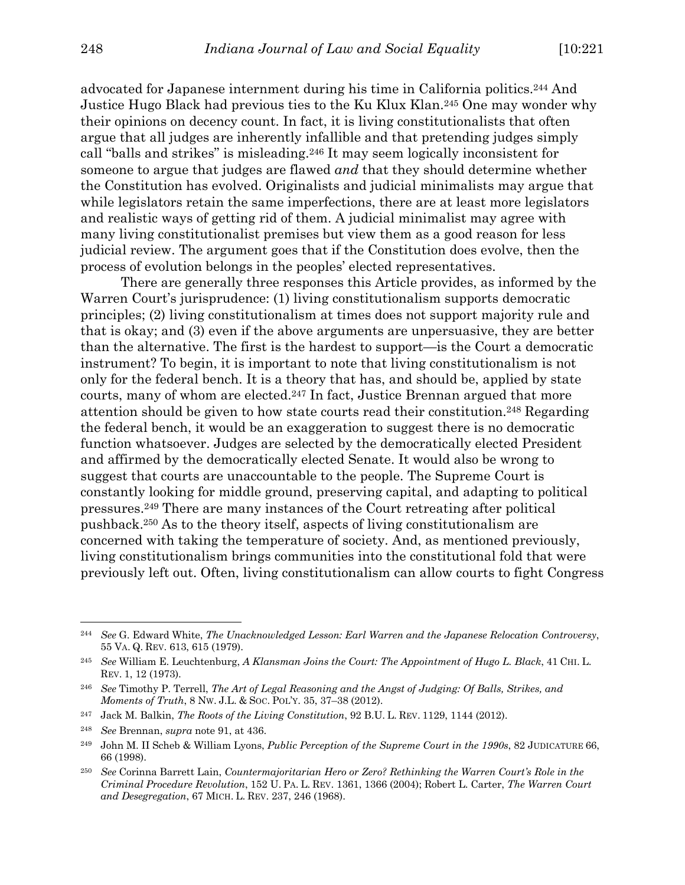advocated for Japanese internment during his time in California politics.[244] And Justice Hugo Black had previous ties to the Ku Klux Klan.[245] One may wonder why their opinions on decency count. In fact, it is living constitutionalists that often argue that all judges are inherently infallible and that pretending judges simply call "balls and strikes" is misleading.[246] It may seem logically inconsistent for someone to argue that judges are flawed *and* that they should determine whether the Constitution has evolved. Originalists and judicial minimalists may argue that while legislators retain the same imperfections, there are at least more legislators and realistic ways of getting rid of them. A judicial minimalist may agree with many living constitutionalist premises but view them as a good reason for less judicial review. The argument goes that if the Constitution does evolve, then the process of evolution belongs in the peoples' elected representatives.

There are generally three responses this Article provides, as informed by the Warren Court's jurisprudence: (1) living constitutionalism supports democratic principles; (2) living constitutionalism at times does not support majority rule and that is okay; and (3) even if the above arguments are unpersuasive, they are better than the alternative. The first is the hardest to support—is the Court a democratic instrument? To begin, it is important to note that living constitutionalism is not only for the federal bench. It is a theory that has, and should be, applied by state courts, many of whom are elected.[247] In fact, Justice Brennan argued that more attention should be given to how state courts read their constitution.[248] Regarding the federal bench, it would be an exaggeration to suggest there is no democratic function whatsoever. Judges are selected by the democratically elected President and affirmed by the democratically elected Senate. It would also be wrong to suggest that courts are unaccountable to the people. The Supreme Court is constantly looking for middle ground, preserving capital, and adapting to political pressures.[249] There are many instances of the Court retreating after political pushback.[250] As to the theory itself, aspects of living constitutionalism are concerned with taking the temperature of society. And, as mentioned previously, living constitutionalism brings communities into the constitutional fold that were previously left out. Often, living constitutionalism can allow courts to fight Congress

---

[244] *See* G. Edward White, *The Unacknowledged Lesson: Earl Warren and the Japanese Relocation Controversy*, 55 VA. Q. REV. 613, 615 (1979).

[245] *See* William E. Leuchtenburg, *A Klansman Joins the Court: The Appointment of Hugo L. Black*, 41 CHI. L. REV. 1, 12 (1973).

[246] *See* Timothy P. Terrell, *The Art of Legal Reasoning and the Angst of Judging: Of Balls, Strikes, and Moments of Truth*, 8 NW. J.L. & SOC. POL'Y. 35, 37–38 (2012).

[247] Jack M. Balkin, *The Roots of the Living Constitution*, 92 B.U. L. REV. 1129, 1144 (2012).

[248] *See* Brennan, *supra* note 91, at 436.

[249] John M. II Scheb & William Lyons, *Public Perception of the Supreme Court in the 1990s*, 82 JUDICATURE 66, 66 (1998).

[250] *See* Corinna Barrett Lain, *Countermajoritarian Hero or Zero? Rethinking the Warren Court's Role in the Criminal Procedure Revolution*, 152 U. PA. L. REV. 1361, 1366 (2004); Robert L. Carter, *The Warren Court and Desegregation*, 67 MICH. L. REV. 237, 246 (1968).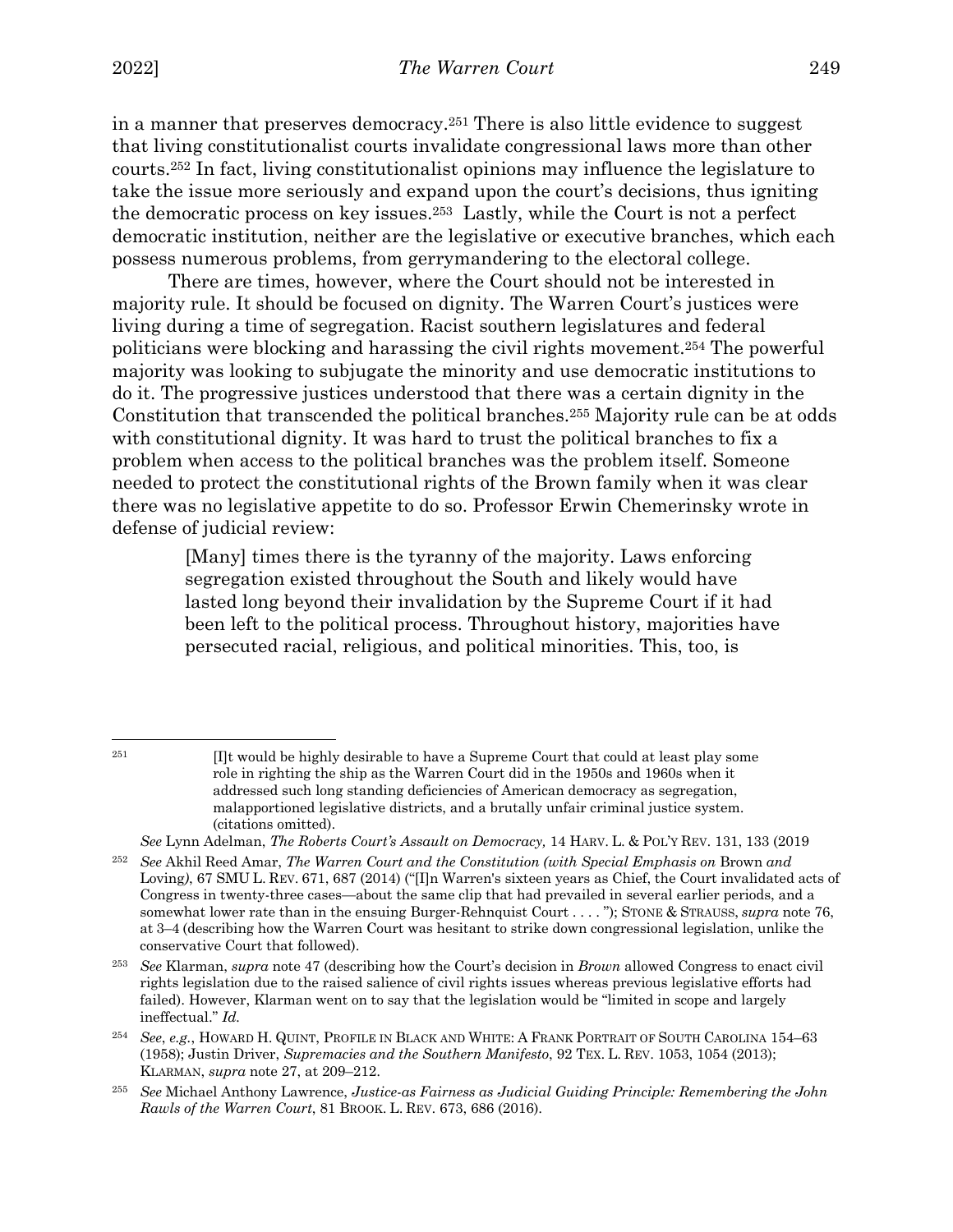in a manner that preserves democracy.[251] There is also little evidence to suggest that living constitutionalist courts invalidate congressional laws more than other courts.[252] In fact, living constitutionalist opinions may influence the legislature to take the issue more seriously and expand upon the court's decisions, thus igniting the democratic process on key issues.[253] Lastly, while the Court is not a perfect democratic institution, neither are the legislative or executive branches, which each possess numerous problems, from gerrymandering to the electoral college.

There are times, however, where the Court should not be interested in majority rule. It should be focused on dignity. The Warren Court's justices were living during a time of segregation. Racist southern legislatures and federal politicians were blocking and harassing the civil rights movement.[254] The powerful majority was looking to subjugate the minority and use democratic institutions to do it. The progressive justices understood that there was a certain dignity in the Constitution that transcended the political branches.[255] Majority rule can be at odds with constitutional dignity. It was hard to trust the political branches to fix a problem when access to the political branches was the problem itself. Someone needed to protect the constitutional rights of the Brown family when it was clear there was no legislative appetite to do so. Professor Erwin Chemerinsky wrote in defense of judicial review:

> [Many] times there is the tyranny of the majority. Laws enforcing segregation existed throughout the South and likely would have lasted long beyond their invalidation by the Supreme Court if it had been left to the political process. Throughout history, majorities have persecuted racial, religious, and political minorities. This, too, is

---

[251]
> [I]t would be highly desirable to have a Supreme Court that could at least play some role in righting the ship as the Warren Court did in the 1950s and 1960s when it addressed such long standing deficiencies of American democracy as segregation, malapportioned legislative districts, and a brutally unfair criminal justice system. (citations omitted).

*See* Lynn Adelman, *The Roberts Court's Assault on Democracy,* 14 HARV. L. & POL'Y REV. 131, 133 (2019

[252] *See* Akhil Reed Amar, *The Warren Court and the Constitution (with Special Emphasis on* Brown *and* Loving*)*, 67 SMU L. REV. 671, 687 (2014) ("[I]n Warren's sixteen years as Chief, the Court invalidated acts of Congress in twenty-three cases—about the same clip that had prevailed in several earlier periods, and a somewhat lower rate than in the ensuing Burger-Rehnquist Court . . . . "); STONE & STRAUSS, *supra* note 76, at 3–4 (describing how the Warren Court was hesitant to strike down congressional legislation, unlike the conservative Court that followed).

[253] *See* Klarman, *supra* note 47 (describing how the Court's decision in *Brown* allowed Congress to enact civil rights legislation due to the raised salience of civil rights issues whereas previous legislative efforts had failed). However, Klarman went on to say that the legislation would be "limited in scope and largely ineffectual." *Id.*

[254] *See, e.g.*, HOWARD H. QUINT, PROFILE IN BLACK AND WHITE: A FRANK PORTRAIT OF SOUTH CAROLINA 154–63 (1958); Justin Driver, *Supremacies and the Southern Manifesto*, 92 TEX. L. REV. 1053, 1054 (2013); KLARMAN, *supra* note 27, at 209–212.

[255] *See* Michael Anthony Lawrence, *Justice-as Fairness as Judicial Guiding Principle: Remembering the John Rawls of the Warren Court*, 81 BROOK. L. REV. 673, 686 (2016).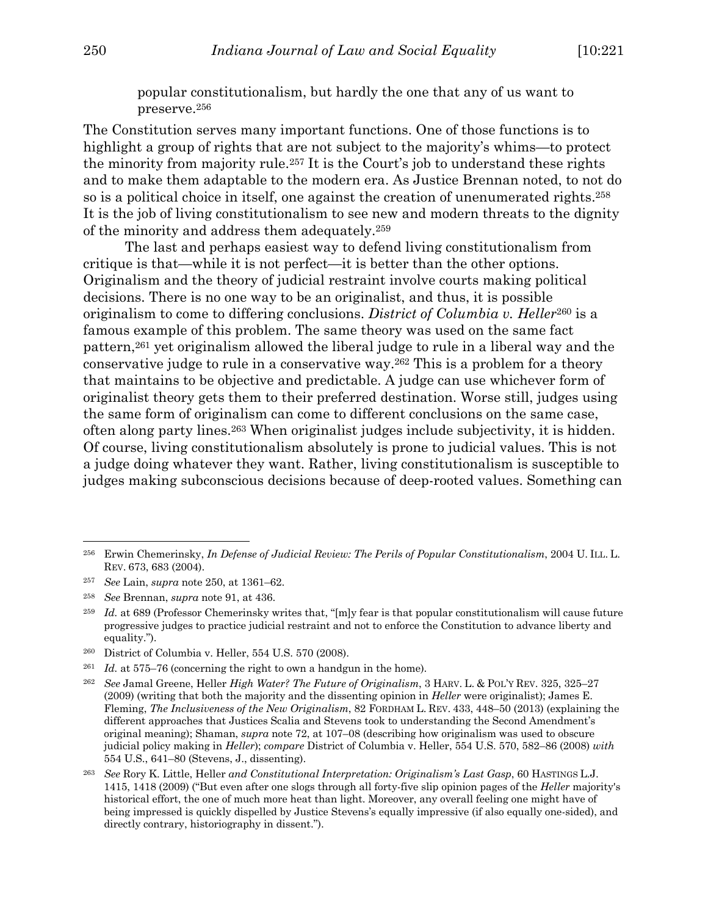> popular constitutionalism, but hardly the one that any of us want to preserve.[256]

The Constitution serves many important functions. One of those functions is to highlight a group of rights that are not subject to the majority's whims—to protect the minority from majority rule.[257] It is the Court's job to understand these rights and to make them adaptable to the modern era. As Justice Brennan noted, to not do so is a political choice in itself, one against the creation of unenumerated rights.[258] It is the job of living constitutionalism to see new and modern threats to the dignity of the minority and address them adequately.[259]

The last and perhaps easiest way to defend living constitutionalism from critique is that—while it is not perfect—it is better than the other options. Originalism and the theory of judicial restraint involve courts making political decisions. There is no one way to be an originalist, and thus, it is possible originalism to come to differing conclusions. *District of Columbia v. Heller*[260] is a famous example of this problem. The same theory was used on the same fact pattern,[261] yet originalism allowed the liberal judge to rule in a liberal way and the conservative judge to rule in a conservative way.[262] This is a problem for a theory that maintains to be objective and predictable. A judge can use whichever form of originalist theory gets them to their preferred destination. Worse still, judges using the same form of originalism can come to different conclusions on the same case, often along party lines.[263] When originalist judges include subjectivity, it is hidden. Of course, living constitutionalism absolutely is prone to judicial values. This is not a judge doing whatever they want. Rather, living constitutionalism is susceptible to judges making subconscious decisions because of deep-rooted values. Something can

---

[256] Erwin Chemerinsky, *In Defense of Judicial Review: The Perils of Popular Constitutionalism*, 2004 U. ILL. L. REV. 673, 683 (2004).

[257] *See* Lain, *supra* note 250, at 1361–62.

[258] *See* Brennan, *supra* note 91, at 436.

[259] *Id.* at 689 (Professor Chemerinsky writes that, "[m]y fear is that popular constitutionalism will cause future progressive judges to practice judicial restraint and not to enforce the Constitution to advance liberty and equality.").

[260] District of Columbia v. Heller, 554 U.S. 570 (2008).

[261] *Id.* at 575–76 (concerning the right to own a handgun in the home).

[262] *See* Jamal Greene, Heller *High Water? The Future of Originalism*, 3 HARV. L. & POL'Y REV. 325, 325–27 (2009) (writing that both the majority and the dissenting opinion in *Heller* were originalist); James E. Fleming, *The Inclusiveness of the New Originalism*, 82 FORDHAM L. REV. 433, 448–50 (2013) (explaining the different approaches that Justices Scalia and Stevens took to understanding the Second Amendment's original meaning); Shaman, *supra* note 72, at 107–08 (describing how originalism was used to obscure judicial policy making in *Heller*); *compare* District of Columbia v. Heller, 554 U.S. 570, 582–86 (2008) *with* 554 U.S., 641–80 (Stevens, J., dissenting).

[263] *See* Rory K. Little, Heller *and Constitutional Interpretation: Originalism's Last Gasp*, 60 HASTINGS L.J. 1415, 1418 (2009) ("But even after one slogs through all forty-five slip opinion pages of the *Heller* majority's historical effort, the one of much more heat than light. Moreover, any overall feeling one might have of being impressed is quickly dispelled by Justice Stevens's equally impressive (if also equally one-sided), and directly contrary, historiography in dissent.").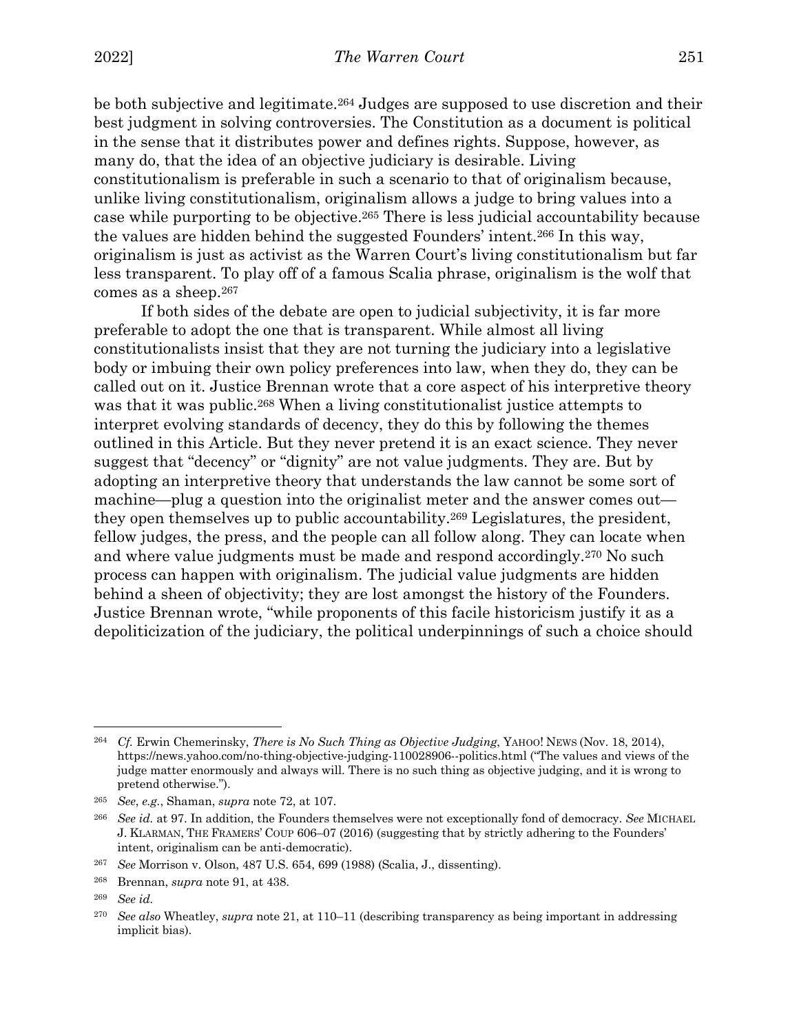be both subjective and legitimate.[264] Judges are supposed to use discretion and their best judgment in solving controversies. The Constitution as a document is political in the sense that it distributes power and defines rights. Suppose, however, as many do, that the idea of an objective judiciary is desirable. Living constitutionalism is preferable in such a scenario to that of originalism because, unlike living constitutionalism, originalism allows a judge to bring values into a case while purporting to be objective.[265] There is less judicial accountability because the values are hidden behind the suggested Founders' intent.[266] In this way, originalism is just as activist as the Warren Court's living constitutionalism but far less transparent. To play off of a famous Scalia phrase, originalism is the wolf that comes as a sheep.[267]

If both sides of the debate are open to judicial subjectivity, it is far more preferable to adopt the one that is transparent. While almost all living constitutionalists insist that they are not turning the judiciary into a legislative body or imbuing their own policy preferences into law, when they do, they can be called out on it. Justice Brennan wrote that a core aspect of his interpretive theory was that it was public.[268] When a living constitutionalist justice attempts to interpret evolving standards of decency, they do this by following the themes outlined in this Article. But they never pretend it is an exact science. They never suggest that "decency" or "dignity" are not value judgments. They are. But by adopting an interpretive theory that understands the law cannot be some sort of machine—plug a question into the originalist meter and the answer comes out—they open themselves up to public accountability.[269] Legislatures, the president, fellow judges, the press, and the people can all follow along. They can locate when and where value judgments must be made and respond accordingly.[270] No such process can happen with originalism. The judicial value judgments are hidden behind a sheen of objectivity; they are lost amongst the history of the Founders. Justice Brennan wrote, "while proponents of this facile historicism justify it as a depoliticization of the judiciary, the political underpinnings of such a choice should

---

[264] *Cf.* Erwin Chemerinsky, *There is No Such Thing as Objective Judging*, YAHOO! NEWS (Nov. 18, 2014), https://news.yahoo.com/no-thing-objective-judging-110028906--politics.html ("The values and views of the judge matter enormously and always will. There is no such thing as objective judging, and it is wrong to pretend otherwise.").

[265] *See*, *e.g.*, Shaman, *supra* note 72, at 107.

[266] *See id.* at 97. In addition, the Founders themselves were not exceptionally fond of democracy. *See* MICHAEL J. KLARMAN, THE FRAMERS' COUP 606–07 (2016) (suggesting that by strictly adhering to the Founders' intent, originalism can be anti-democratic).

[267] *See* Morrison v. Olson, 487 U.S. 654, 699 (1988) (Scalia, J., dissenting).

[268] Brennan, *supra* note 91, at 438.

[269] *See id.*

[270] *See also* Wheatley, *supra* note 21, at 110–11 (describing transparency as being important in addressing implicit bias).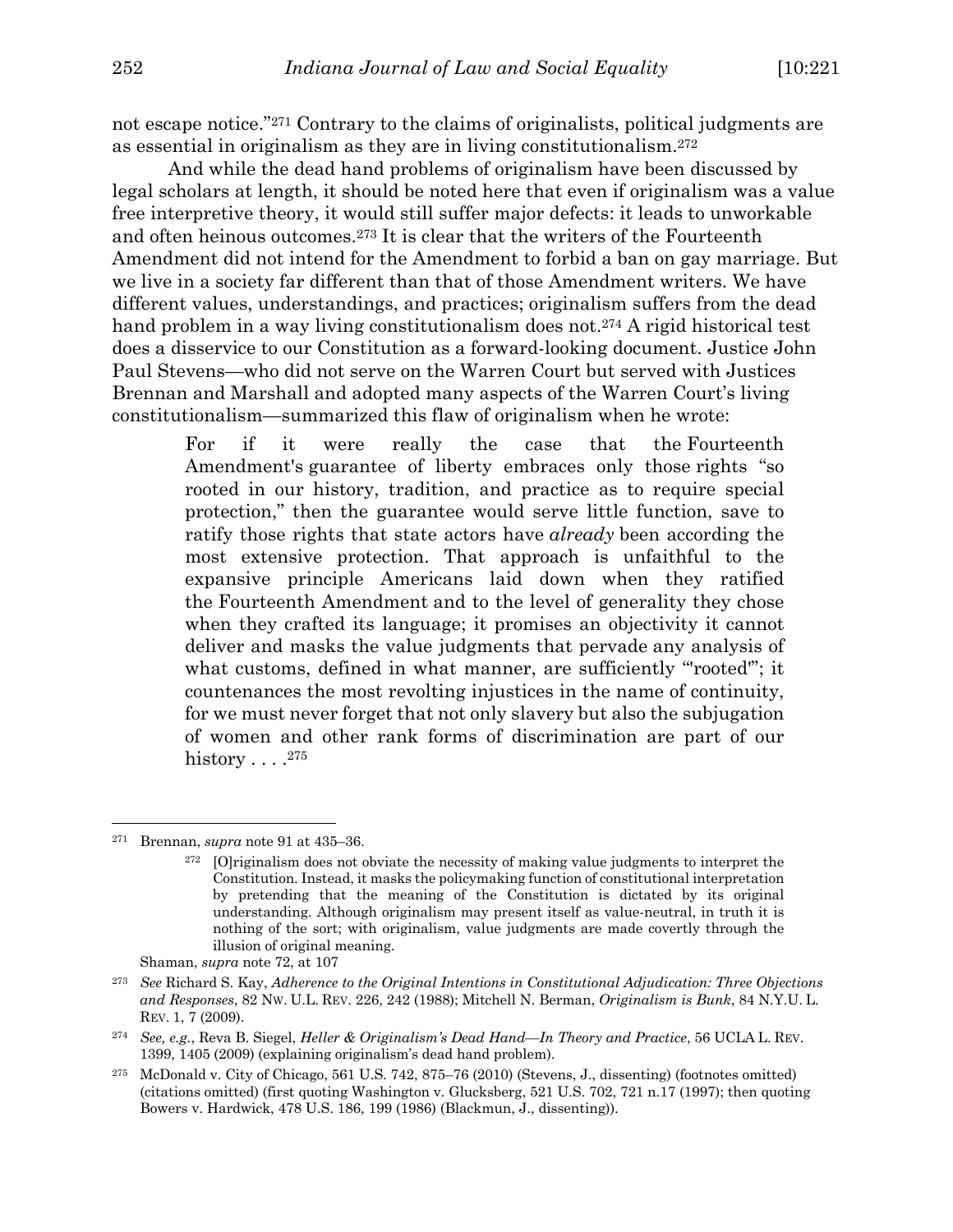not escape notice."[271] Contrary to the claims of originalists, political judgments are as essential in originalism as they are in living constitutionalism.[272]

And while the dead hand problems of originalism have been discussed by legal scholars at length, it should be noted here that even if originalism was a value free interpretive theory, it would still suffer major defects: it leads to unworkable and often heinous outcomes.[273] It is clear that the writers of the Fourteenth Amendment did not intend for the Amendment to forbid a ban on gay marriage. But we live in a society far different than that of those Amendment writers. We have different values, understandings, and practices; originalism suffers from the dead hand problem in a way living constitutionalism does not.[274] A rigid historical test does a disservice to our Constitution as a forward-looking document. Justice John Paul Stevens—who did not serve on the Warren Court but served with Justices Brennan and Marshall and adopted many aspects of the Warren Court's living constitutionalism—summarized this flaw of originalism when he wrote:

> For if it were really the case that the Fourteenth Amendment's guarantee of liberty embraces only those rights "so rooted in our history, tradition, and practice as to require special protection," then the guarantee would serve little function, save to ratify those rights that state actors have *already* been according the most extensive protection. That approach is unfaithful to the expansive principle Americans laid down when they ratified the Fourteenth Amendment and to the level of generality they chose when they crafted its language; it promises an objectivity it cannot deliver and masks the value judgments that pervade any analysis of what customs, defined in what manner, are sufficiently "'rooted'"; it countenances the most revolting injustices in the name of continuity, for we must never forget that not only slavery but also the subjugation of women and other rank forms of discrimination are part of our history . . . .[275]

---

[271] Brennan, *supra* note 91 at 435–36.

[272] [O]riginalism does not obviate the necessity of making value judgments to interpret the Constitution. Instead, it masks the policymaking function of constitutional interpretation by pretending that the meaning of the Constitution is dictated by its original understanding. Although originalism may present itself as value-neutral, in truth it is nothing of the sort; with originalism, value judgments are made covertly through the illusion of original meaning.

Shaman, *supra* note 72, at 107

[273] *See* Richard S. Kay, *Adherence to the Original Intentions in Constitutional Adjudication: Three Objections and Responses*, 82 NW. U.L. REV. 226, 242 (1988); Mitchell N. Berman, *Originalism is Bunk*, 84 N.Y.U. L. REV. 1, 7 (2009).

[274] *See, e.g.*, Reva B. Siegel, *Heller & Originalism's Dead Hand—In Theory and Practice*, 56 UCLA L. REV. 1399, 1405 (2009) (explaining originalism's dead hand problem).

[275] McDonald v. City of Chicago, 561 U.S. 742, 875–76 (2010) (Stevens, J., dissenting) (footnotes omitted) (citations omitted) (first quoting Washington v. Glucksberg, 521 U.S. 702, 721 n.17 (1997); then quoting Bowers v. Hardwick, 478 U.S. 186, 199 (1986) (Blackmun, J., dissenting)).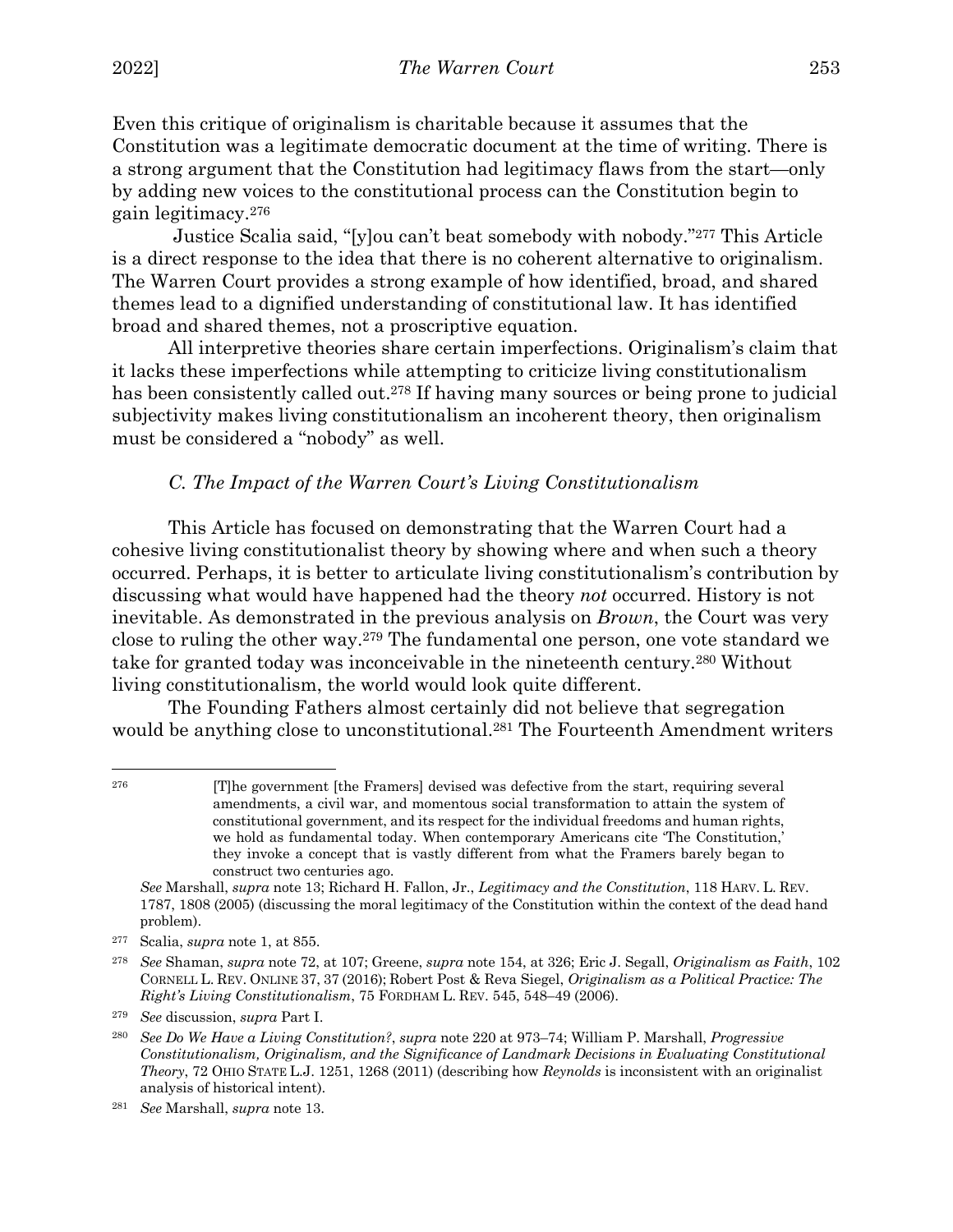Even this critique of originalism is charitable because it assumes that the Constitution was a legitimate democratic document at the time of writing. There is a strong argument that the Constitution had legitimacy flaws from the start—only by adding new voices to the constitutional process can the Constitution begin to gain legitimacy.[276]

Justice Scalia said, "[y]ou can't beat somebody with nobody."[277] This Article is a direct response to the idea that there is no coherent alternative to originalism. The Warren Court provides a strong example of how identified, broad, and shared themes lead to a dignified understanding of constitutional law. It has identified broad and shared themes, not a proscriptive equation.

All interpretive theories share certain imperfections. Originalism's claim that it lacks these imperfections while attempting to criticize living constitutionalism has been consistently called out.[278] If having many sources or being prone to judicial subjectivity makes living constitutionalism an incoherent theory, then originalism must be considered a "nobody" as well.

### *C. The Impact of the Warren Court's Living Constitutionalism*

This Article has focused on demonstrating that the Warren Court had a cohesive living constitutionalist theory by showing where and when such a theory occurred. Perhaps, it is better to articulate living constitutionalism's contribution by discussing what would have happened had the theory *not* occurred. History is not inevitable. As demonstrated in the previous analysis on *Brown*, the Court was very close to ruling the other way.[279] The fundamental one person, one vote standard we take for granted today was inconceivable in the nineteenth century.[280] Without living constitutionalism, the world would look quite different.

The Founding Fathers almost certainly did not believe that segregation would be anything close to unconstitutional.[281] The Fourteenth Amendment writers

---

[276] > [T]he government [the Framers] devised was defective from the start, requiring several amendments, a civil war, and momentous social transformation to attain the system of constitutional government, and its respect for the individual freedoms and human rights, we hold as fundamental today. When contemporary Americans cite 'The Constitution,' they invoke a concept that is vastly different from what the Framers barely began to construct two centuries ago.

*See* Marshall, *supra* note 13; Richard H. Fallon, Jr., *Legitimacy and the Constitution*, 118 HARV. L. REV. 1787, 1808 (2005) (discussing the moral legitimacy of the Constitution within the context of the dead hand problem).

[277] Scalia, *supra* note 1, at 855.

[278] *See* Shaman, *supra* note 72, at 107; Greene, *supra* note 154, at 326; Eric J. Segall, *Originalism as Faith*, 102 CORNELL L. REV. ONLINE 37, 37 (2016); Robert Post & Reva Siegel, *Originalism as a Political Practice: The Right's Living Constitutionalism*, 75 FORDHAM L. REV. 545, 548–49 (2006).

[279] *See* discussion, *supra* Part I.

[280] *See Do We Have a Living Constitution?*, *supra* note 220 at 973–74; William P. Marshall, *Progressive Constitutionalism, Originalism, and the Significance of Landmark Decisions in Evaluating Constitutional Theory*, 72 OHIO STATE L.J. 1251, 1268 (2011) (describing how *Reynolds* is inconsistent with an originalist analysis of historical intent).

[281] *See* Marshall, *supra* note 13.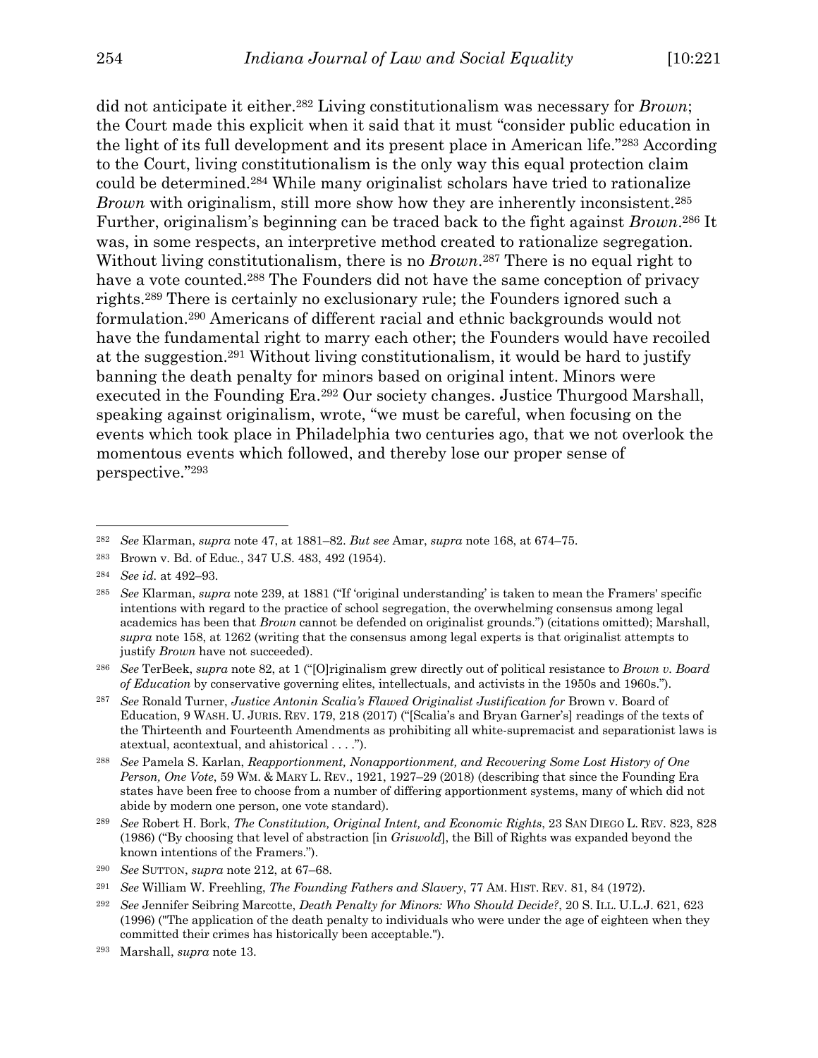did not anticipate it either.[282] Living constitutionalism was necessary for *Brown*; the Court made this explicit when it said that it must "consider public education in the light of its full development and its present place in American life."[283] According to the Court, living constitutionalism is the only way this equal protection claim could be determined.[284] While many originalist scholars have tried to rationalize *Brown* with originalism, still more show how they are inherently inconsistent.[285] Further, originalism's beginning can be traced back to the fight against *Brown*.[286] It was, in some respects, an interpretive method created to rationalize segregation. Without living constitutionalism, there is no *Brown*.[287] There is no equal right to have a vote counted.[288] The Founders did not have the same conception of privacy rights.[289] There is certainly no exclusionary rule; the Founders ignored such a formulation.[290] Americans of different racial and ethnic backgrounds would not have the fundamental right to marry each other; the Founders would have recoiled at the suggestion.[291] Without living constitutionalism, it would be hard to justify banning the death penalty for minors based on original intent. Minors were executed in the Founding Era.[292] Our society changes. Justice Thurgood Marshall, speaking against originalism, wrote, "we must be careful, when focusing on the events which took place in Philadelphia two centuries ago, that we not overlook the momentous events which followed, and thereby lose our proper sense of perspective."[293]

---

[282] *See* Klarman, *supra* note 47, at 1881–82. *But see* Amar, *supra* note 168, at 674–75.

[283] Brown v. Bd. of Educ., 347 U.S. 483, 492 (1954).

[284] *See id.* at 492–93.

[285] *See* Klarman, *supra* note 239, at 1881 ("If 'original understanding' is taken to mean the Framers' specific intentions with regard to the practice of school segregation, the overwhelming consensus among legal academics has been that *Brown* cannot be defended on originalist grounds.") (citations omitted); Marshall, *supra* note 158, at 1262 (writing that the consensus among legal experts is that originalist attempts to justify *Brown* have not succeeded).

[286] *See* TerBeek, *supra* note 82, at 1 ("[O]riginalism grew directly out of political resistance to *Brown v. Board of Education* by conservative governing elites, intellectuals, and activists in the 1950s and 1960s.").

[287] *See* Ronald Turner, *Justice Antonin Scalia's Flawed Originalist Justification for* Brown v. Board of Education, 9 WASH. U. JURIS. REV. 179, 218 (2017) ("[Scalia's and Bryan Garner's] readings of the texts of the Thirteenth and Fourteenth Amendments as prohibiting all white-supremacist and separationist laws is atextual, acontextual, and ahistorical . . . .").

[288] *See* Pamela S. Karlan, *Reapportionment, Nonapportionment, and Recovering Some Lost History of One Person, One Vote*, 59 WM. & MARY L. REV., 1921, 1927–29 (2018) (describing that since the Founding Era states have been free to choose from a number of differing apportionment systems, many of which did not abide by modern one person, one vote standard).

[289] *See* Robert H. Bork, *The Constitution, Original Intent, and Economic Rights*, 23 SAN DIEGO L. REV. 823, 828 (1986) ("By choosing that level of abstraction [in *Griswold*], the Bill of Rights was expanded beyond the known intentions of the Framers.").

[290] *See* SUTTON, *supra* note 212, at 67–68.

[291] *See* William W. Freehling, *The Founding Fathers and Slavery*, 77 AM. HIST. REV. 81, 84 (1972).

[292] *See* Jennifer Seibring Marcotte, *Death Penalty for Minors: Who Should Decide?*, 20 S. ILL. U.L.J. 621, 623 (1996) ("The application of the death penalty to individuals who were under the age of eighteen when they committed their crimes has historically been acceptable.").

[293] Marshall, *supra* note 13.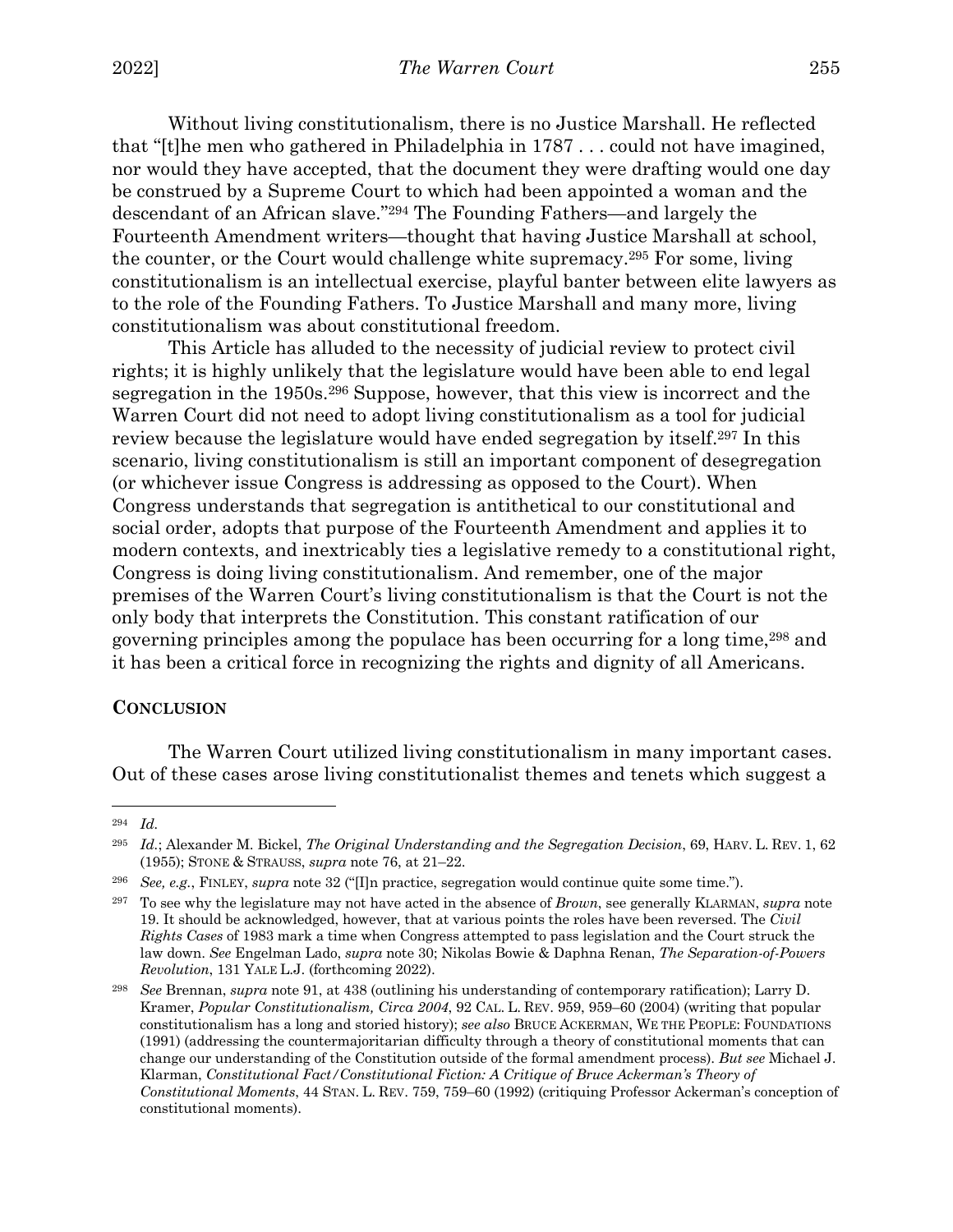Without living constitutionalism, there is no Justice Marshall. He reflected that "[t]he men who gathered in Philadelphia in 1787 . . . could not have imagined, nor would they have accepted, that the document they were drafting would one day be construed by a Supreme Court to which had been appointed a woman and the descendant of an African slave."[294] The Founding Fathers—and largely the Fourteenth Amendment writers—thought that having Justice Marshall at school, the counter, or the Court would challenge white supremacy.[295] For some, living constitutionalism is an intellectual exercise, playful banter between elite lawyers as to the role of the Founding Fathers. To Justice Marshall and many more, living constitutionalism was about constitutional freedom.

This Article has alluded to the necessity of judicial review to protect civil rights; it is highly unlikely that the legislature would have been able to end legal segregation in the 1950s.[296] Suppose, however, that this view is incorrect and the Warren Court did not need to adopt living constitutionalism as a tool for judicial review because the legislature would have ended segregation by itself.[297] In this scenario, living constitutionalism is still an important component of desegregation (or whichever issue Congress is addressing as opposed to the Court). When Congress understands that segregation is antithetical to our constitutional and social order, adopts that purpose of the Fourteenth Amendment and applies it to modern contexts, and inextricably ties a legislative remedy to a constitutional right, Congress is doing living constitutionalism. And remember, one of the major premises of the Warren Court's living constitutionalism is that the Court is not the only body that interprets the Constitution. This constant ratification of our governing principles among the populace has been occurring for a long time,[298] and it has been a critical force in recognizing the rights and dignity of all Americans.

## CONCLUSION

The Warren Court utilized living constitutionalism in many important cases. Out of these cases arose living constitutionalist themes and tenets which suggest a

---

[294] *Id.*

[295] *Id.*; Alexander M. Bickel, *The Original Understanding and the Segregation Decision*, 69, HARV. L. REV. 1, 62 (1955); STONE & STRAUSS, *supra* note 76, at 21–22.

[296] *See, e.g.*, FINLEY, *supra* note 32 ("[I]n practice, segregation would continue quite some time.").

[297] To see why the legislature may not have acted in the absence of *Brown*, see generally KLARMAN, *supra* note 19. It should be acknowledged, however, that at various points the roles have been reversed. The *Civil Rights Cases* of 1983 mark a time when Congress attempted to pass legislation and the Court struck the law down. *See* Engelman Lado, *supra* note 30; Nikolas Bowie & Daphna Renan, *The Separation-of-Powers Revolution*, 131 YALE L.J. (forthcoming 2022).

[298] *See* Brennan, *supra* note 91, at 438 (outlining his understanding of contemporary ratification); Larry D. Kramer, *Popular Constitutionalism, Circa 2004*, 92 CAL. L. REV. 959, 959–60 (2004) (writing that popular constitutionalism has a long and storied history); *see also* BRUCE ACKERMAN, WE THE PEOPLE: FOUNDATIONS (1991) (addressing the countermajoritarian difficulty through a theory of constitutional moments that can change our understanding of the Constitution outside of the formal amendment process). *But see* Michael J. Klarman, *Constitutional Fact/Constitutional Fiction: A Critique of Bruce Ackerman's Theory of Constitutional Moments*, 44 STAN. L. REV. 759, 759–60 (1992) (critiquing Professor Ackerman's conception of constitutional moments).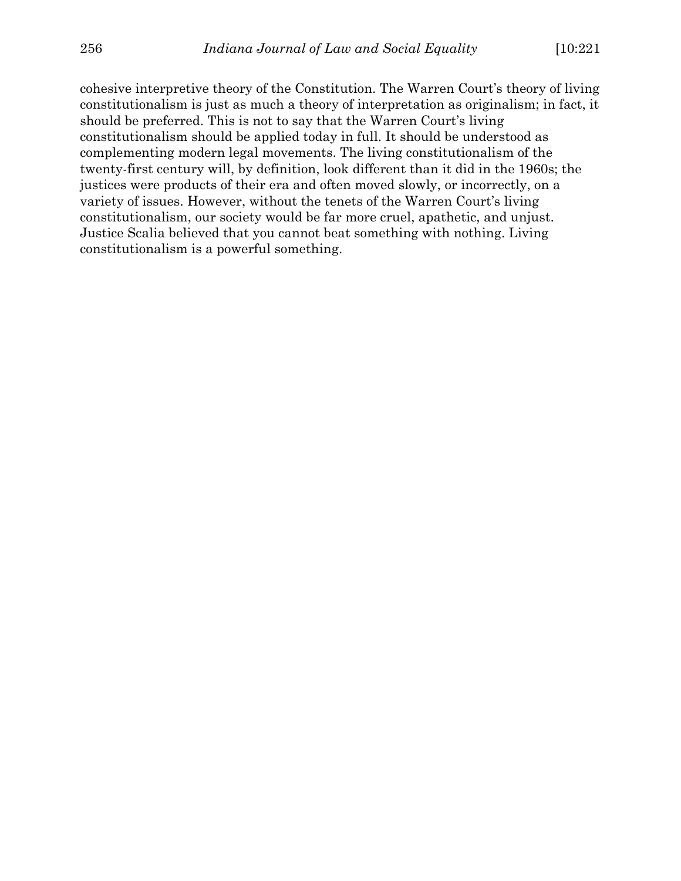cohesive interpretive theory of the Constitution. The Warren Court's theory of living constitutionalism is just as much a theory of interpretation as originalism; in fact, it should be preferred. This is not to say that the Warren Court's living constitutionalism should be applied today in full. It should be understood as complementing modern legal movements. The living constitutionalism of the twenty-first century will, by definition, look different than it did in the 1960s; the justices were products of their era and often moved slowly, or incorrectly, on a variety of issues. However, without the tenets of the Warren Court's living constitutionalism, our society would be far more cruel, apathetic, and unjust. Justice Scalia believed that you cannot beat something with nothing. Living constitutionalism is a powerful something.